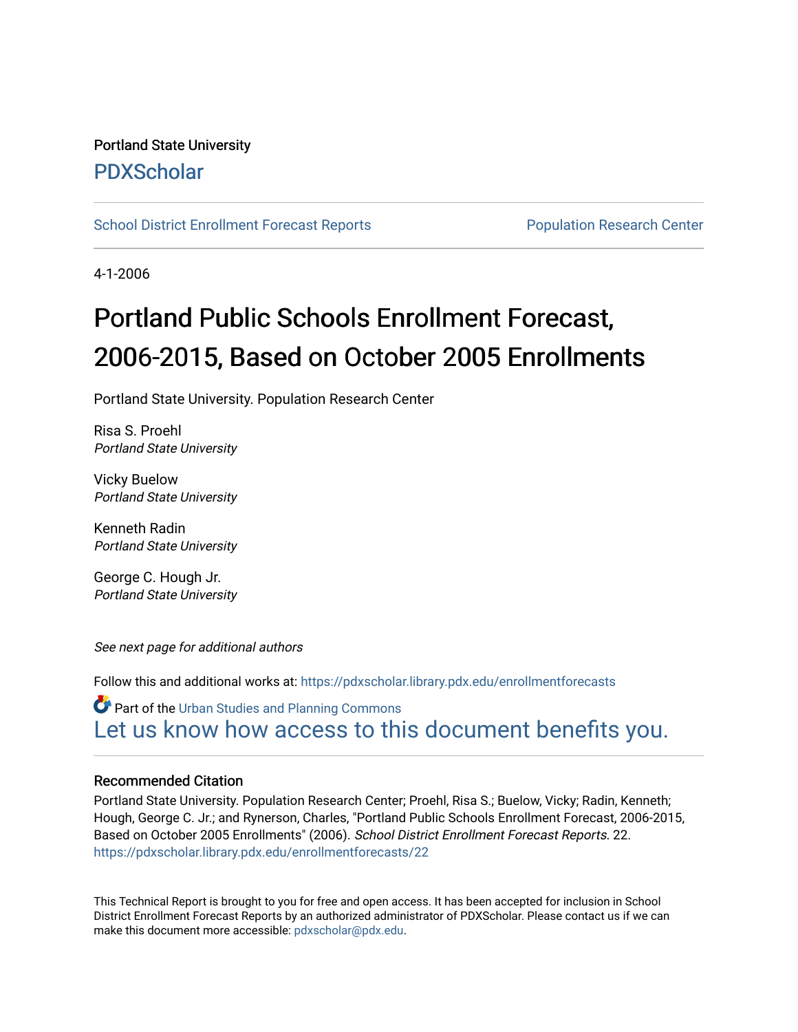Portland State University

PDXScholar

School District Enrollment Forecast Reports

Population Research Center

4-1-2006

# Portland Public Schools Enrollment Forecast, 2006-2015, Based on October 2005 Enrollments

Portland State University. Population Research Center

Risa S. Proehl
*Portland State University*

Vicky Buelow
*Portland State University*

Kenneth Radin
*Portland State University*

George C. Hough Jr.
*Portland State University*

*See next page for additional authors*

Follow this and additional works at: https://pdxscholar.library.pdx.edu/enrollmentforecasts

Part of the Urban Studies and Planning Commons

Let us know how access to this document benefits you.

### Recommended Citation

Portland State University. Population Research Center; Proehl, Risa S.; Buelow, Vicky; Radin, Kenneth; Hough, George C. Jr.; and Rynerson, Charles, "Portland Public Schools Enrollment Forecast, 2006-2015, Based on October 2005 Enrollments" (2006). *School District Enrollment Forecast Reports.* 22.
https://pdxscholar.library.pdx.edu/enrollmentforecasts/22

This Technical Report is brought to you for free and open access. It has been accepted for inclusion in School District Enrollment Forecast Reports by an authorized administrator of PDXScholar. Please contact us if we can make this document more accessible: pdxscholar@pdx.edu.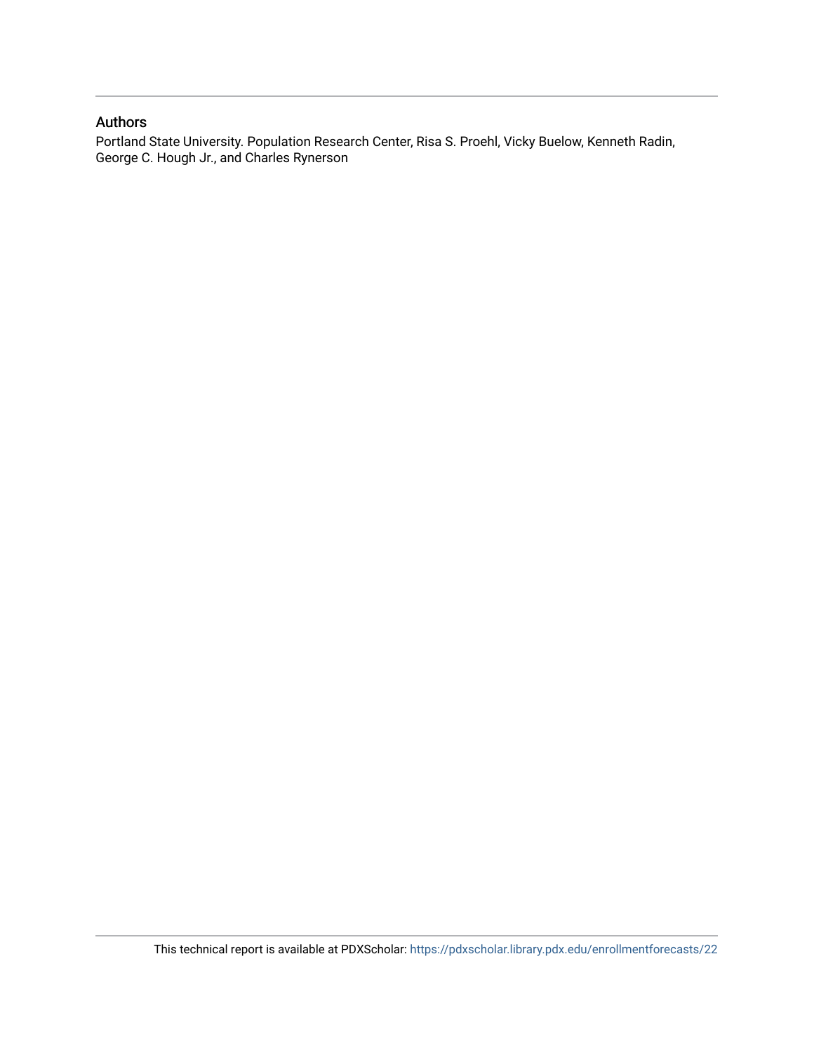## Authors

Portland State University. Population Research Center, Risa S. Proehl, Vicky Buelow, Kenneth Radin, George C. Hough Jr., and Charles Rynerson

This technical report is available at PDXScholar: https://pdxscholar.library.pdx.edu/enrollmentforecasts/22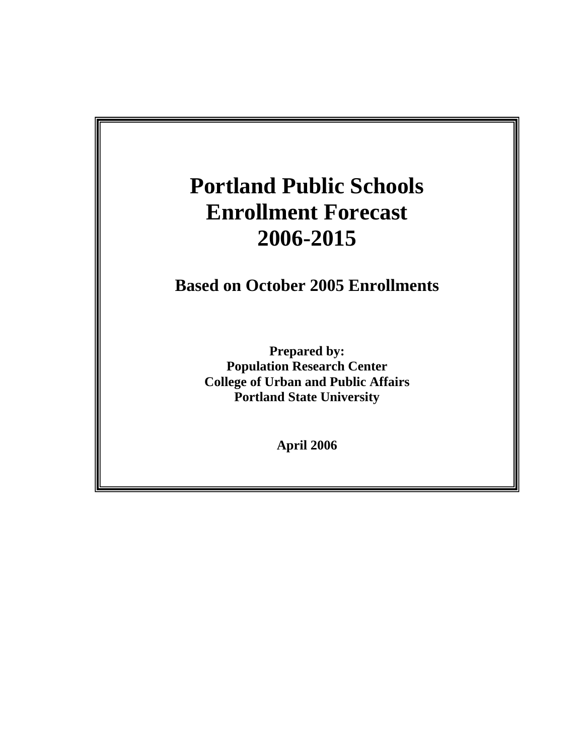# Portland Public Schools Enrollment Forecast 2006-2015

## Based on October 2005 Enrollments

**Prepared by:**
**Population Research Center**
**College of Urban and Public Affairs**
**Portland State University**

**April 2006**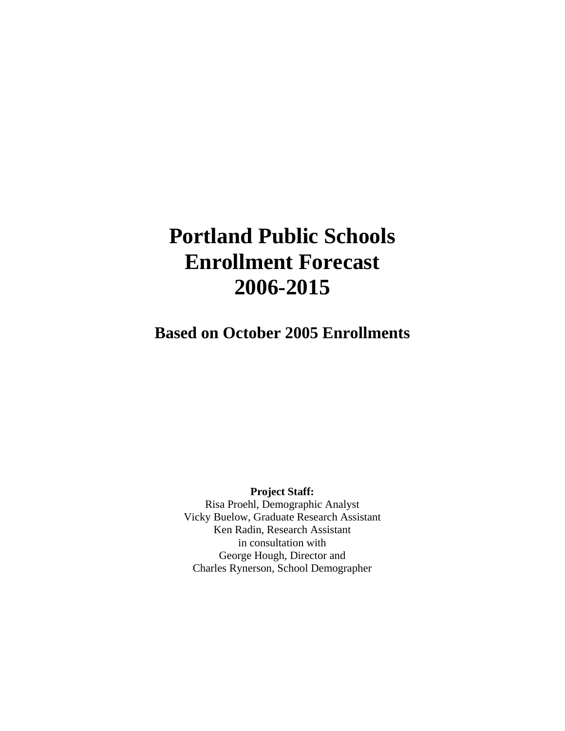# Portland Public Schools Enrollment Forecast 2006-2015

## Based on October 2005 Enrollments

**Project Staff:**
Risa Proehl, Demographic Analyst
Vicky Buelow, Graduate Research Assistant
Ken Radin, Research Assistant
in consultation with
George Hough, Director and
Charles Rynerson, School Demographer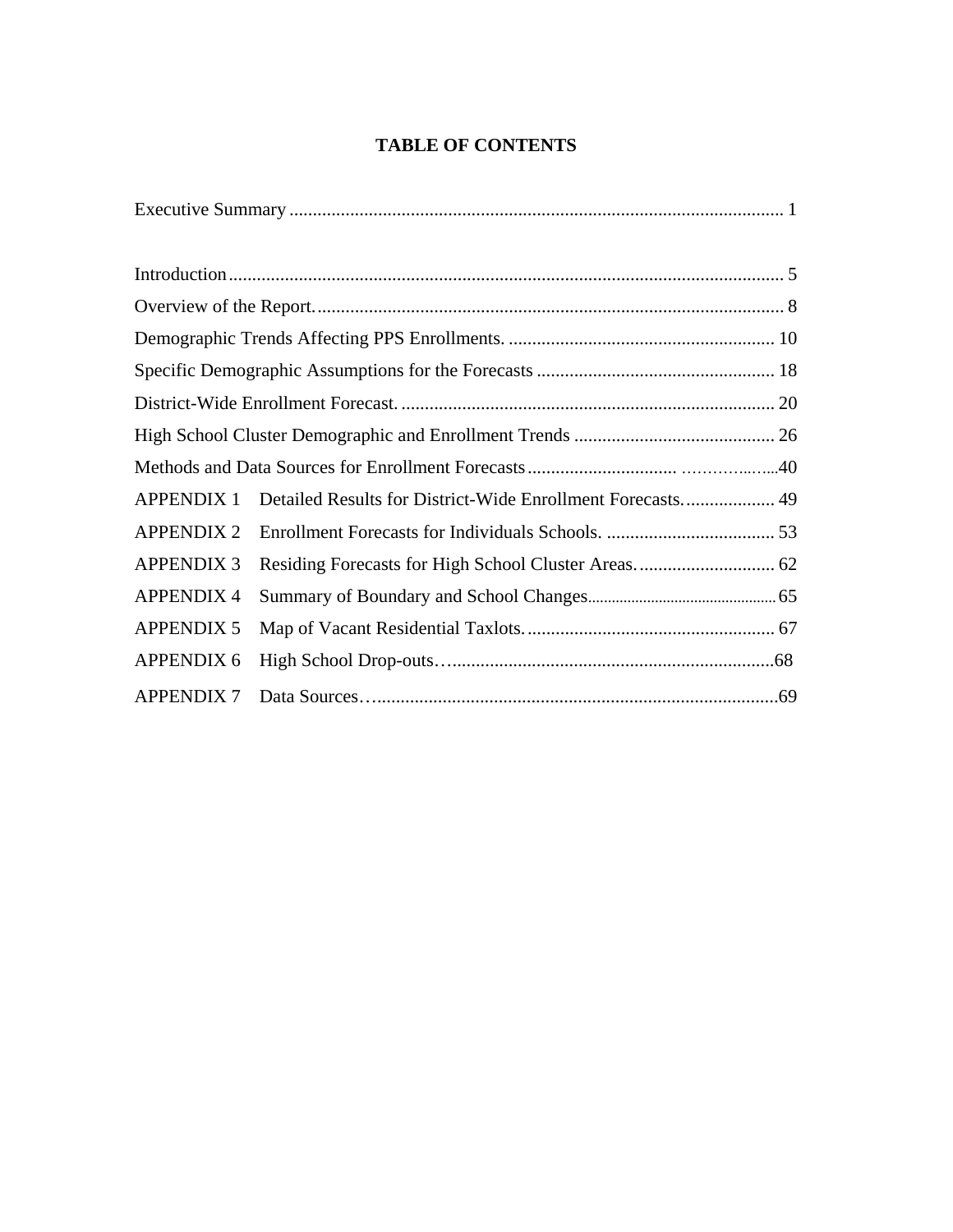# TABLE OF CONTENTS

Executive Summary .......................................................................................................... 1

Introduction....................................................................................................................... 5

Overview of the Report..................................................................................................... 8

Demographic Trends Affecting PPS Enrollments. .......................................................... 10

Specific Demographic Assumptions for the Forecasts ................................................... 18

District-Wide Enrollment Forecast. ................................................................................. 20

High School Cluster Demographic and Enrollment Trends ............................................ 26

Methods and Data Sources for Enrollment Forecasts................................ …………...….40

APPENDIX 1 Detailed Results for District-Wide Enrollment Forecasts.................... 49

APPENDIX 2 Enrollment Forecasts for Individuals Schools. .................................... 53

APPENDIX 3 Residing Forecasts for High School Cluster Areas.............................. 62

APPENDIX 4 Summary of Boundary and School Changes................................................ 65

APPENDIX 5 Map of Vacant Residential Taxlots...................................................... 67

APPENDIX 6 High School Drop-outs….....................................................................68

APPENDIX 7 Data Sources…......................................................................................69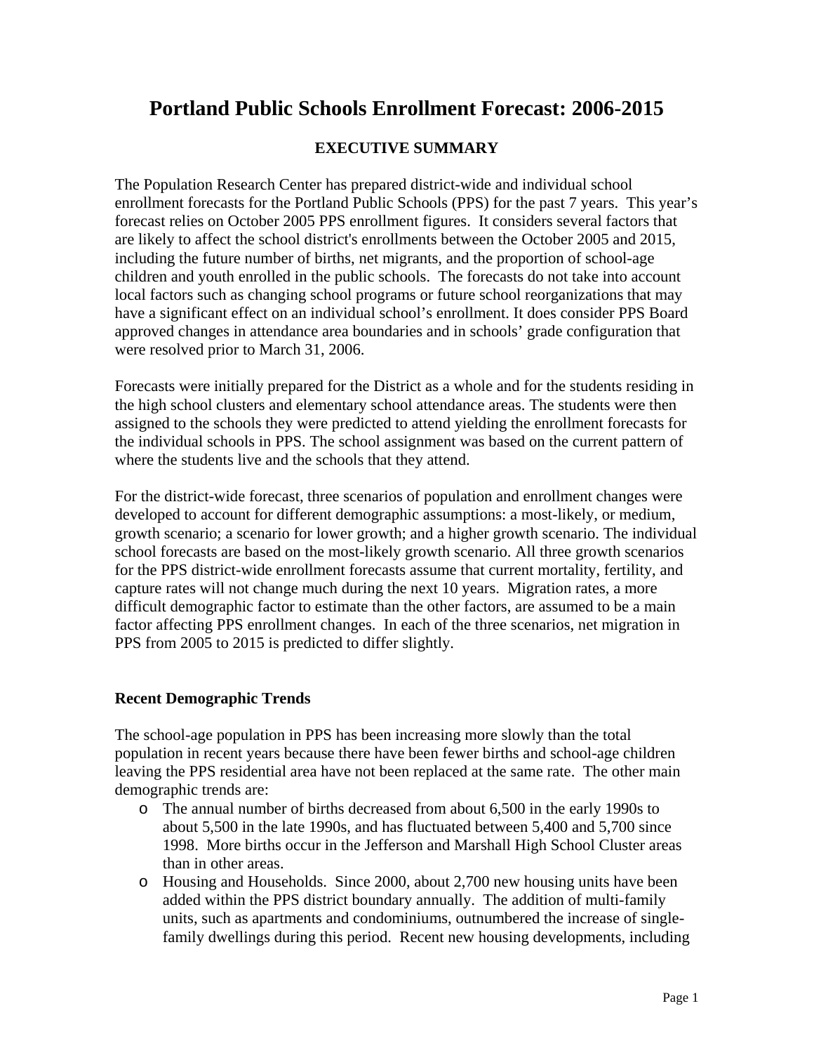# Portland Public Schools Enrollment Forecast: 2006-2015

## EXECUTIVE SUMMARY

The Population Research Center has prepared district-wide and individual school enrollment forecasts for the Portland Public Schools (PPS) for the past 7 years. This year's forecast relies on October 2005 PPS enrollment figures. It considers several factors that are likely to affect the school district's enrollments between the October 2005 and 2015, including the future number of births, net migrants, and the proportion of school-age children and youth enrolled in the public schools. The forecasts do not take into account local factors such as changing school programs or future school reorganizations that may have a significant effect on an individual school's enrollment. It does consider PPS Board approved changes in attendance area boundaries and in schools' grade configuration that were resolved prior to March 31, 2006.

Forecasts were initially prepared for the District as a whole and for the students residing in the high school clusters and elementary school attendance areas. The students were then assigned to the schools they were predicted to attend yielding the enrollment forecasts for the individual schools in PPS. The school assignment was based on the current pattern of where the students live and the schools that they attend.

For the district-wide forecast, three scenarios of population and enrollment changes were developed to account for different demographic assumptions: a most-likely, or medium, growth scenario; a scenario for lower growth; and a higher growth scenario. The individual school forecasts are based on the most-likely growth scenario. All three growth scenarios for the PPS district-wide enrollment forecasts assume that current mortality, fertility, and capture rates will not change much during the next 10 years. Migration rates, a more difficult demographic factor to estimate than the other factors, are assumed to be a main factor affecting PPS enrollment changes. In each of the three scenarios, net migration in PPS from 2005 to 2015 is predicted to differ slightly.

### Recent Demographic Trends

The school-age population in PPS has been increasing more slowly than the total population in recent years because there have been fewer births and school-age children leaving the PPS residential area have not been replaced at the same rate. The other main demographic trends are:

- The annual number of births decreased from about 6,500 in the early 1990s to about 5,500 in the late 1990s, and has fluctuated between 5,400 and 5,700 since 1998. More births occur in the Jefferson and Marshall High School Cluster areas than in other areas.
- Housing and Households. Since 2000, about 2,700 new housing units have been added within the PPS district boundary annually. The addition of multi-family units, such as apartments and condominiums, outnumbered the increase of single-family dwellings during this period. Recent new housing developments, including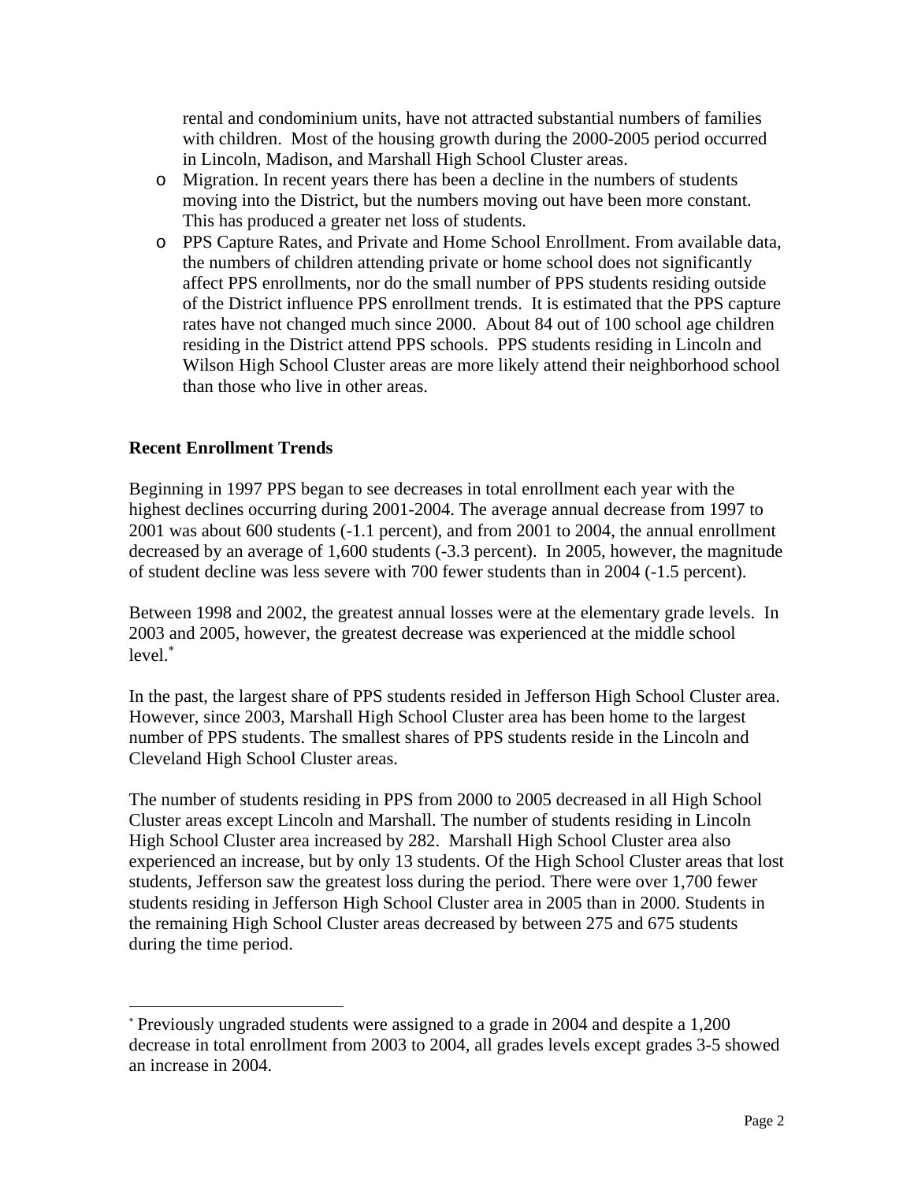rental and condominium units, have not attracted substantial numbers of families with children. Most of the housing growth during the 2000-2005 period occurred in Lincoln, Madison, and Marshall High School Cluster areas.

- Migration. In recent years there has been a decline in the numbers of students moving into the District, but the numbers moving out have been more constant. This has produced a greater net loss of students.
- PPS Capture Rates, and Private and Home School Enrollment. From available data, the numbers of children attending private or home school does not significantly affect PPS enrollments, nor do the small number of PPS students residing outside of the District influence PPS enrollment trends. It is estimated that the PPS capture rates have not changed much since 2000. About 84 out of 100 school age children residing in the District attend PPS schools. PPS students residing in Lincoln and Wilson High School Cluster areas are more likely attend their neighborhood school than those who live in other areas.

**Recent Enrollment Trends**

Beginning in 1997 PPS began to see decreases in total enrollment each year with the highest declines occurring during 2001-2004. The average annual decrease from 1997 to 2001 was about 600 students (-1.1 percent), and from 2001 to 2004, the annual enrollment decreased by an average of 1,600 students (-3.3 percent). In 2005, however, the magnitude of student decline was less severe with 700 fewer students than in 2004 (-1.5 percent).

Between 1998 and 2002, the greatest annual losses were at the elementary grade levels. In 2003 and 2005, however, the greatest decrease was experienced at the middle school level.[*]

In the past, the largest share of PPS students resided in Jefferson High School Cluster area. However, since 2003, Marshall High School Cluster area has been home to the largest number of PPS students. The smallest shares of PPS students reside in the Lincoln and Cleveland High School Cluster areas.

The number of students residing in PPS from 2000 to 2005 decreased in all High School Cluster areas except Lincoln and Marshall. The number of students residing in Lincoln High School Cluster area increased by 282. Marshall High School Cluster area also experienced an increase, but by only 13 students. Of the High School Cluster areas that lost students, Jefferson saw the greatest loss during the period. There were over 1,700 fewer students residing in Jefferson High School Cluster area in 2005 than in 2000. Students in the remaining High School Cluster areas decreased by between 275 and 675 students during the time period.

---

[*] Previously ungraded students were assigned to a grade in 2004 and despite a 1,200 decrease in total enrollment from 2003 to 2004, all grades levels except grades 3-5 showed an increase in 2004.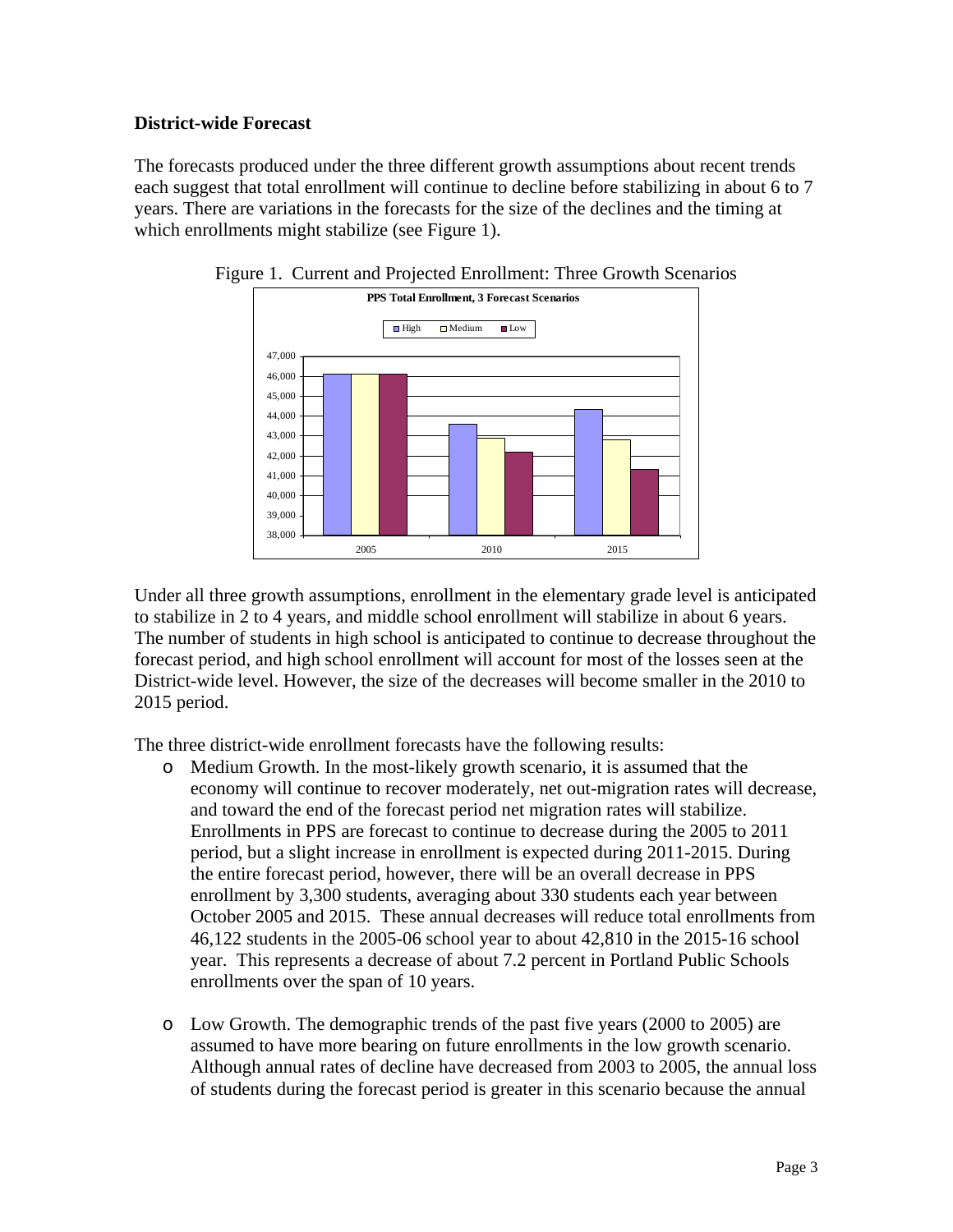**District-wide Forecast**

The forecasts produced under the three different growth assumptions about recent trends each suggest that total enrollment will continue to decline before stabilizing in about 6 to 7 years. There are variations in the forecasts for the size of the declines and the timing at which enrollments might stabilize (see Figure 1).

Figure 1. Current and Projected Enrollment: Three Growth Scenarios

Under all three growth assumptions, enrollment in the elementary grade level is anticipated to stabilize in 2 to 4 years, and middle school enrollment will stabilize in about 6 years. The number of students in high school is anticipated to continue to decrease throughout the forecast period, and high school enrollment will account for most of the losses seen at the District-wide level. However, the size of the decreases will become smaller in the 2010 to 2015 period.

The three district-wide enrollment forecasts have the following results:

- Medium Growth. In the most-likely growth scenario, it is assumed that the economy will continue to recover moderately, net out-migration rates will decrease, and toward the end of the forecast period net migration rates will stabilize. Enrollments in PPS are forecast to continue to decrease during the 2005 to 2011 period, but a slight increase in enrollment is expected during 2011-2015. During the entire forecast period, however, there will be an overall decrease in PPS enrollment by 3,300 students, averaging about 330 students each year between October 2005 and 2015. These annual decreases will reduce total enrollments from 46,122 students in the 2005-06 school year to about 42,810 in the 2015-16 school year. This represents a decrease of about 7.2 percent in Portland Public Schools enrollments over the span of 10 years.

- Low Growth. The demographic trends of the past five years (2000 to 2005) are assumed to have more bearing on future enrollments in the low growth scenario. Although annual rates of decline have decreased from 2003 to 2005, the annual loss of students during the forecast period is greater in this scenario because the annual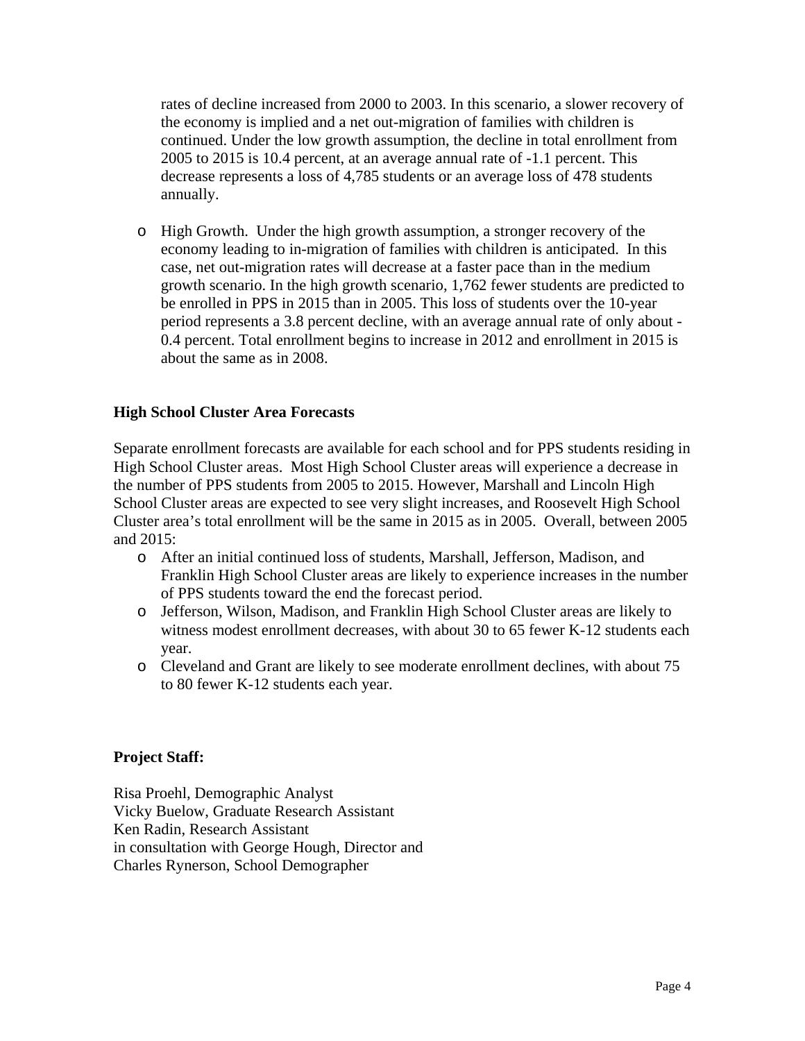rates of decline increased from 2000 to 2003. In this scenario, a slower recovery of the economy is implied and a net out-migration of families with children is continued. Under the low growth assumption, the decline in total enrollment from 2005 to 2015 is 10.4 percent, at an average annual rate of -1.1 percent. This decrease represents a loss of 4,785 students or an average loss of 478 students annually.

- High Growth. Under the high growth assumption, a stronger recovery of the economy leading to in-migration of families with children is anticipated. In this case, net out-migration rates will decrease at a faster pace than in the medium growth scenario. In the high growth scenario, 1,762 fewer students are predicted to be enrolled in PPS in 2015 than in 2005. This loss of students over the 10-year period represents a 3.8 percent decline, with an average annual rate of only about -0.4 percent. Total enrollment begins to increase in 2012 and enrollment in 2015 is about the same as in 2008.

**High School Cluster Area Forecasts**

Separate enrollment forecasts are available for each school and for PPS students residing in High School Cluster areas. Most High School Cluster areas will experience a decrease in the number of PPS students from 2005 to 2015. However, Marshall and Lincoln High School Cluster areas are expected to see very slight increases, and Roosevelt High School Cluster area's total enrollment will be the same in 2015 as in 2005. Overall, between 2005 and 2015:

- After an initial continued loss of students, Marshall, Jefferson, Madison, and Franklin High School Cluster areas are likely to experience increases in the number of PPS students toward the end the forecast period.
- Jefferson, Wilson, Madison, and Franklin High School Cluster areas are likely to witness modest enrollment decreases, with about 30 to 65 fewer K-12 students each year.
- Cleveland and Grant are likely to see moderate enrollment declines, with about 75 to 80 fewer K-12 students each year.

**Project Staff:**

Risa Proehl, Demographic Analyst
Vicky Buelow, Graduate Research Assistant
Ken Radin, Research Assistant
in consultation with George Hough, Director and
Charles Rynerson, School Demographer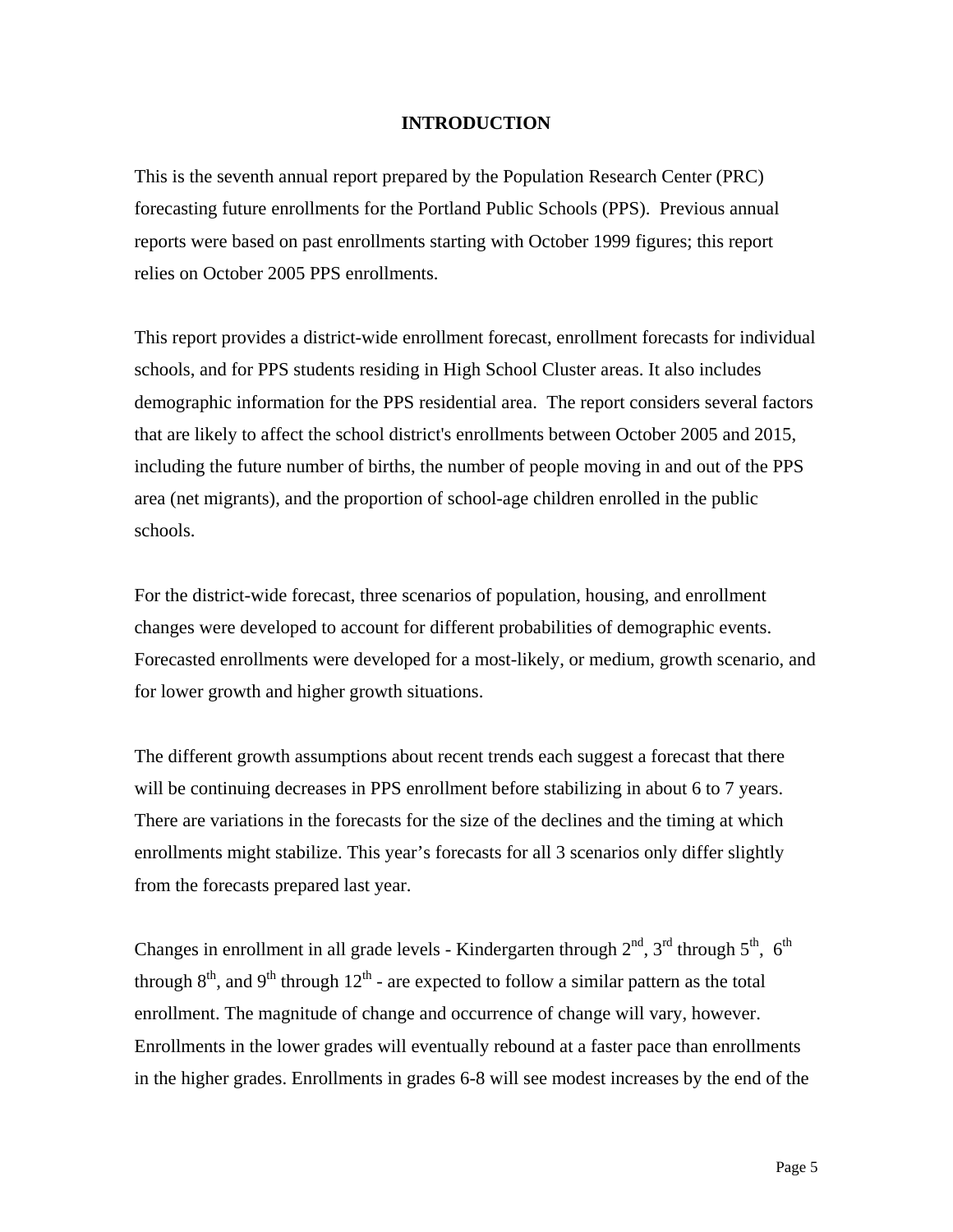# INTRODUCTION

This is the seventh annual report prepared by the Population Research Center (PRC) forecasting future enrollments for the Portland Public Schools (PPS). Previous annual reports were based on past enrollments starting with October 1999 figures; this report relies on October 2005 PPS enrollments.

This report provides a district-wide enrollment forecast, enrollment forecasts for individual schools, and for PPS students residing in High School Cluster areas. It also includes demographic information for the PPS residential area. The report considers several factors that are likely to affect the school district's enrollments between October 2005 and 2015, including the future number of births, the number of people moving in and out of the PPS area (net migrants), and the proportion of school-age children enrolled in the public schools.

For the district-wide forecast, three scenarios of population, housing, and enrollment changes were developed to account for different probabilities of demographic events. Forecasted enrollments were developed for a most-likely, or medium, growth scenario, and for lower growth and higher growth situations.

The different growth assumptions about recent trends each suggest a forecast that there will be continuing decreases in PPS enrollment before stabilizing in about 6 to 7 years. There are variations in the forecasts for the size of the declines and the timing at which enrollments might stabilize. This year's forecasts for all 3 scenarios only differ slightly from the forecasts prepared last year.

Changes in enrollment in all grade levels - Kindergarten through 2nd, 3rd through 5th, 6th through 8th, and 9th through 12th - are expected to follow a similar pattern as the total enrollment. The magnitude of change and occurrence of change will vary, however. Enrollments in the lower grades will eventually rebound at a faster pace than enrollments in the higher grades. Enrollments in grades 6-8 will see modest increases by the end of the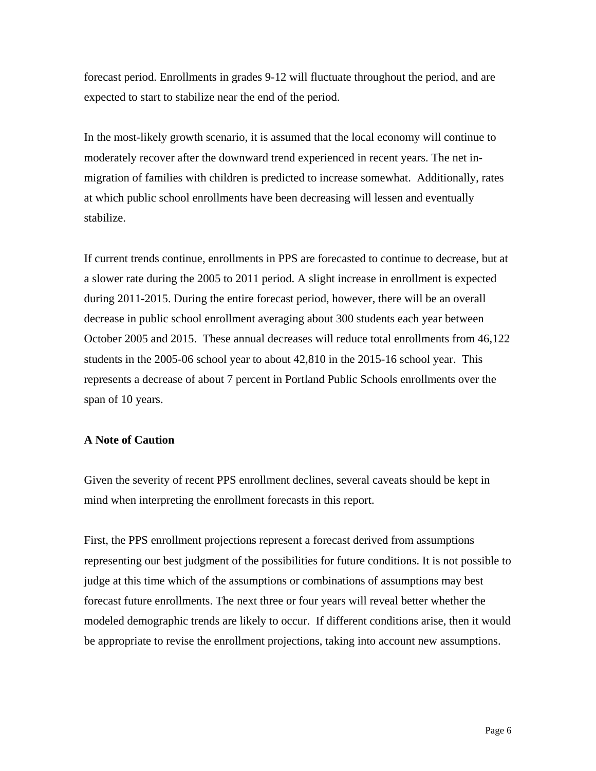forecast period. Enrollments in grades 9-12 will fluctuate throughout the period, and are expected to start to stabilize near the end of the period.

In the most-likely growth scenario, it is assumed that the local economy will continue to moderately recover after the downward trend experienced in recent years. The net in-migration of families with children is predicted to increase somewhat. Additionally, rates at which public school enrollments have been decreasing will lessen and eventually stabilize.

If current trends continue, enrollments in PPS are forecasted to continue to decrease, but at a slower rate during the 2005 to 2011 period. A slight increase in enrollment is expected during 2011-2015. During the entire forecast period, however, there will be an overall decrease in public school enrollment averaging about 300 students each year between October 2005 and 2015. These annual decreases will reduce total enrollments from 46,122 students in the 2005-06 school year to about 42,810 in the 2015-16 school year. This represents a decrease of about 7 percent in Portland Public Schools enrollments over the span of 10 years.

**A Note of Caution**

Given the severity of recent PPS enrollment declines, several caveats should be kept in mind when interpreting the enrollment forecasts in this report.

First, the PPS enrollment projections represent a forecast derived from assumptions representing our best judgment of the possibilities for future conditions. It is not possible to judge at this time which of the assumptions or combinations of assumptions may best forecast future enrollments. The next three or four years will reveal better whether the modeled demographic trends are likely to occur. If different conditions arise, then it would be appropriate to revise the enrollment projections, taking into account new assumptions.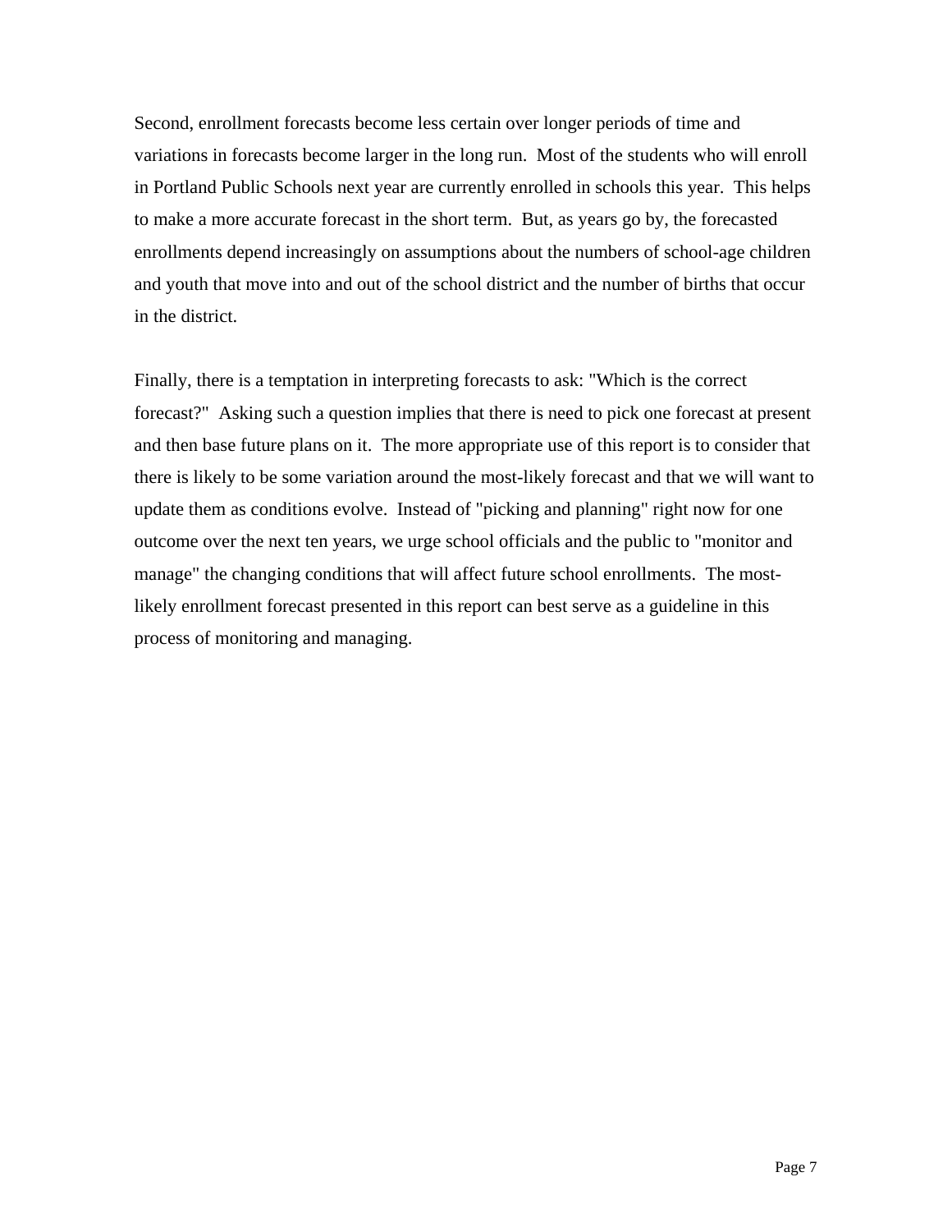Second, enrollment forecasts become less certain over longer periods of time and variations in forecasts become larger in the long run. Most of the students who will enroll in Portland Public Schools next year are currently enrolled in schools this year. This helps to make a more accurate forecast in the short term. But, as years go by, the forecasted enrollments depend increasingly on assumptions about the numbers of school-age children and youth that move into and out of the school district and the number of births that occur in the district.

Finally, there is a temptation in interpreting forecasts to ask: "Which is the correct forecast?" Asking such a question implies that there is need to pick one forecast at present and then base future plans on it. The more appropriate use of this report is to consider that there is likely to be some variation around the most-likely forecast and that we will want to update them as conditions evolve. Instead of "picking and planning" right now for one outcome over the next ten years, we urge school officials and the public to "monitor and manage" the changing conditions that will affect future school enrollments. The most-likely enrollment forecast presented in this report can best serve as a guideline in this process of monitoring and managing.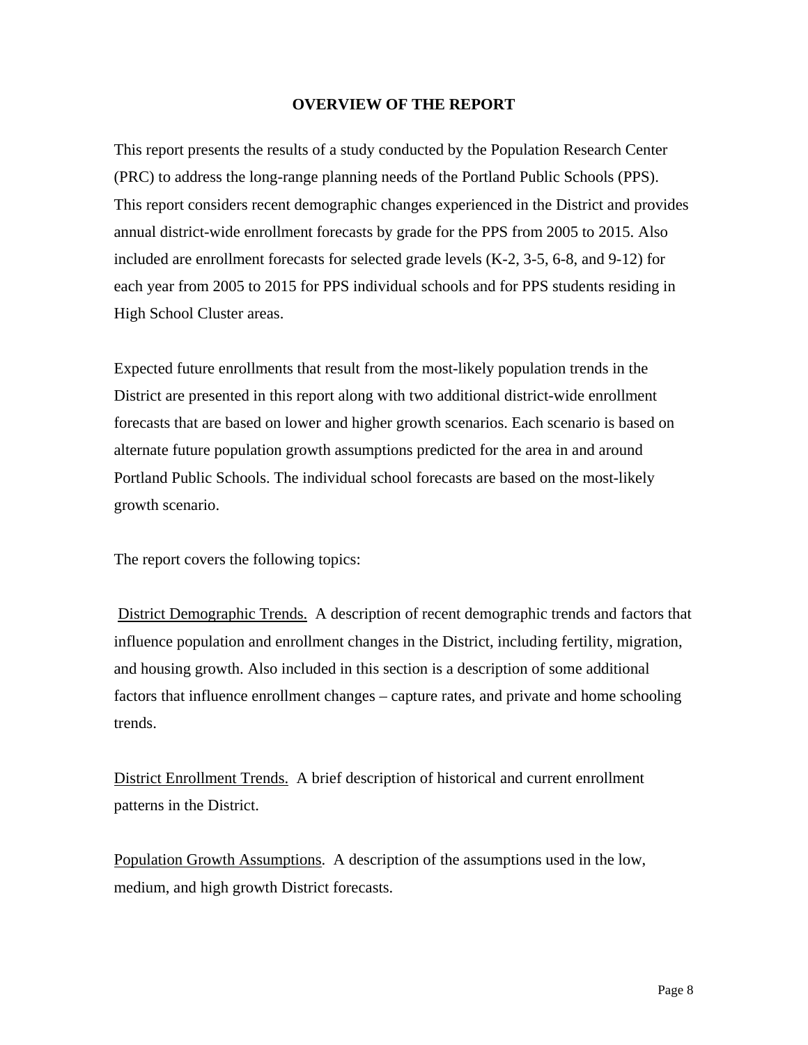# OVERVIEW OF THE REPORT

This report presents the results of a study conducted by the Population Research Center (PRC) to address the long-range planning needs of the Portland Public Schools (PPS). This report considers recent demographic changes experienced in the District and provides annual district-wide enrollment forecasts by grade for the PPS from 2005 to 2015. Also included are enrollment forecasts for selected grade levels (K-2, 3-5, 6-8, and 9-12) for each year from 2005 to 2015 for PPS individual schools and for PPS students residing in High School Cluster areas.

Expected future enrollments that result from the most-likely population trends in the District are presented in this report along with two additional district-wide enrollment forecasts that are based on lower and higher growth scenarios. Each scenario is based on alternate future population growth assumptions predicted for the area in and around Portland Public Schools. The individual school forecasts are based on the most-likely growth scenario.

The report covers the following topics:

<u>District Demographic Trends.</u> A description of recent demographic trends and factors that influence population and enrollment changes in the District, including fertility, migration, and housing growth. Also included in this section is a description of some additional factors that influence enrollment changes – capture rates, and private and home schooling trends.

<u>District Enrollment Trends.</u> A brief description of historical and current enrollment patterns in the District.

<u>Population Growth Assumptions</u>. A description of the assumptions used in the low, medium, and high growth District forecasts.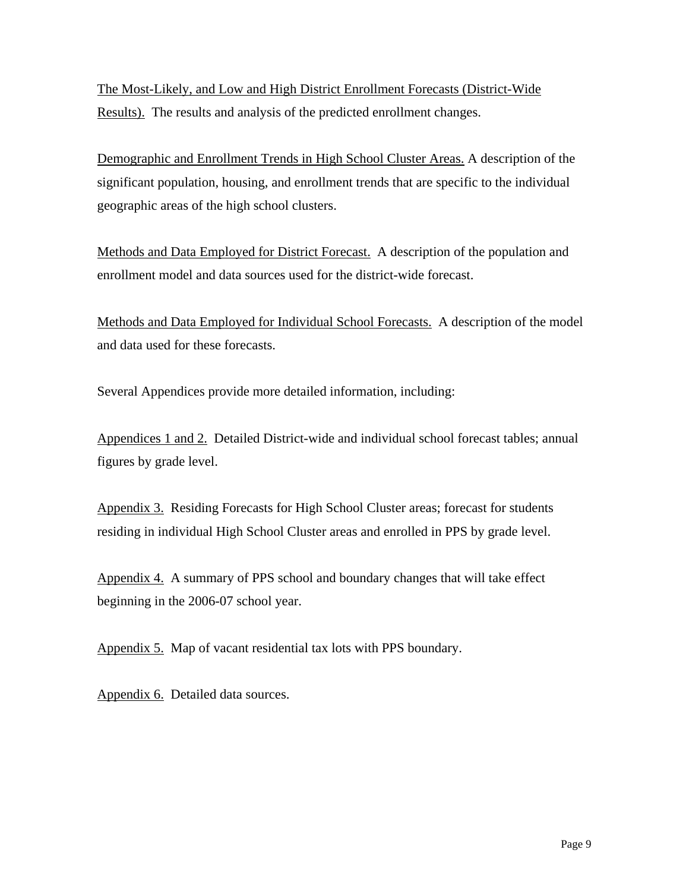<u>The Most-Likely, and Low and High District Enrollment Forecasts (District-Wide Results).</u> The results and analysis of the predicted enrollment changes.

<u>Demographic and Enrollment Trends in High School Cluster Areas.</u> A description of the significant population, housing, and enrollment trends that are specific to the individual geographic areas of the high school clusters.

<u>Methods and Data Employed for District Forecast.</u> A description of the population and enrollment model and data sources used for the district-wide forecast.

<u>Methods and Data Employed for Individual School Forecasts.</u> A description of the model and data used for these forecasts.

Several Appendices provide more detailed information, including:

<u>Appendices 1 and 2.</u> Detailed District-wide and individual school forecast tables; annual figures by grade level.

<u>Appendix 3.</u> Residing Forecasts for High School Cluster areas; forecast for students residing in individual High School Cluster areas and enrolled in PPS by grade level.

<u>Appendix 4.</u> A summary of PPS school and boundary changes that will take effect beginning in the 2006-07 school year.

<u>Appendix 5.</u> Map of vacant residential tax lots with PPS boundary.

<u>Appendix 6.</u> Detailed data sources.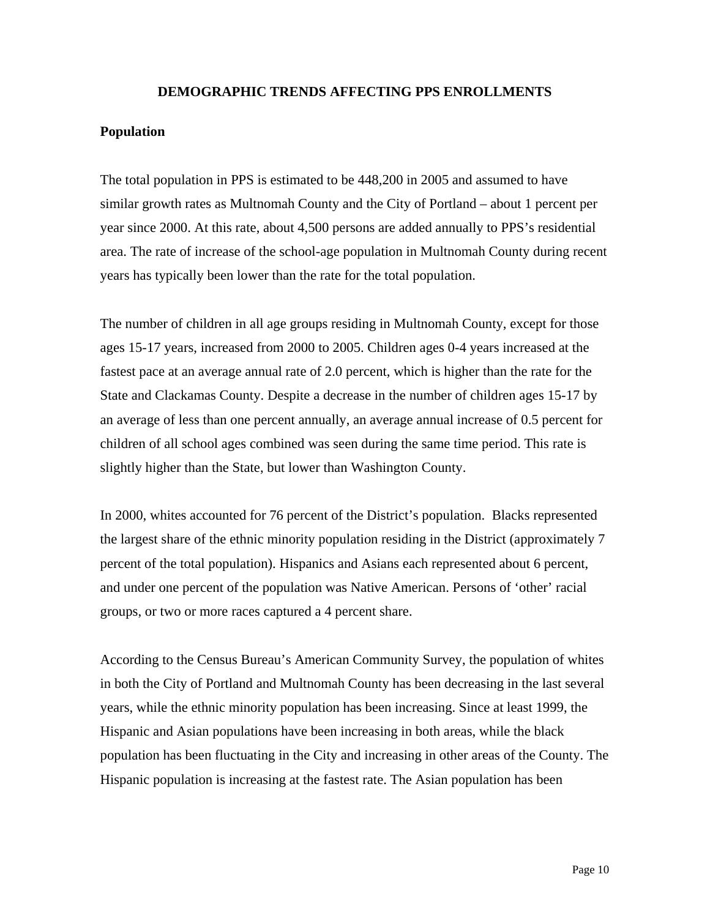## DEMOGRAPHIC TRENDS AFFECTING PPS ENROLLMENTS

### Population

The total population in PPS is estimated to be 448,200 in 2005 and assumed to have similar growth rates as Multnomah County and the City of Portland – about 1 percent per year since 2000. At this rate, about 4,500 persons are added annually to PPS's residential area. The rate of increase of the school-age population in Multnomah County during recent years has typically been lower than the rate for the total population.

The number of children in all age groups residing in Multnomah County, except for those ages 15-17 years, increased from 2000 to 2005. Children ages 0-4 years increased at the fastest pace at an average annual rate of 2.0 percent, which is higher than the rate for the State and Clackamas County. Despite a decrease in the number of children ages 15-17 by an average of less than one percent annually, an average annual increase of 0.5 percent for children of all school ages combined was seen during the same time period. This rate is slightly higher than the State, but lower than Washington County.

In 2000, whites accounted for 76 percent of the District's population. Blacks represented the largest share of the ethnic minority population residing in the District (approximately 7 percent of the total population). Hispanics and Asians each represented about 6 percent, and under one percent of the population was Native American. Persons of 'other' racial groups, or two or more races captured a 4 percent share.

According to the Census Bureau's American Community Survey, the population of whites in both the City of Portland and Multnomah County has been decreasing in the last several years, while the ethnic minority population has been increasing. Since at least 1999, the Hispanic and Asian populations have been increasing in both areas, while the black population has been fluctuating in the City and increasing in other areas of the County. The Hispanic population is increasing at the fastest rate. The Asian population has been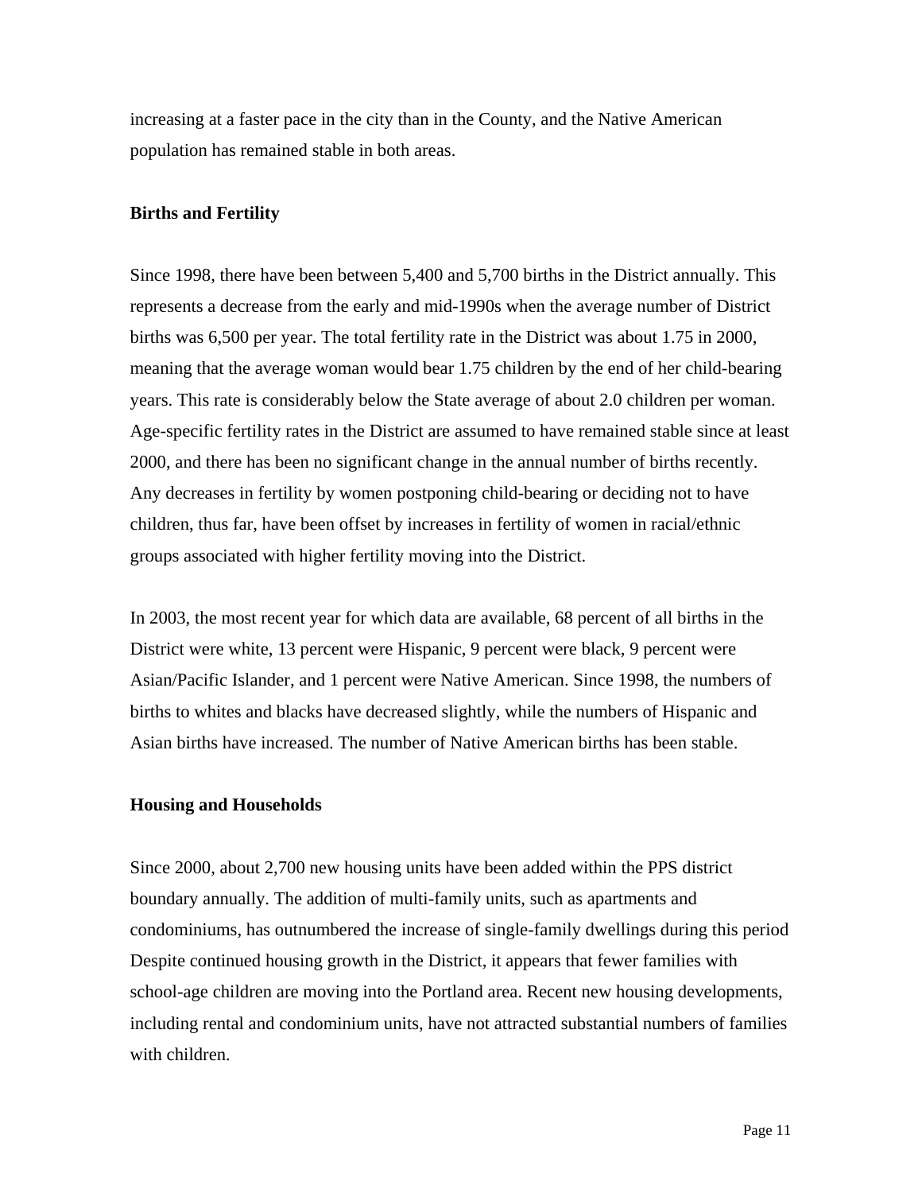increasing at a faster pace in the city than in the County, and the Native American population has remained stable in both areas.

**Births and Fertility**

Since 1998, there have been between 5,400 and 5,700 births in the District annually. This represents a decrease from the early and mid-1990s when the average number of District births was 6,500 per year. The total fertility rate in the District was about 1.75 in 2000, meaning that the average woman would bear 1.75 children by the end of her child-bearing years. This rate is considerably below the State average of about 2.0 children per woman. Age-specific fertility rates in the District are assumed to have remained stable since at least 2000, and there has been no significant change in the annual number of births recently. Any decreases in fertility by women postponing child-bearing or deciding not to have children, thus far, have been offset by increases in fertility of women in racial/ethnic groups associated with higher fertility moving into the District.

In 2003, the most recent year for which data are available, 68 percent of all births in the District were white, 13 percent were Hispanic, 9 percent were black, 9 percent were Asian/Pacific Islander, and 1 percent were Native American. Since 1998, the numbers of births to whites and blacks have decreased slightly, while the numbers of Hispanic and Asian births have increased. The number of Native American births has been stable.

**Housing and Households**

Since 2000, about 2,700 new housing units have been added within the PPS district boundary annually. The addition of multi-family units, such as apartments and condominiums, has outnumbered the increase of single-family dwellings during this period Despite continued housing growth in the District, it appears that fewer families with school-age children are moving into the Portland area. Recent new housing developments, including rental and condominium units, have not attracted substantial numbers of families with children.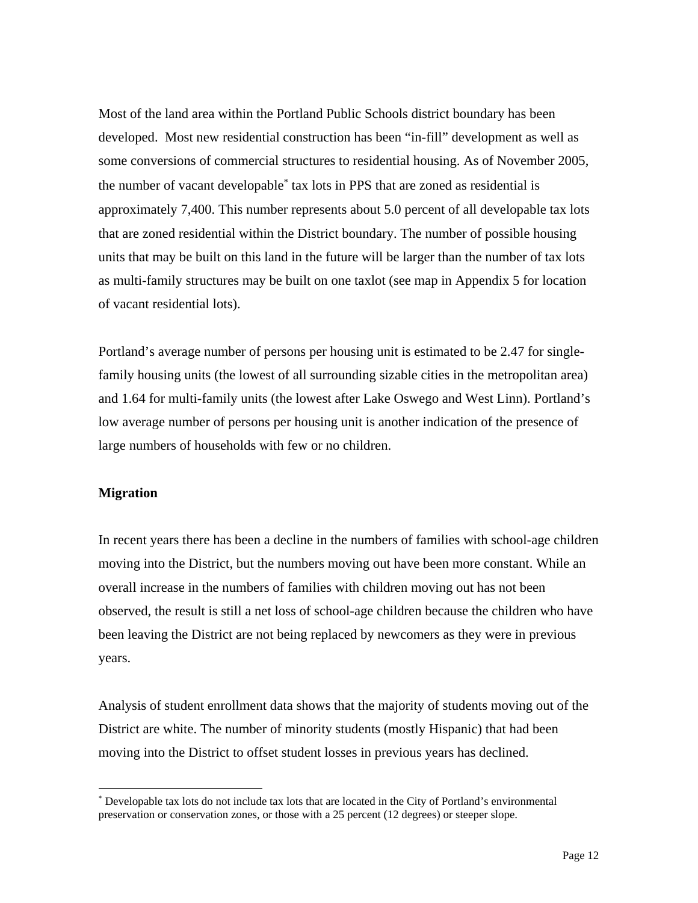Most of the land area within the Portland Public Schools district boundary has been developed. Most new residential construction has been "in-fill" development as well as some conversions of commercial structures to residential housing. As of November 2005, the number of vacant developable* tax lots in PPS that are zoned as residential is approximately 7,400. This number represents about 5.0 percent of all developable tax lots that are zoned residential within the District boundary. The number of possible housing units that may be built on this land in the future will be larger than the number of tax lots as multi-family structures may be built on one taxlot (see map in Appendix 5 for location of vacant residential lots).

Portland's average number of persons per housing unit is estimated to be 2.47 for single-family housing units (the lowest of all surrounding sizable cities in the metropolitan area) and 1.64 for multi-family units (the lowest after Lake Oswego and West Linn). Portland's low average number of persons per housing unit is another indication of the presence of large numbers of households with few or no children.

**Migration**

In recent years there has been a decline in the numbers of families with school-age children moving into the District, but the numbers moving out have been more constant. While an overall increase in the numbers of families with children moving out has not been observed, the result is still a net loss of school-age children because the children who have been leaving the District are not being replaced by newcomers as they were in previous years.

Analysis of student enrollment data shows that the majority of students moving out of the District are white. The number of minority students (mostly Hispanic) that had been moving into the District to offset student losses in previous years has declined.

---

* Developable tax lots do not include tax lots that are located in the City of Portland's environmental preservation or conservation zones, or those with a 25 percent (12 degrees) or steeper slope.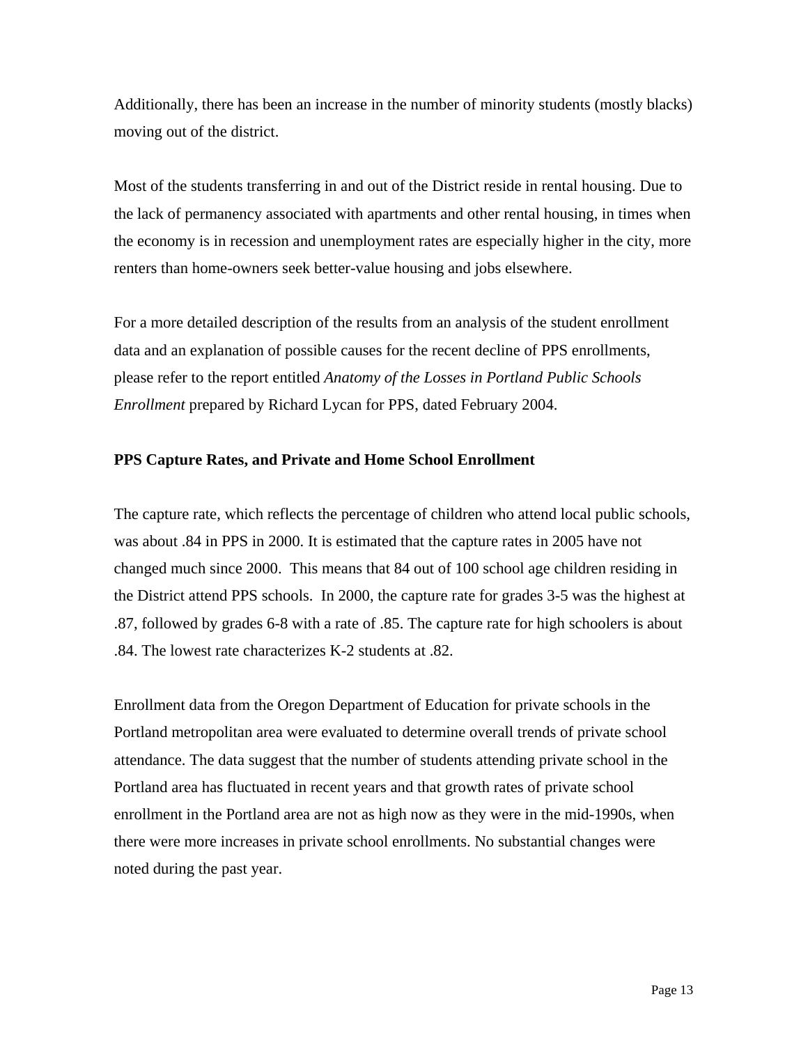Additionally, there has been an increase in the number of minority students (mostly blacks) moving out of the district.

Most of the students transferring in and out of the District reside in rental housing. Due to the lack of permanency associated with apartments and other rental housing, in times when the economy is in recession and unemployment rates are especially higher in the city, more renters than home-owners seek better-value housing and jobs elsewhere.

For a more detailed description of the results from an analysis of the student enrollment data and an explanation of possible causes for the recent decline of PPS enrollments, please refer to the report entitled *Anatomy of the Losses in Portland Public Schools Enrollment* prepared by Richard Lycan for PPS, dated February 2004.

**PPS Capture Rates, and Private and Home School Enrollment**

The capture rate, which reflects the percentage of children who attend local public schools, was about .84 in PPS in 2000. It is estimated that the capture rates in 2005 have not changed much since 2000. This means that 84 out of 100 school age children residing in the District attend PPS schools. In 2000, the capture rate for grades 3-5 was the highest at .87, followed by grades 6-8 with a rate of .85. The capture rate for high schoolers is about .84. The lowest rate characterizes K-2 students at .82.

Enrollment data from the Oregon Department of Education for private schools in the Portland metropolitan area were evaluated to determine overall trends of private school attendance. The data suggest that the number of students attending private school in the Portland area has fluctuated in recent years and that growth rates of private school enrollment in the Portland area are not as high now as they were in the mid-1990s, when there were more increases in private school enrollments. No substantial changes were noted during the past year.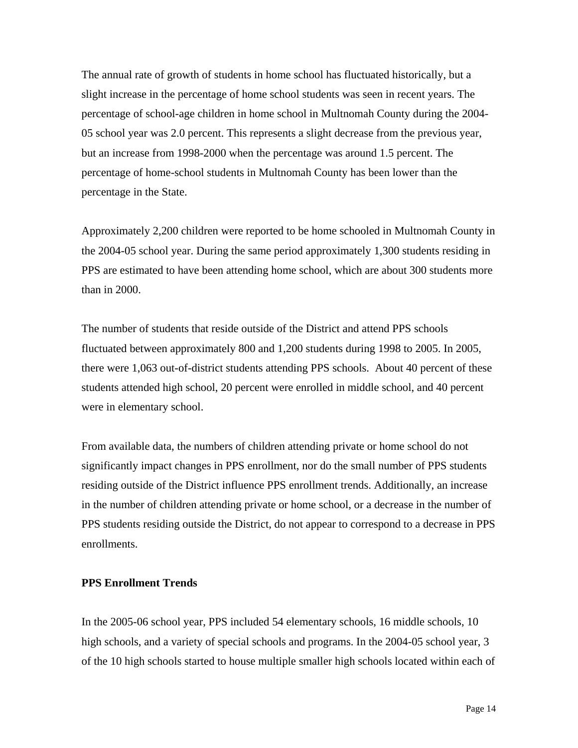The annual rate of growth of students in home school has fluctuated historically, but a slight increase in the percentage of home school students was seen in recent years. The percentage of school-age children in home school in Multnomah County during the 2004-05 school year was 2.0 percent. This represents a slight decrease from the previous year, but an increase from 1998-2000 when the percentage was around 1.5 percent. The percentage of home-school students in Multnomah County has been lower than the percentage in the State.

Approximately 2,200 children were reported to be home schooled in Multnomah County in the 2004-05 school year. During the same period approximately 1,300 students residing in PPS are estimated to have been attending home school, which are about 300 students more than in 2000.

The number of students that reside outside of the District and attend PPS schools fluctuated between approximately 800 and 1,200 students during 1998 to 2005. In 2005, there were 1,063 out-of-district students attending PPS schools. About 40 percent of these students attended high school, 20 percent were enrolled in middle school, and 40 percent were in elementary school.

From available data, the numbers of children attending private or home school do not significantly impact changes in PPS enrollment, nor do the small number of PPS students residing outside of the District influence PPS enrollment trends. Additionally, an increase in the number of children attending private or home school, or a decrease in the number of PPS students residing outside the District, do not appear to correspond to a decrease in PPS enrollments.

**PPS Enrollment Trends**

In the 2005-06 school year, PPS included 54 elementary schools, 16 middle schools, 10 high schools, and a variety of special schools and programs. In the 2004-05 school year, 3 of the 10 high schools started to house multiple smaller high schools located within each of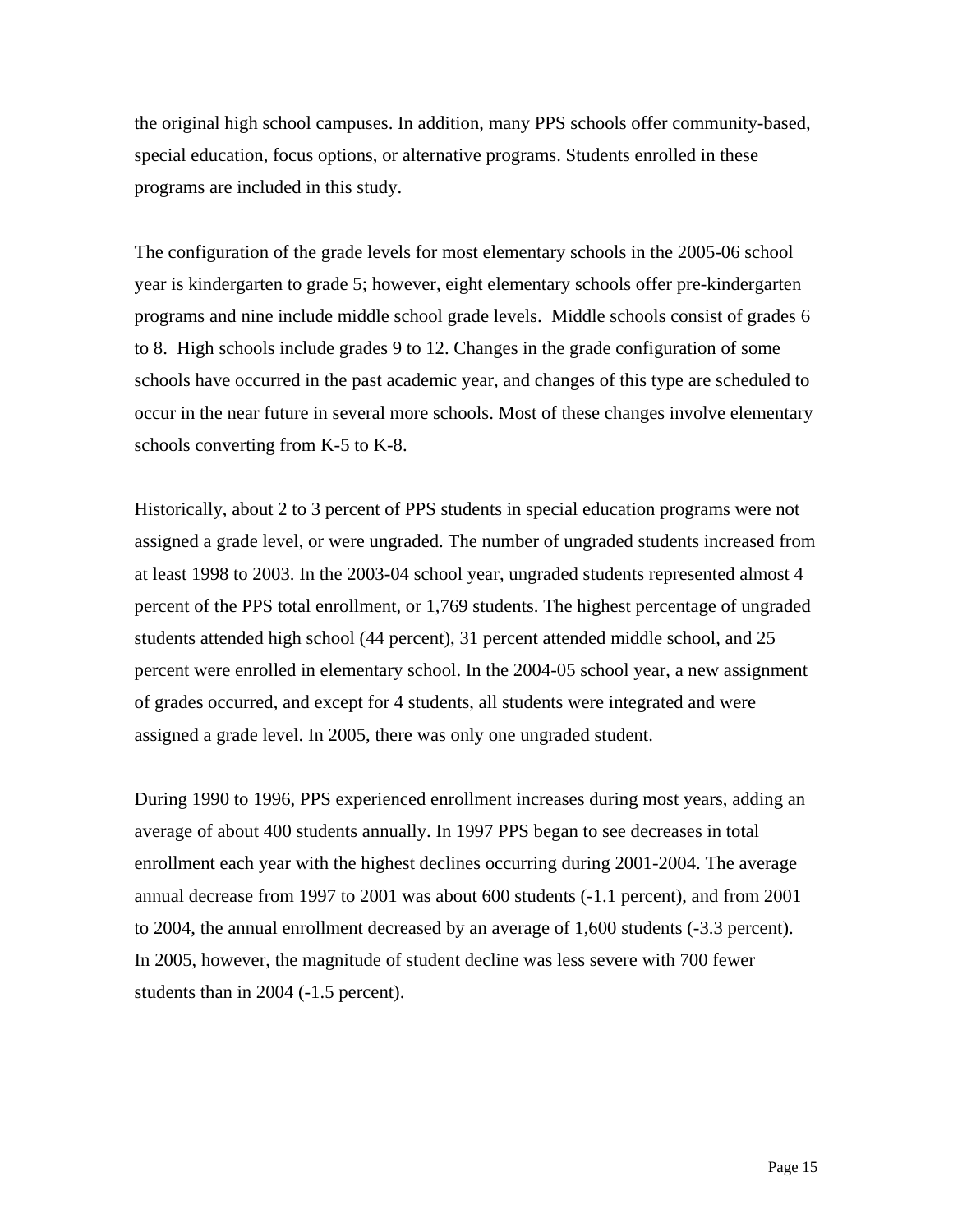the original high school campuses. In addition, many PPS schools offer community-based, special education, focus options, or alternative programs. Students enrolled in these programs are included in this study.

The configuration of the grade levels for most elementary schools in the 2005-06 school year is kindergarten to grade 5; however, eight elementary schools offer pre-kindergarten programs and nine include middle school grade levels. Middle schools consist of grades 6 to 8. High schools include grades 9 to 12. Changes in the grade configuration of some schools have occurred in the past academic year, and changes of this type are scheduled to occur in the near future in several more schools. Most of these changes involve elementary schools converting from K-5 to K-8.

Historically, about 2 to 3 percent of PPS students in special education programs were not assigned a grade level, or were ungraded. The number of ungraded students increased from at least 1998 to 2003. In the 2003-04 school year, ungraded students represented almost 4 percent of the PPS total enrollment, or 1,769 students. The highest percentage of ungraded students attended high school (44 percent), 31 percent attended middle school, and 25 percent were enrolled in elementary school. In the 2004-05 school year, a new assignment of grades occurred, and except for 4 students, all students were integrated and were assigned a grade level. In 2005, there was only one ungraded student.

During 1990 to 1996, PPS experienced enrollment increases during most years, adding an average of about 400 students annually. In 1997 PPS began to see decreases in total enrollment each year with the highest declines occurring during 2001-2004. The average annual decrease from 1997 to 2001 was about 600 students (-1.1 percent), and from 2001 to 2004, the annual enrollment decreased by an average of 1,600 students (-3.3 percent). In 2005, however, the magnitude of student decline was less severe with 700 fewer students than in 2004 (-1.5 percent).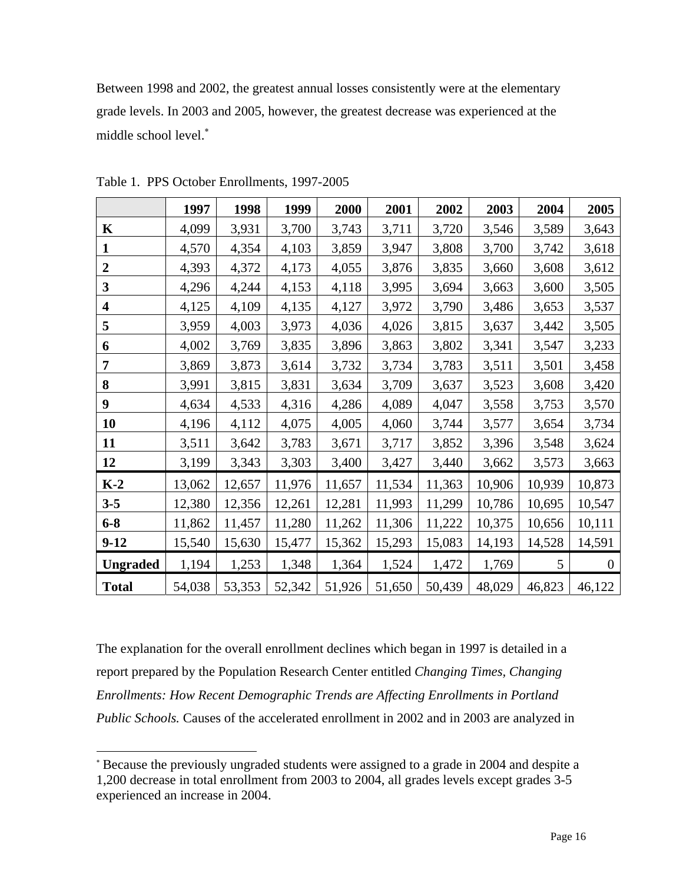Between 1998 and 2002, the greatest annual losses consistently were at the elementary grade levels. In 2003 and 2005, however, the greatest decrease was experienced at the middle school level.[*]

Table 1. PPS October Enrollments, 1997-2005

| | 1997 | 1998 | 1999 | 2000 | 2001 | 2002 | 2003 | 2004 | 2005 |
|---|---|---|---|---|---|---|---|---|---|
| **K** | 4,099 | 3,931 | 3,700 | 3,743 | 3,711 | 3,720 | 3,546 | 3,589 | 3,643 |
| **1** | 4,570 | 4,354 | 4,103 | 3,859 | 3,947 | 3,808 | 3,700 | 3,742 | 3,618 |
| **2** | 4,393 | 4,372 | 4,173 | 4,055 | 3,876 | 3,835 | 3,660 | 3,608 | 3,612 |
| **3** | 4,296 | 4,244 | 4,153 | 4,118 | 3,995 | 3,694 | 3,663 | 3,600 | 3,505 |
| **4** | 4,125 | 4,109 | 4,135 | 4,127 | 3,972 | 3,790 | 3,486 | 3,653 | 3,537 |
| **5** | 3,959 | 4,003 | 3,973 | 4,036 | 4,026 | 3,815 | 3,637 | 3,442 | 3,505 |
| **6** | 4,002 | 3,769 | 3,835 | 3,896 | 3,863 | 3,802 | 3,341 | 3,547 | 3,233 |
| **7** | 3,869 | 3,873 | 3,614 | 3,732 | 3,734 | 3,783 | 3,511 | 3,501 | 3,458 |
| **8** | 3,991 | 3,815 | 3,831 | 3,634 | 3,709 | 3,637 | 3,523 | 3,608 | 3,420 |
| **9** | 4,634 | 4,533 | 4,316 | 4,286 | 4,089 | 4,047 | 3,558 | 3,753 | 3,570 |
| **10** | 4,196 | 4,112 | 4,075 | 4,005 | 4,060 | 3,744 | 3,577 | 3,654 | 3,734 |
| **11** | 3,511 | 3,642 | 3,783 | 3,671 | 3,717 | 3,852 | 3,396 | 3,548 | 3,624 |
| **12** | 3,199 | 3,343 | 3,303 | 3,400 | 3,427 | 3,440 | 3,662 | 3,573 | 3,663 |
| **K-2** | 13,062 | 12,657 | 11,976 | 11,657 | 11,534 | 11,363 | 10,906 | 10,939 | 10,873 |
| **3-5** | 12,380 | 12,356 | 12,261 | 12,281 | 11,993 | 11,299 | 10,786 | 10,695 | 10,547 |
| **6-8** | 11,862 | 11,457 | 11,280 | 11,262 | 11,306 | 11,222 | 10,375 | 10,656 | 10,111 |
| **9-12** | 15,540 | 15,630 | 15,477 | 15,362 | 15,293 | 15,083 | 14,193 | 14,528 | 14,591 |
| **Ungraded** | 1,194 | 1,253 | 1,348 | 1,364 | 1,524 | 1,472 | 1,769 | 5 | 0 |
| **Total** | 54,038 | 53,353 | 52,342 | 51,926 | 51,650 | 50,439 | 48,029 | 46,823 | 46,122 |

The explanation for the overall enrollment declines which began in 1997 is detailed in a report prepared by the Population Research Center entitled *Changing Times, Changing Enrollments: How Recent Demographic Trends are Affecting Enrollments in Portland Public Schools.* Causes of the accelerated enrollment in 2002 and in 2003 are analyzed in

[*] Because the previously ungraded students were assigned to a grade in 2004 and despite a 1,200 decrease in total enrollment from 2003 to 2004, all grades levels except grades 3-5 experienced an increase in 2004.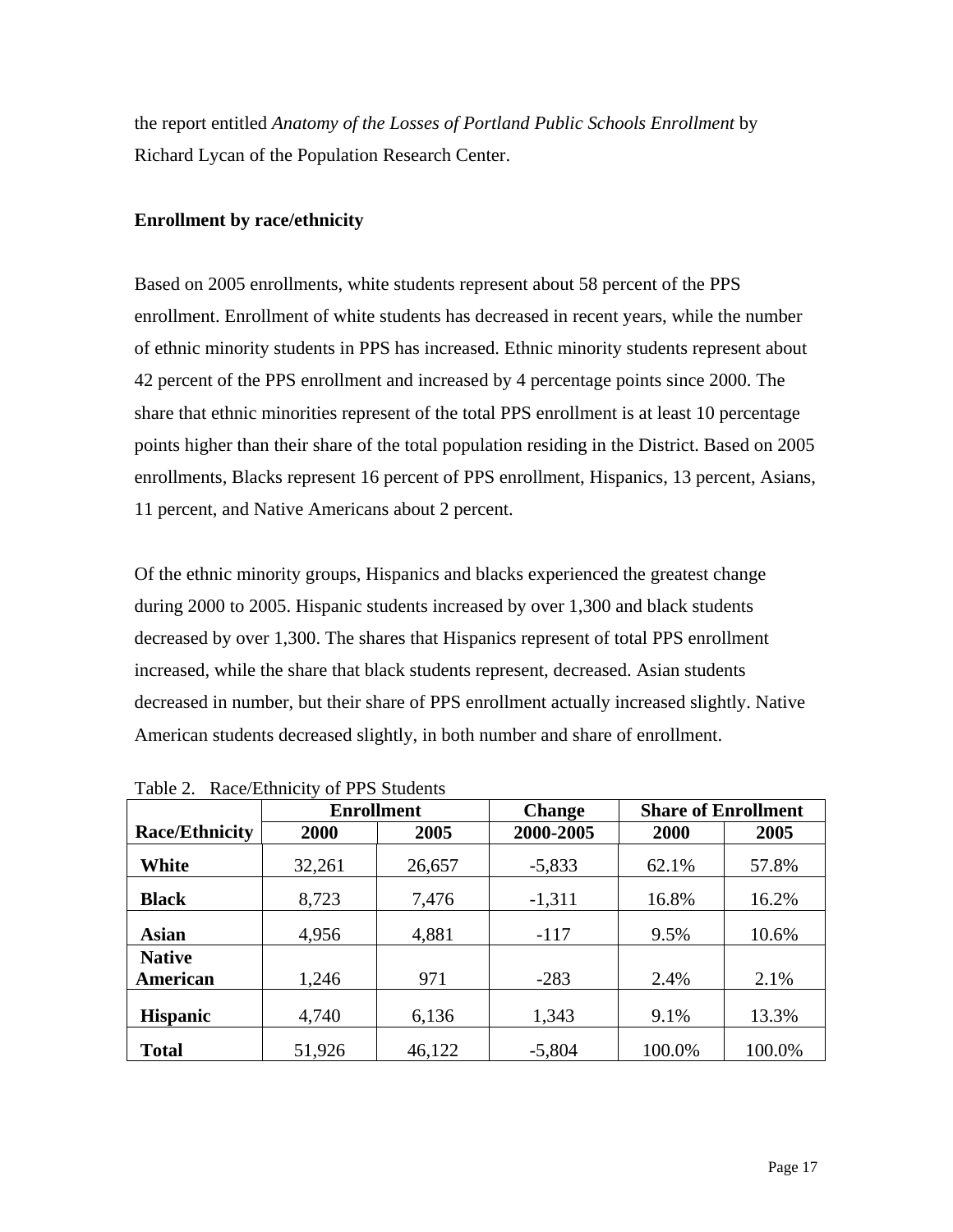the report entitled *Anatomy of the Losses of Portland Public Schools Enrollment* by Richard Lycan of the Population Research Center.

**Enrollment by race/ethnicity**

Based on 2005 enrollments, white students represent about 58 percent of the PPS enrollment. Enrollment of white students has decreased in recent years, while the number of ethnic minority students in PPS has increased. Ethnic minority students represent about 42 percent of the PPS enrollment and increased by 4 percentage points since 2000. The share that ethnic minorities represent of the total PPS enrollment is at least 10 percentage points higher than their share of the total population residing in the District. Based on 2005 enrollments, Blacks represent 16 percent of PPS enrollment, Hispanics, 13 percent, Asians, 11 percent, and Native Americans about 2 percent.

Of the ethnic minority groups, Hispanics and blacks experienced the greatest change during 2000 to 2005. Hispanic students increased by over 1,300 and black students decreased by over 1,300. The shares that Hispanics represent of total PPS enrollment increased, while the share that black students represent, decreased. Asian students decreased in number, but their share of PPS enrollment actually increased slightly. Native American students decreased slightly, in both number and share of enrollment.

Table 2. Race/Ethnicity of PPS Students

| | **Enrollment** | | **Change** | **Share of Enrollment** | |
|---|---|---|---|---|---|
| **Race/Ethnicity** | **2000** | **2005** | **2000-2005** | **2000** | **2005** |
| **White** | 32,261 | 26,657 | -5,833 | 62.1% | 57.8% |
| **Black** | 8,723 | 7,476 | -1,311 | 16.8% | 16.2% |
| **Asian** | 4,956 | 4,881 | -117 | 9.5% | 10.6% |
| **Native American** | 1,246 | 971 | -283 | 2.4% | 2.1% |
| **Hispanic** | 4,740 | 6,136 | 1,343 | 9.1% | 13.3% |
| **Total** | 51,926 | 46,122 | -5,804 | 100.0% | 100.0% |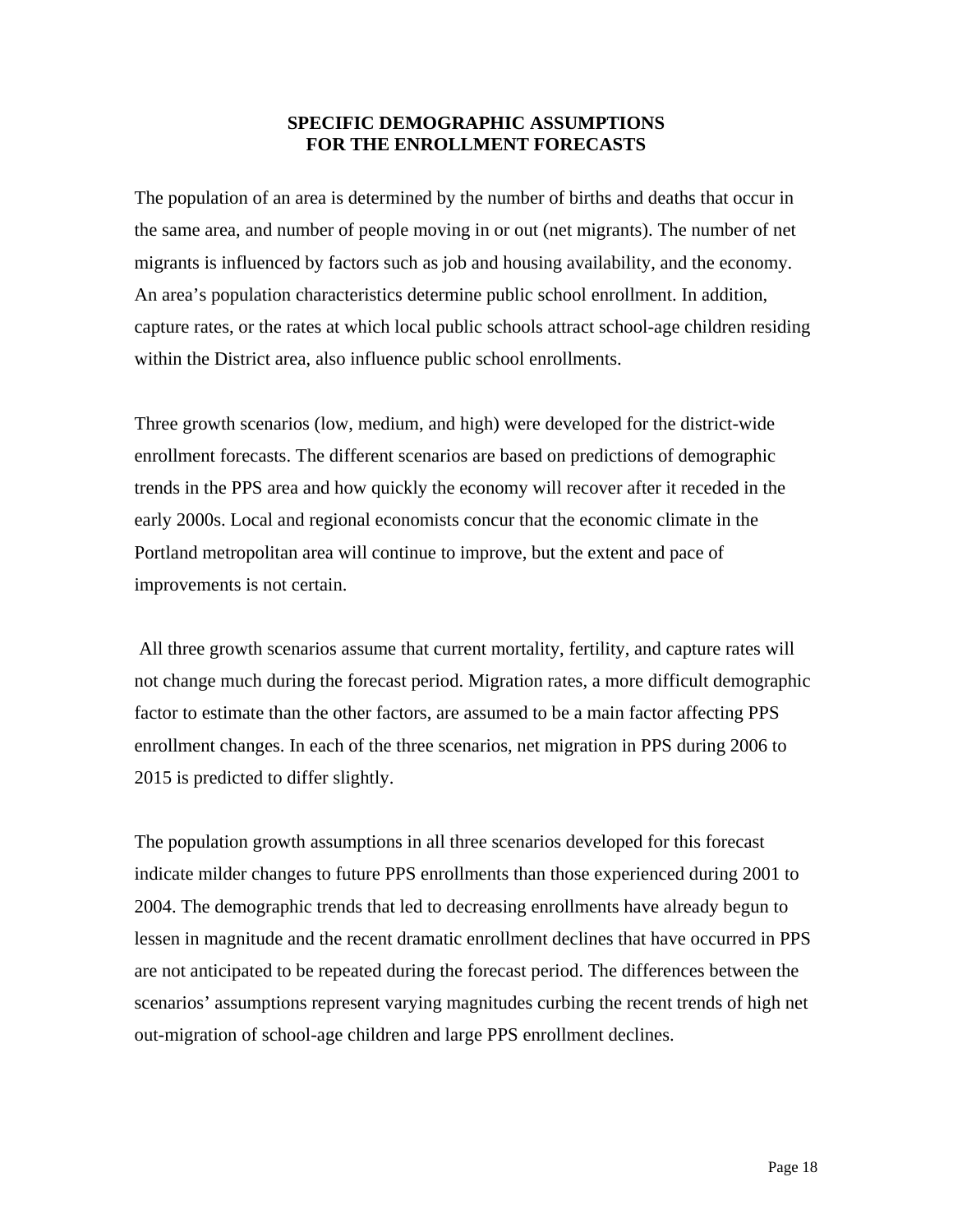## SPECIFIC DEMOGRAPHIC ASSUMPTIONS FOR THE ENROLLMENT FORECASTS

The population of an area is determined by the number of births and deaths that occur in the same area, and number of people moving in or out (net migrants). The number of net migrants is influenced by factors such as job and housing availability, and the economy. An area's population characteristics determine public school enrollment. In addition, capture rates, or the rates at which local public schools attract school-age children residing within the District area, also influence public school enrollments.

Three growth scenarios (low, medium, and high) were developed for the district-wide enrollment forecasts. The different scenarios are based on predictions of demographic trends in the PPS area and how quickly the economy will recover after it receded in the early 2000s. Local and regional economists concur that the economic climate in the Portland metropolitan area will continue to improve, but the extent and pace of improvements is not certain.

All three growth scenarios assume that current mortality, fertility, and capture rates will not change much during the forecast period. Migration rates, a more difficult demographic factor to estimate than the other factors, are assumed to be a main factor affecting PPS enrollment changes. In each of the three scenarios, net migration in PPS during 2006 to 2015 is predicted to differ slightly.

The population growth assumptions in all three scenarios developed for this forecast indicate milder changes to future PPS enrollments than those experienced during 2001 to 2004. The demographic trends that led to decreasing enrollments have already begun to lessen in magnitude and the recent dramatic enrollment declines that have occurred in PPS are not anticipated to be repeated during the forecast period. The differences between the scenarios' assumptions represent varying magnitudes curbing the recent trends of high net out-migration of school-age children and large PPS enrollment declines.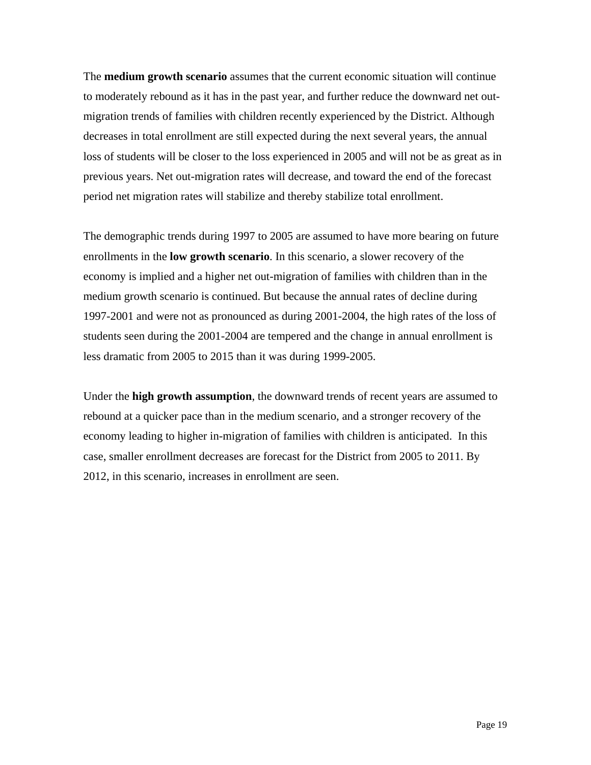The **medium growth scenario** assumes that the current economic situation will continue to moderately rebound as it has in the past year, and further reduce the downward net out-migration trends of families with children recently experienced by the District. Although decreases in total enrollment are still expected during the next several years, the annual loss of students will be closer to the loss experienced in 2005 and will not be as great as in previous years. Net out-migration rates will decrease, and toward the end of the forecast period net migration rates will stabilize and thereby stabilize total enrollment.

The demographic trends during 1997 to 2005 are assumed to have more bearing on future enrollments in the **low growth scenario**. In this scenario, a slower recovery of the economy is implied and a higher net out-migration of families with children than in the medium growth scenario is continued. But because the annual rates of decline during 1997-2001 and were not as pronounced as during 2001-2004, the high rates of the loss of students seen during the 2001-2004 are tempered and the change in annual enrollment is less dramatic from 2005 to 2015 than it was during 1999-2005.

Under the **high growth assumption**, the downward trends of recent years are assumed to rebound at a quicker pace than in the medium scenario, and a stronger recovery of the economy leading to higher in-migration of families with children is anticipated. In this case, smaller enrollment decreases are forecast for the District from 2005 to 2011. By 2012, in this scenario, increases in enrollment are seen.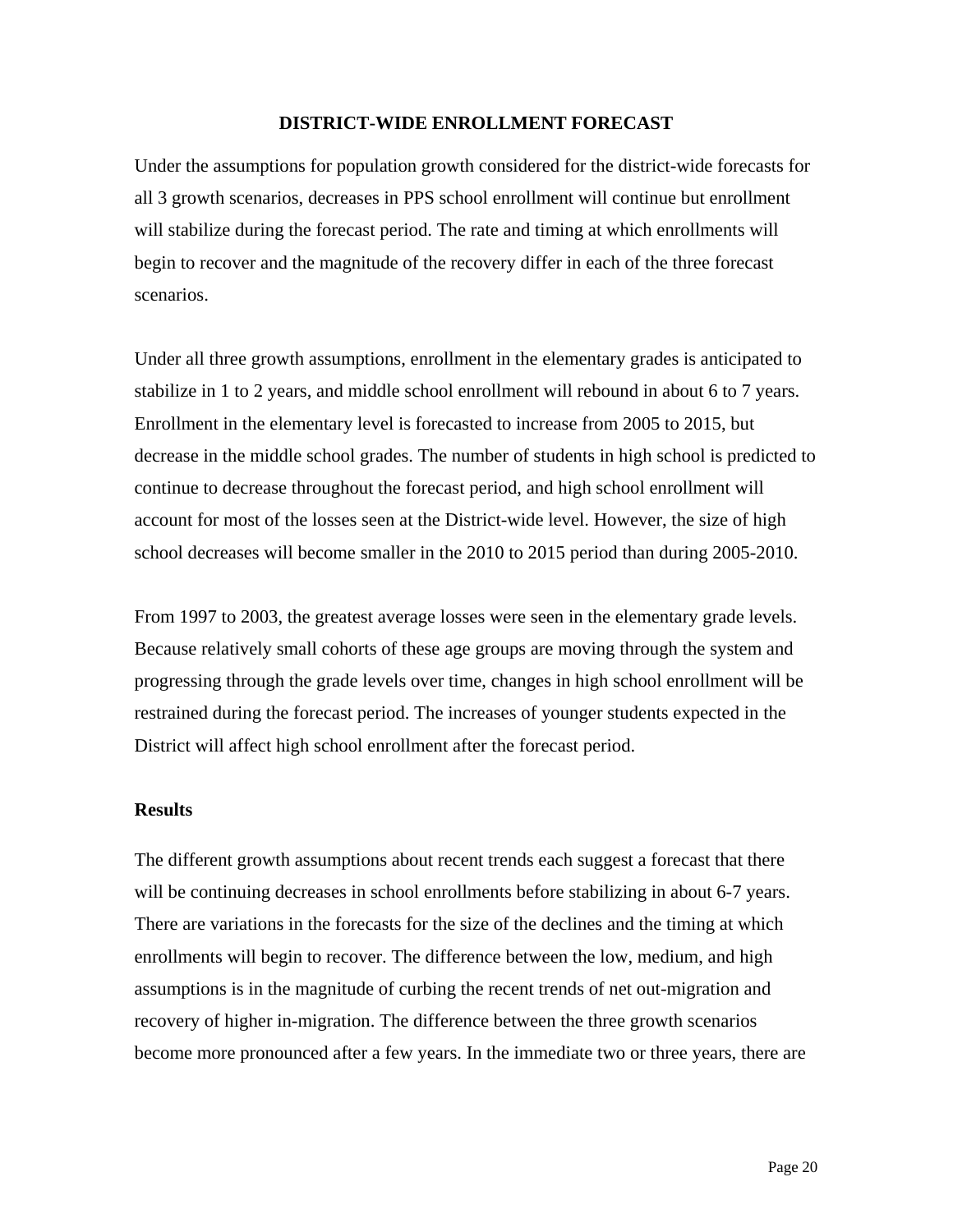## DISTRICT-WIDE ENROLLMENT FORECAST

Under the assumptions for population growth considered for the district-wide forecasts for all 3 growth scenarios, decreases in PPS school enrollment will continue but enrollment will stabilize during the forecast period. The rate and timing at which enrollments will begin to recover and the magnitude of the recovery differ in each of the three forecast scenarios.

Under all three growth assumptions, enrollment in the elementary grades is anticipated to stabilize in 1 to 2 years, and middle school enrollment will rebound in about 6 to 7 years. Enrollment in the elementary level is forecasted to increase from 2005 to 2015, but decrease in the middle school grades. The number of students in high school is predicted to continue to decrease throughout the forecast period, and high school enrollment will account for most of the losses seen at the District-wide level. However, the size of high school decreases will become smaller in the 2010 to 2015 period than during 2005-2010.

From 1997 to 2003, the greatest average losses were seen in the elementary grade levels. Because relatively small cohorts of these age groups are moving through the system and progressing through the grade levels over time, changes in high school enrollment will be restrained during the forecast period. The increases of younger students expected in the District will affect high school enrollment after the forecast period.

### Results

The different growth assumptions about recent trends each suggest a forecast that there will be continuing decreases in school enrollments before stabilizing in about 6-7 years. There are variations in the forecasts for the size of the declines and the timing at which enrollments will begin to recover. The difference between the low, medium, and high assumptions is in the magnitude of curbing the recent trends of net out-migration and recovery of higher in-migration. The difference between the three growth scenarios become more pronounced after a few years. In the immediate two or three years, there are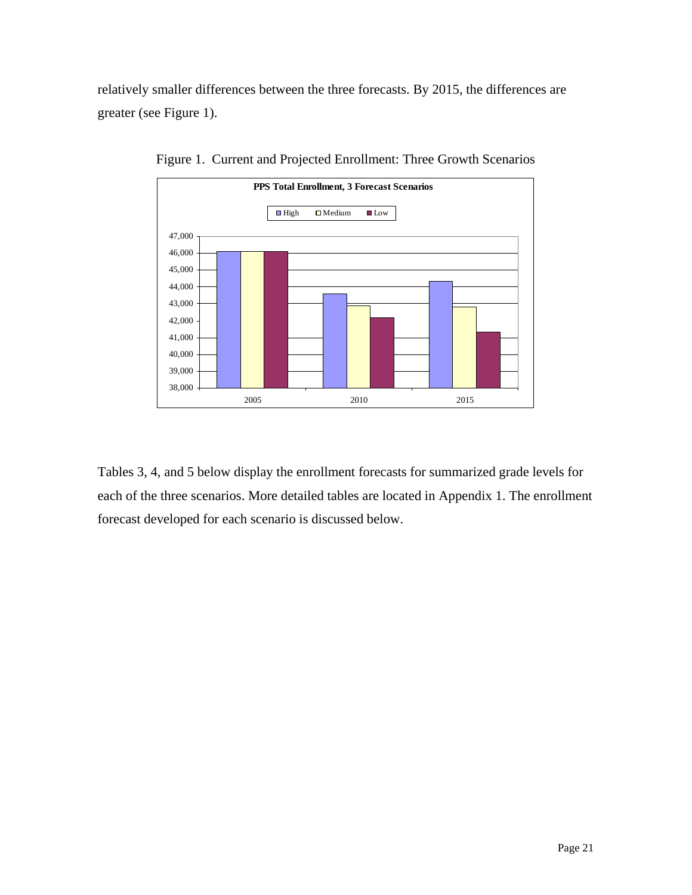relatively smaller differences between the three forecasts. By 2015, the differences are greater (see Figure 1).

Figure 1. Current and Projected Enrollment: Three Growth Scenarios

Tables 3, 4, and 5 below display the enrollment forecasts for summarized grade levels for each of the three scenarios. More detailed tables are located in Appendix 1. The enrollment forecast developed for each scenario is discussed below.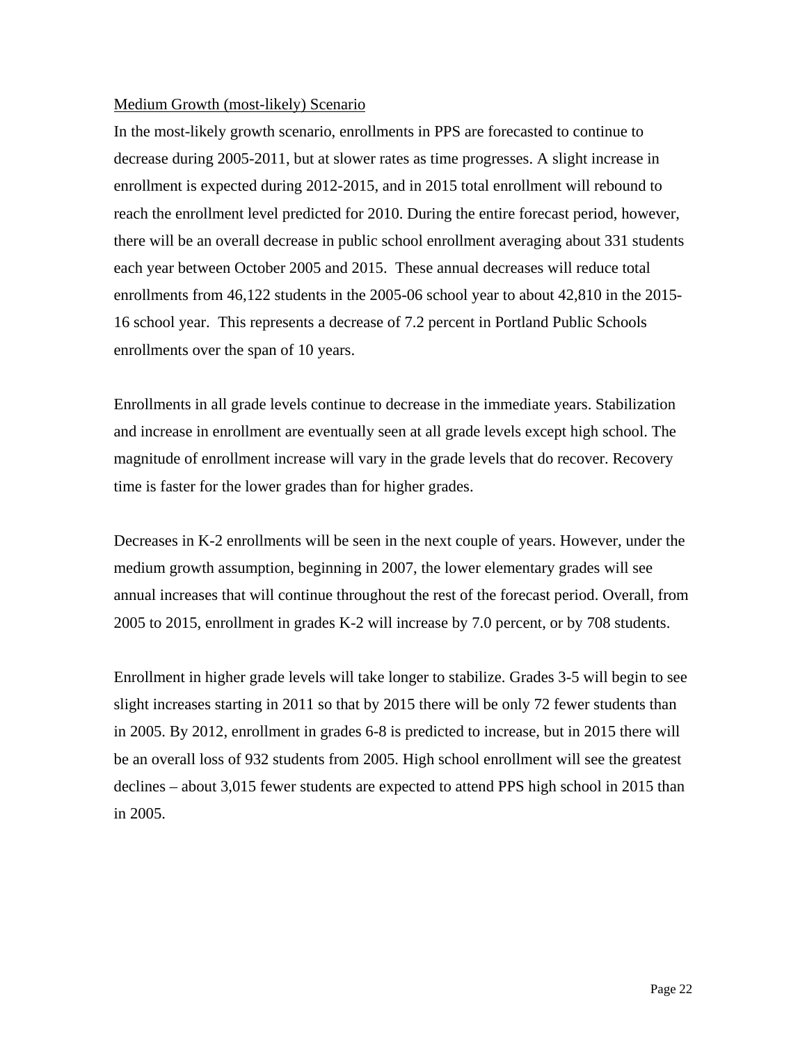<u>Medium Growth (most-likely) Scenario</u>

In the most-likely growth scenario, enrollments in PPS are forecasted to continue to decrease during 2005-2011, but at slower rates as time progresses. A slight increase in enrollment is expected during 2012-2015, and in 2015 total enrollment will rebound to reach the enrollment level predicted for 2010. During the entire forecast period, however, there will be an overall decrease in public school enrollment averaging about 331 students each year between October 2005 and 2015. These annual decreases will reduce total enrollments from 46,122 students in the 2005-06 school year to about 42,810 in the 2015-16 school year. This represents a decrease of 7.2 percent in Portland Public Schools enrollments over the span of 10 years.

Enrollments in all grade levels continue to decrease in the immediate years. Stabilization and increase in enrollment are eventually seen at all grade levels except high school. The magnitude of enrollment increase will vary in the grade levels that do recover. Recovery time is faster for the lower grades than for higher grades.

Decreases in K-2 enrollments will be seen in the next couple of years. However, under the medium growth assumption, beginning in 2007, the lower elementary grades will see annual increases that will continue throughout the rest of the forecast period. Overall, from 2005 to 2015, enrollment in grades K-2 will increase by 7.0 percent, or by 708 students.

Enrollment in higher grade levels will take longer to stabilize. Grades 3-5 will begin to see slight increases starting in 2011 so that by 2015 there will be only 72 fewer students than in 2005. By 2012, enrollment in grades 6-8 is predicted to increase, but in 2015 there will be an overall loss of 932 students from 2005. High school enrollment will see the greatest declines – about 3,015 fewer students are expected to attend PPS high school in 2015 than in 2005.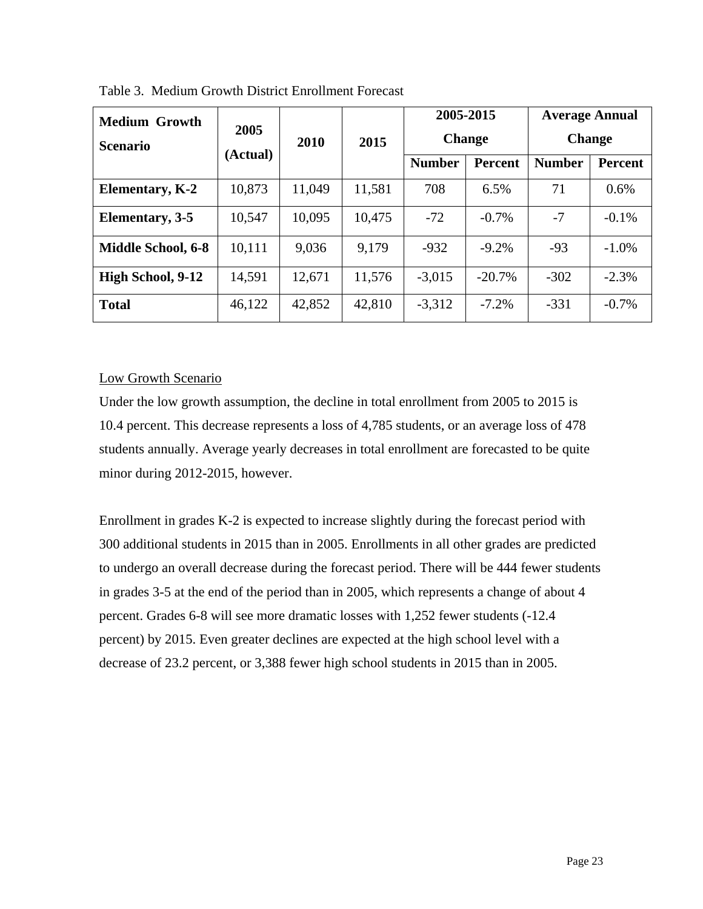Table 3. Medium Growth District Enrollment Forecast

| Medium Growth Scenario | 2005 (Actual) | 2010 | 2015 | 2005-2015 Change | | Average Annual Change | |
|---|---|---|---|---|---|---|---|
| | | | | Number | Percent | Number | Percent |
| **Elementary, K-2** | 10,873 | 11,049 | 11,581 | 708 | 6.5% | 71 | 0.6% |
| **Elementary, 3-5** | 10,547 | 10,095 | 10,475 | -72 | -0.7% | -7 | -0.1% |
| **Middle School, 6-8** | 10,111 | 9,036 | 9,179 | -932 | -9.2% | -93 | -1.0% |
| **High School, 9-12** | 14,591 | 12,671 | 11,576 | -3,015 | -20.7% | -302 | -2.3% |
| **Total** | 46,122 | 42,852 | 42,810 | -3,312 | -7.2% | -331 | -0.7% |

<u>Low Growth Scenario</u>

Under the low growth assumption, the decline in total enrollment from 2005 to 2015 is 10.4 percent. This decrease represents a loss of 4,785 students, or an average loss of 478 students annually. Average yearly decreases in total enrollment are forecasted to be quite minor during 2012-2015, however.

Enrollment in grades K-2 is expected to increase slightly during the forecast period with 300 additional students in 2015 than in 2005. Enrollments in all other grades are predicted to undergo an overall decrease during the forecast period. There will be 444 fewer students in grades 3-5 at the end of the period than in 2005, which represents a change of about 4 percent. Grades 6-8 will see more dramatic losses with 1,252 fewer students (-12.4 percent) by 2015. Even greater declines are expected at the high school level with a decrease of 23.2 percent, or 3,388 fewer high school students in 2015 than in 2005.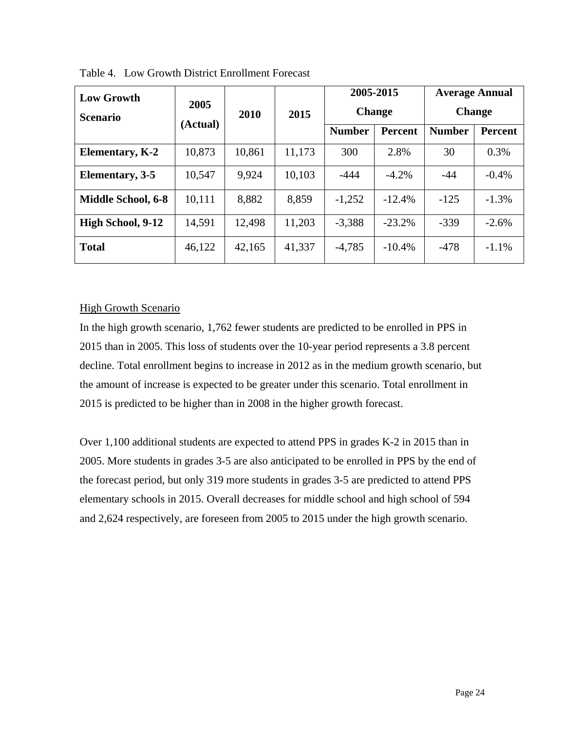Table 4. Low Growth District Enrollment Forecast

| Low Growth Scenario | 2005 (Actual) | 2010 | 2015 | 2005-2015 Change | | Average Annual Change | |
|---|---|---|---|---|---|---|---|
| | | | | Number | Percent | Number | Percent |
| **Elementary, K-2** | 10,873 | 10,861 | 11,173 | 300 | 2.8% | 30 | 0.3% |
| **Elementary, 3-5** | 10,547 | 9,924 | 10,103 | -444 | -4.2% | -44 | -0.4% |
| **Middle School, 6-8** | 10,111 | 8,882 | 8,859 | -1,252 | -12.4% | -125 | -1.3% |
| **High School, 9-12** | 14,591 | 12,498 | 11,203 | -3,388 | -23.2% | -339 | -2.6% |
| **Total** | 46,122 | 42,165 | 41,337 | -4,785 | -10.4% | -478 | -1.1% |

High Growth Scenario

In the high growth scenario, 1,762 fewer students are predicted to be enrolled in PPS in 2015 than in 2005. This loss of students over the 10-year period represents a 3.8 percent decline. Total enrollment begins to increase in 2012 as in the medium growth scenario, but the amount of increase is expected to be greater under this scenario. Total enrollment in 2015 is predicted to be higher than in 2008 in the higher growth forecast.

Over 1,100 additional students are expected to attend PPS in grades K-2 in 2015 than in 2005. More students in grades 3-5 are also anticipated to be enrolled in PPS by the end of the forecast period, but only 319 more students in grades 3-5 are predicted to attend PPS elementary schools in 2015. Overall decreases for middle school and high school of 594 and 2,624 respectively, are foreseen from 2005 to 2015 under the high growth scenario.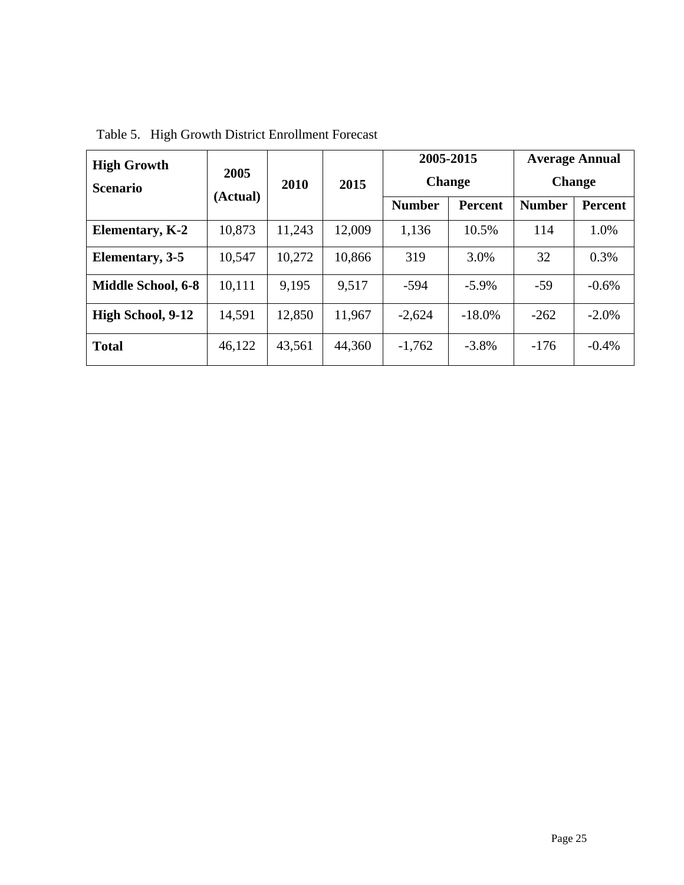Table 5. High Growth District Enrollment Forecast

| High Growth Scenario | 2005 (Actual) | 2010 | 2015 | 2005-2015 Change | | Average Annual Change | |
|---|---|---|---|---|---|---|---|
| | | | | Number | Percent | Number | Percent |
| **Elementary, K-2** | 10,873 | 11,243 | 12,009 | 1,136 | 10.5% | 114 | 1.0% |
| **Elementary, 3-5** | 10,547 | 10,272 | 10,866 | 319 | 3.0% | 32 | 0.3% |
| **Middle School, 6-8** | 10,111 | 9,195 | 9,517 | -594 | -5.9% | -59 | -0.6% |
| **High School, 9-12** | 14,591 | 12,850 | 11,967 | -2,624 | -18.0% | -262 | -2.0% |
| **Total** | 46,122 | 43,561 | 44,360 | -1,762 | -3.8% | -176 | -0.4% |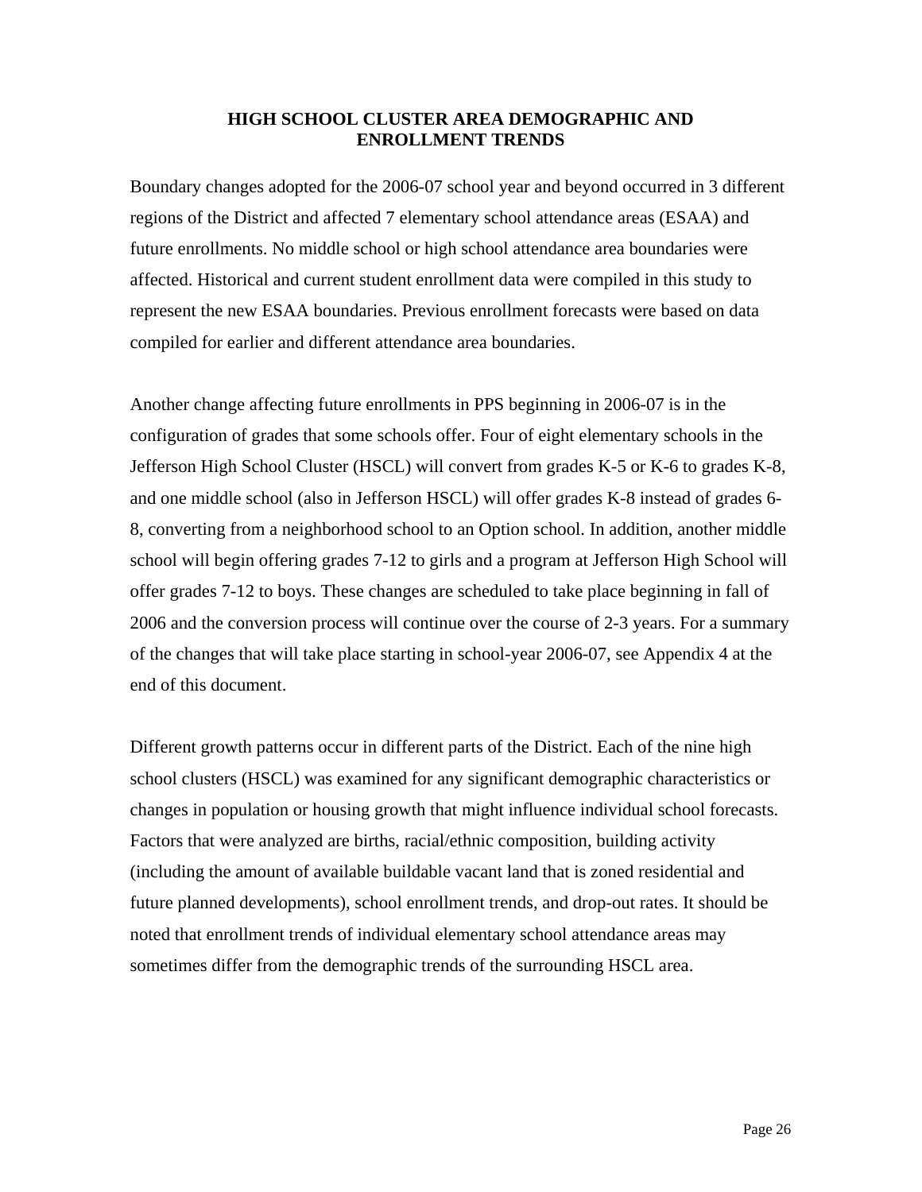# HIGH SCHOOL CLUSTER AREA DEMOGRAPHIC AND ENROLLMENT TRENDS

Boundary changes adopted for the 2006-07 school year and beyond occurred in 3 different regions of the District and affected 7 elementary school attendance areas (ESAA) and future enrollments. No middle school or high school attendance area boundaries were affected. Historical and current student enrollment data were compiled in this study to represent the new ESAA boundaries. Previous enrollment forecasts were based on data compiled for earlier and different attendance area boundaries.

Another change affecting future enrollments in PPS beginning in 2006-07 is in the configuration of grades that some schools offer. Four of eight elementary schools in the Jefferson High School Cluster (HSCL) will convert from grades K-5 or K-6 to grades K-8, and one middle school (also in Jefferson HSCL) will offer grades K-8 instead of grades 6-8, converting from a neighborhood school to an Option school. In addition, another middle school will begin offering grades 7-12 to girls and a program at Jefferson High School will offer grades 7-12 to boys. These changes are scheduled to take place beginning in fall of 2006 and the conversion process will continue over the course of 2-3 years. For a summary of the changes that will take place starting in school-year 2006-07, see Appendix 4 at the end of this document.

Different growth patterns occur in different parts of the District. Each of the nine high school clusters (HSCL) was examined for any significant demographic characteristics or changes in population or housing growth that might influence individual school forecasts. Factors that were analyzed are births, racial/ethnic composition, building activity (including the amount of available buildable vacant land that is zoned residential and future planned developments), school enrollment trends, and drop-out rates. It should be noted that enrollment trends of individual elementary school attendance areas may sometimes differ from the demographic trends of the surrounding HSCL area.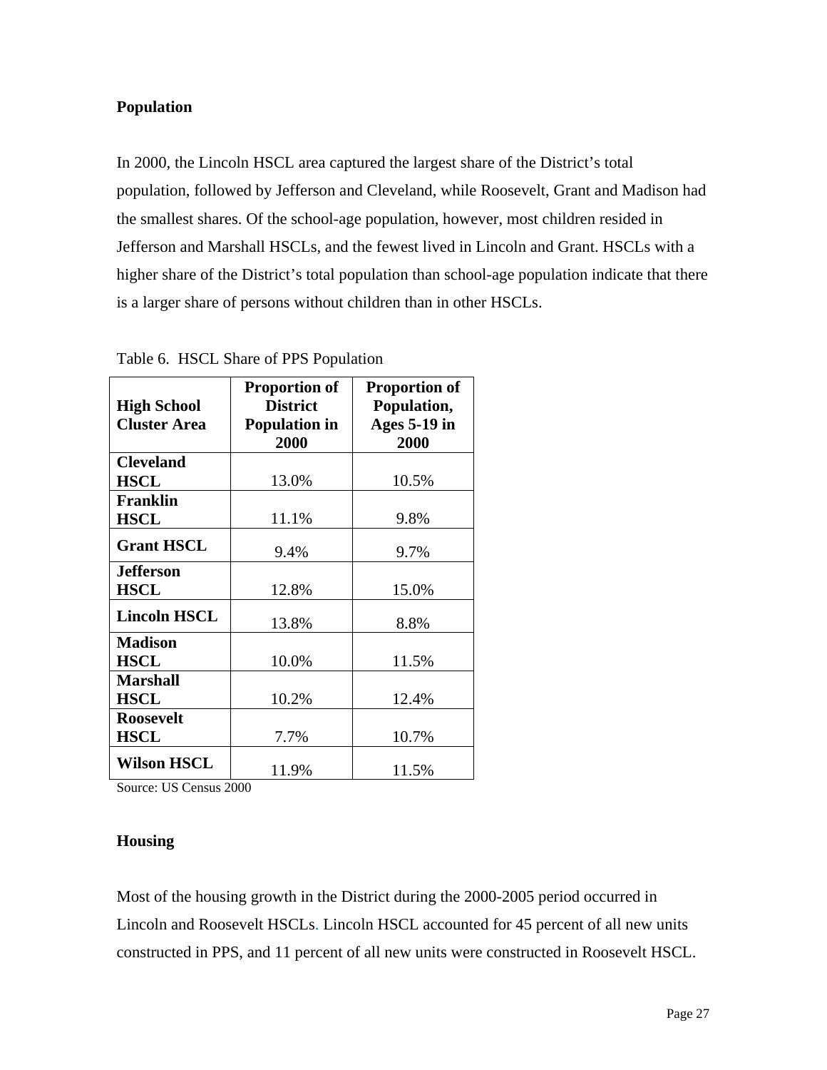## Population

In 2000, the Lincoln HSCL area captured the largest share of the District's total population, followed by Jefferson and Cleveland, while Roosevelt, Grant and Madison had the smallest shares. Of the school-age population, however, most children resided in Jefferson and Marshall HSCLs, and the fewest lived in Lincoln and Grant. HSCLs with a higher share of the District's total population than school-age population indicate that there is a larger share of persons without children than in other HSCLs.

Table 6. HSCL Share of PPS Population

| High School Cluster Area | Proportion of District Population in 2000 | Proportion of Population, Ages 5-19 in 2000 |
|---|---|---|
| **Cleveland HSCL** | 13.0% | 10.5% |
| **Franklin HSCL** | 11.1% | 9.8% |
| **Grant HSCL** | 9.4% | 9.7% |
| **Jefferson HSCL** | 12.8% | 15.0% |
| **Lincoln HSCL** | 13.8% | 8.8% |
| **Madison HSCL** | 10.0% | 11.5% |
| **Marshall HSCL** | 10.2% | 12.4% |
| **Roosevelt HSCL** | 7.7% | 10.7% |
| **Wilson HSCL** | 11.9% | 11.5% |

Source: US Census 2000

## Housing

Most of the housing growth in the District during the 2000-2005 period occurred in Lincoln and Roosevelt HSCLs. Lincoln HSCL accounted for 45 percent of all new units constructed in PPS, and 11 percent of all new units were constructed in Roosevelt HSCL.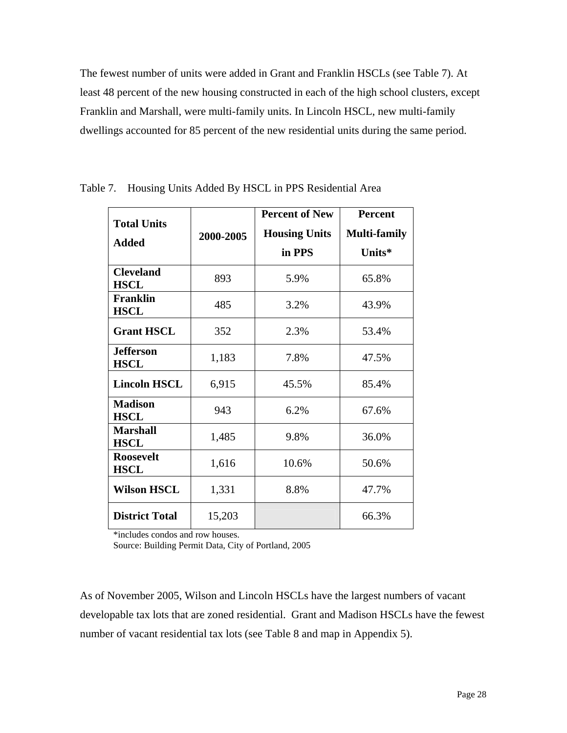The fewest number of units were added in Grant and Franklin HSCLs (see Table 7). At least 48 percent of the new housing constructed in each of the high school clusters, except Franklin and Marshall, were multi-family units. In Lincoln HSCL, new multi-family dwellings accounted for 85 percent of the new residential units during the same period.

Table 7. Housing Units Added By HSCL in PPS Residential Area

| Total Units Added | 2000-2005 | Percent of New Housing Units in PPS | Percent Multi-family Units* |
|---|---|---|---|
| **Cleveland HSCL** | 893 | 5.9% | 65.8% |
| **Franklin HSCL** | 485 | 3.2% | 43.9% |
| **Grant HSCL** | 352 | 2.3% | 53.4% |
| **Jefferson HSCL** | 1,183 | 7.8% | 47.5% |
| **Lincoln HSCL** | 6,915 | 45.5% | 85.4% |
| **Madison HSCL** | 943 | 6.2% | 67.6% |
| **Marshall HSCL** | 1,485 | 9.8% | 36.0% |
| **Roosevelt HSCL** | 1,616 | 10.6% | 50.6% |
| **Wilson HSCL** | 1,331 | 8.8% | 47.7% |
| **District Total** | 15,203 | | 66.3% |

*includes condos and row houses.
Source: Building Permit Data, City of Portland, 2005

As of November 2005, Wilson and Lincoln HSCLs have the largest numbers of vacant developable tax lots that are zoned residential. Grant and Madison HSCLs have the fewest number of vacant residential tax lots (see Table 8 and map in Appendix 5).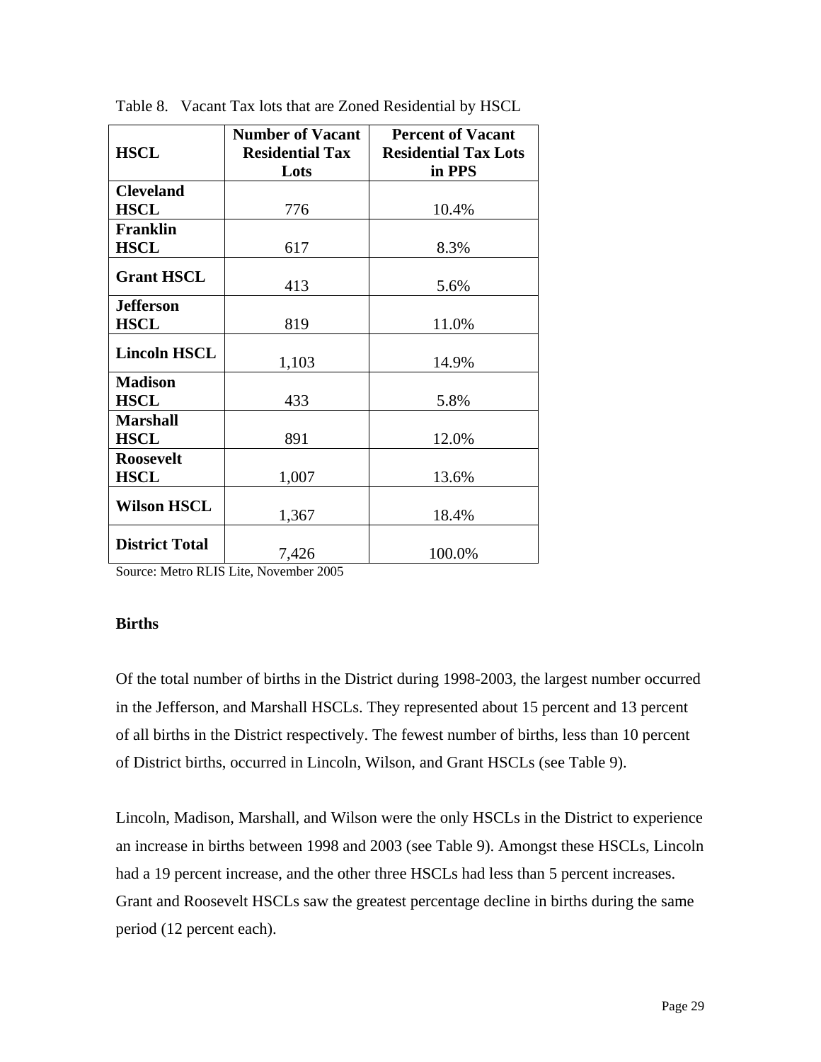Table 8. Vacant Tax lots that are Zoned Residential by HSCL

| HSCL | Number of Vacant Residential Tax Lots | Percent of Vacant Residential Tax Lots in PPS |
|---|---|---|
| **Cleveland HSCL** | 776 | 10.4% |
| **Franklin HSCL** | 617 | 8.3% |
| **Grant HSCL** | 413 | 5.6% |
| **Jefferson HSCL** | 819 | 11.0% |
| **Lincoln HSCL** | 1,103 | 14.9% |
| **Madison HSCL** | 433 | 5.8% |
| **Marshall HSCL** | 891 | 12.0% |
| **Roosevelt HSCL** | 1,007 | 13.6% |
| **Wilson HSCL** | 1,367 | 18.4% |
| **District Total** | 7,426 | 100.0% |

Source: Metro RLIS Lite, November 2005

**Births**

Of the total number of births in the District during 1998-2003, the largest number occurred in the Jefferson, and Marshall HSCLs. They represented about 15 percent and 13 percent of all births in the District respectively. The fewest number of births, less than 10 percent of District births, occurred in Lincoln, Wilson, and Grant HSCLs (see Table 9).

Lincoln, Madison, Marshall, and Wilson were the only HSCLs in the District to experience an increase in births between 1998 and 2003 (see Table 9). Amongst these HSCLs, Lincoln had a 19 percent increase, and the other three HSCLs had less than 5 percent increases. Grant and Roosevelt HSCLs saw the greatest percentage decline in births during the same period (12 percent each).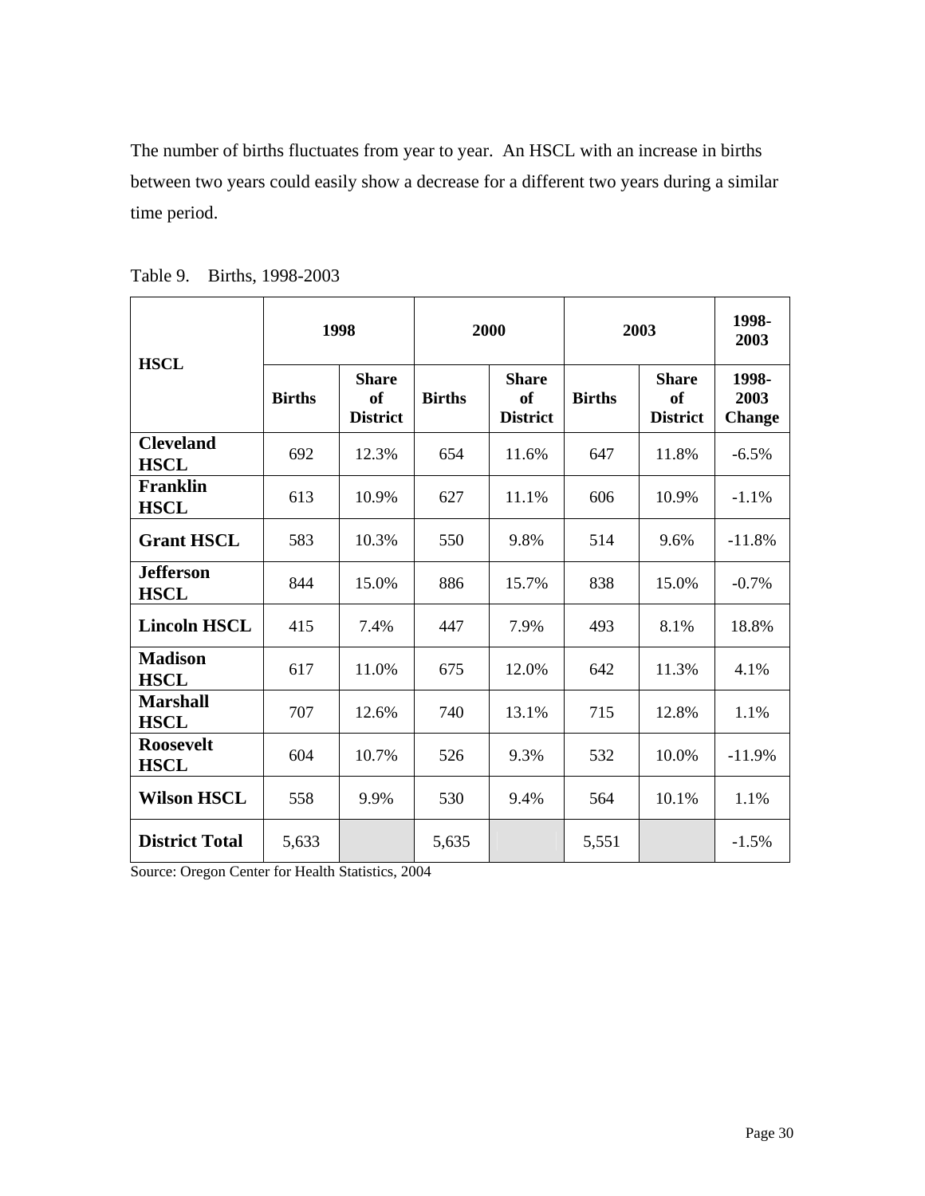The number of births fluctuates from year to year. An HSCL with an increase in births between two years could easily show a decrease for a different two years during a similar time period.

Table 9. Births, 1998-2003

| HSCL | 1998 | | 2000 | | 2003 | | 1998-2003 |
|---|---|---|---|---|---|---|---|
| | **Births** | **Share of District** | **Births** | **Share of District** | **Births** | **Share of District** | **1998-2003 Change** |
| **Cleveland HSCL** | 692 | 12.3% | 654 | 11.6% | 647 | 11.8% | -6.5% |
| **Franklin HSCL** | 613 | 10.9% | 627 | 11.1% | 606 | 10.9% | -1.1% |
| **Grant HSCL** | 583 | 10.3% | 550 | 9.8% | 514 | 9.6% | -11.8% |
| **Jefferson HSCL** | 844 | 15.0% | 886 | 15.7% | 838 | 15.0% | -0.7% |
| **Lincoln HSCL** | 415 | 7.4% | 447 | 7.9% | 493 | 8.1% | 18.8% |
| **Madison HSCL** | 617 | 11.0% | 675 | 12.0% | 642 | 11.3% | 4.1% |
| **Marshall HSCL** | 707 | 12.6% | 740 | 13.1% | 715 | 12.8% | 1.1% |
| **Roosevelt HSCL** | 604 | 10.7% | 526 | 9.3% | 532 | 10.0% | -11.9% |
| **Wilson HSCL** | 558 | 9.9% | 530 | 9.4% | 564 | 10.1% | 1.1% |
| **District Total** | 5,633 | | 5,635 | | 5,551 | | -1.5% |

Source: Oregon Center for Health Statistics, 2004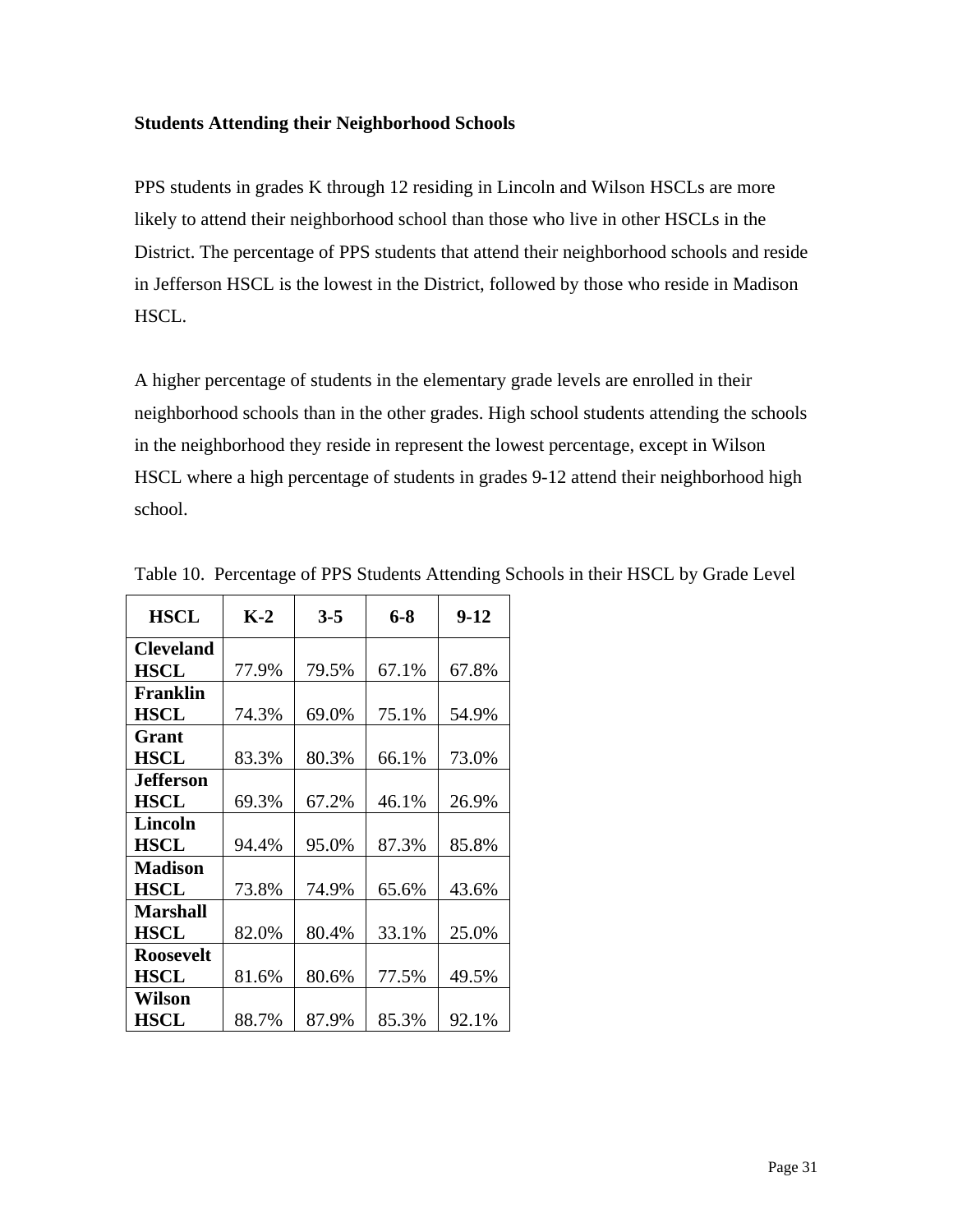### Students Attending their Neighborhood Schools

PPS students in grades K through 12 residing in Lincoln and Wilson HSCLs are more likely to attend their neighborhood school than those who live in other HSCLs in the District. The percentage of PPS students that attend their neighborhood schools and reside in Jefferson HSCL is the lowest in the District, followed by those who reside in Madison HSCL.

A higher percentage of students in the elementary grade levels are enrolled in their neighborhood schools than in the other grades. High school students attending the schools in the neighborhood they reside in represent the lowest percentage, except in Wilson HSCL where a high percentage of students in grades 9-12 attend their neighborhood high school.

Table 10. Percentage of PPS Students Attending Schools in their HSCL by Grade Level

| HSCL | K-2 | 3-5 | 6-8 | 9-12 |
|---|---|---|---|---|
| **Cleveland HSCL** | 77.9% | 79.5% | 67.1% | 67.8% |
| **Franklin HSCL** | 74.3% | 69.0% | 75.1% | 54.9% |
| **Grant HSCL** | 83.3% | 80.3% | 66.1% | 73.0% |
| **Jefferson HSCL** | 69.3% | 67.2% | 46.1% | 26.9% |
| **Lincoln HSCL** | 94.4% | 95.0% | 87.3% | 85.8% |
| **Madison HSCL** | 73.8% | 74.9% | 65.6% | 43.6% |
| **Marshall HSCL** | 82.0% | 80.4% | 33.1% | 25.0% |
| **Roosevelt HSCL** | 81.6% | 80.6% | 77.5% | 49.5% |
| **Wilson HSCL** | 88.7% | 87.9% | 85.3% | 92.1% |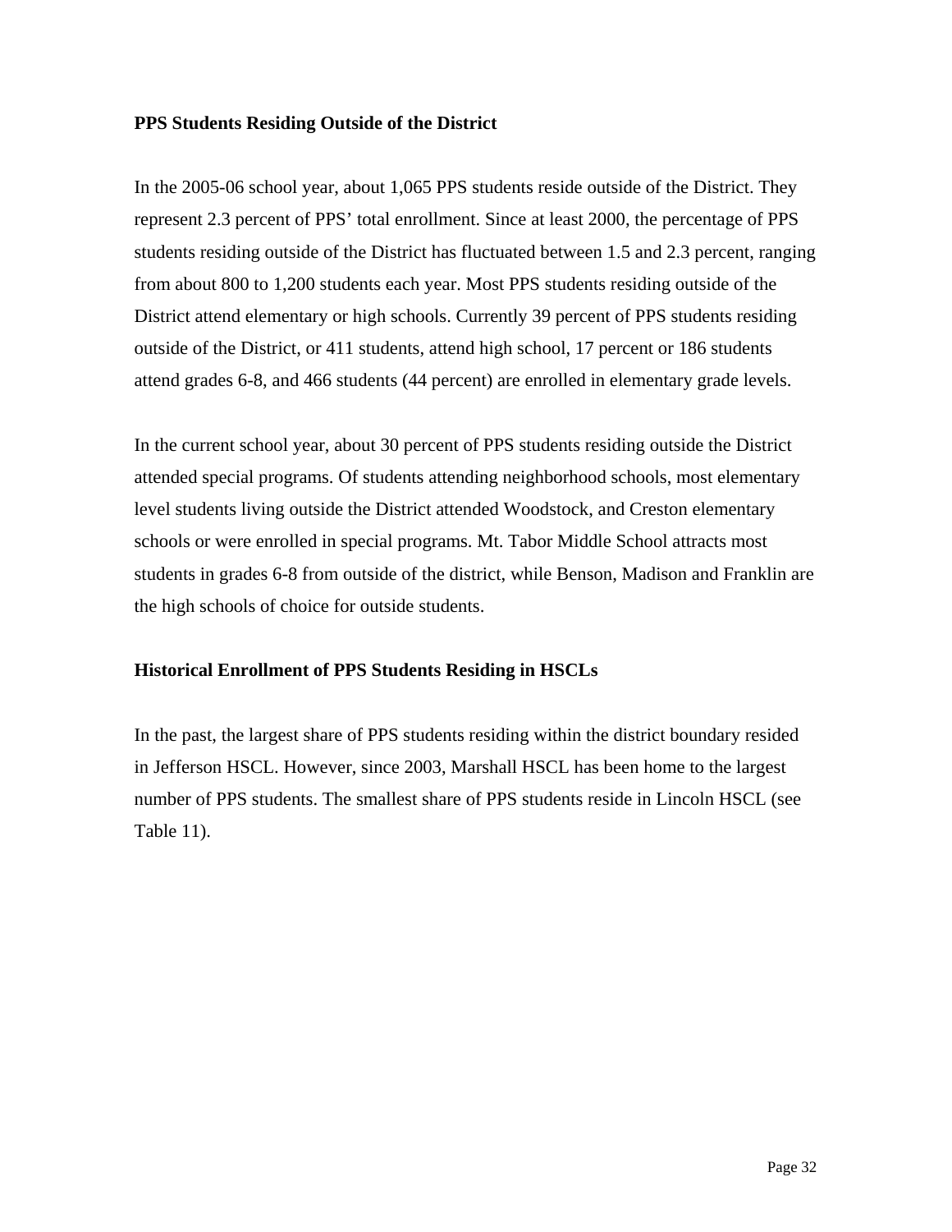**PPS Students Residing Outside of the District**

In the 2005-06 school year, about 1,065 PPS students reside outside of the District. They represent 2.3 percent of PPS' total enrollment. Since at least 2000, the percentage of PPS students residing outside of the District has fluctuated between 1.5 and 2.3 percent, ranging from about 800 to 1,200 students each year. Most PPS students residing outside of the District attend elementary or high schools. Currently 39 percent of PPS students residing outside of the District, or 411 students, attend high school, 17 percent or 186 students attend grades 6-8, and 466 students (44 percent) are enrolled in elementary grade levels.

In the current school year, about 30 percent of PPS students residing outside the District attended special programs. Of students attending neighborhood schools, most elementary level students living outside the District attended Woodstock, and Creston elementary schools or were enrolled in special programs. Mt. Tabor Middle School attracts most students in grades 6-8 from outside of the district, while Benson, Madison and Franklin are the high schools of choice for outside students.

**Historical Enrollment of PPS Students Residing in HSCLs**

In the past, the largest share of PPS students residing within the district boundary resided in Jefferson HSCL. However, since 2003, Marshall HSCL has been home to the largest number of PPS students. The smallest share of PPS students reside in Lincoln HSCL (see Table 11).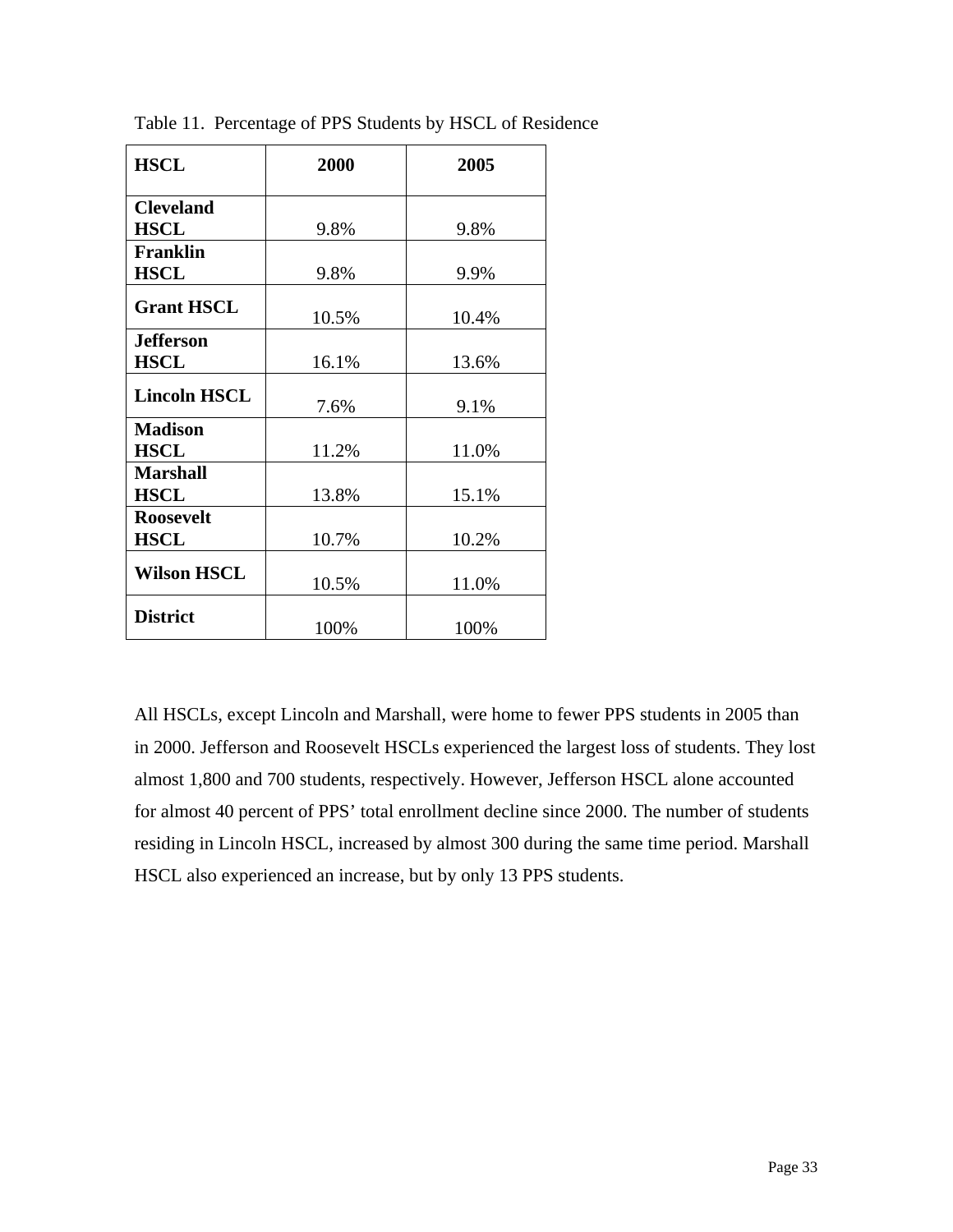Table 11. Percentage of PPS Students by HSCL of Residence

| HSCL | 2000 | 2005 |
|---|---|---|
| **Cleveland HSCL** | 9.8% | 9.8% |
| **Franklin HSCL** | 9.8% | 9.9% |
| **Grant HSCL** | 10.5% | 10.4% |
| **Jefferson HSCL** | 16.1% | 13.6% |
| **Lincoln HSCL** | 7.6% | 9.1% |
| **Madison HSCL** | 11.2% | 11.0% |
| **Marshall HSCL** | 13.8% | 15.1% |
| **Roosevelt HSCL** | 10.7% | 10.2% |
| **Wilson HSCL** | 10.5% | 11.0% |
| **District** | 100% | 100% |

All HSCLs, except Lincoln and Marshall, were home to fewer PPS students in 2005 than in 2000. Jefferson and Roosevelt HSCLs experienced the largest loss of students. They lost almost 1,800 and 700 students, respectively. However, Jefferson HSCL alone accounted for almost 40 percent of PPS' total enrollment decline since 2000. The number of students residing in Lincoln HSCL, increased by almost 300 during the same time period. Marshall HSCL also experienced an increase, but by only 13 PPS students.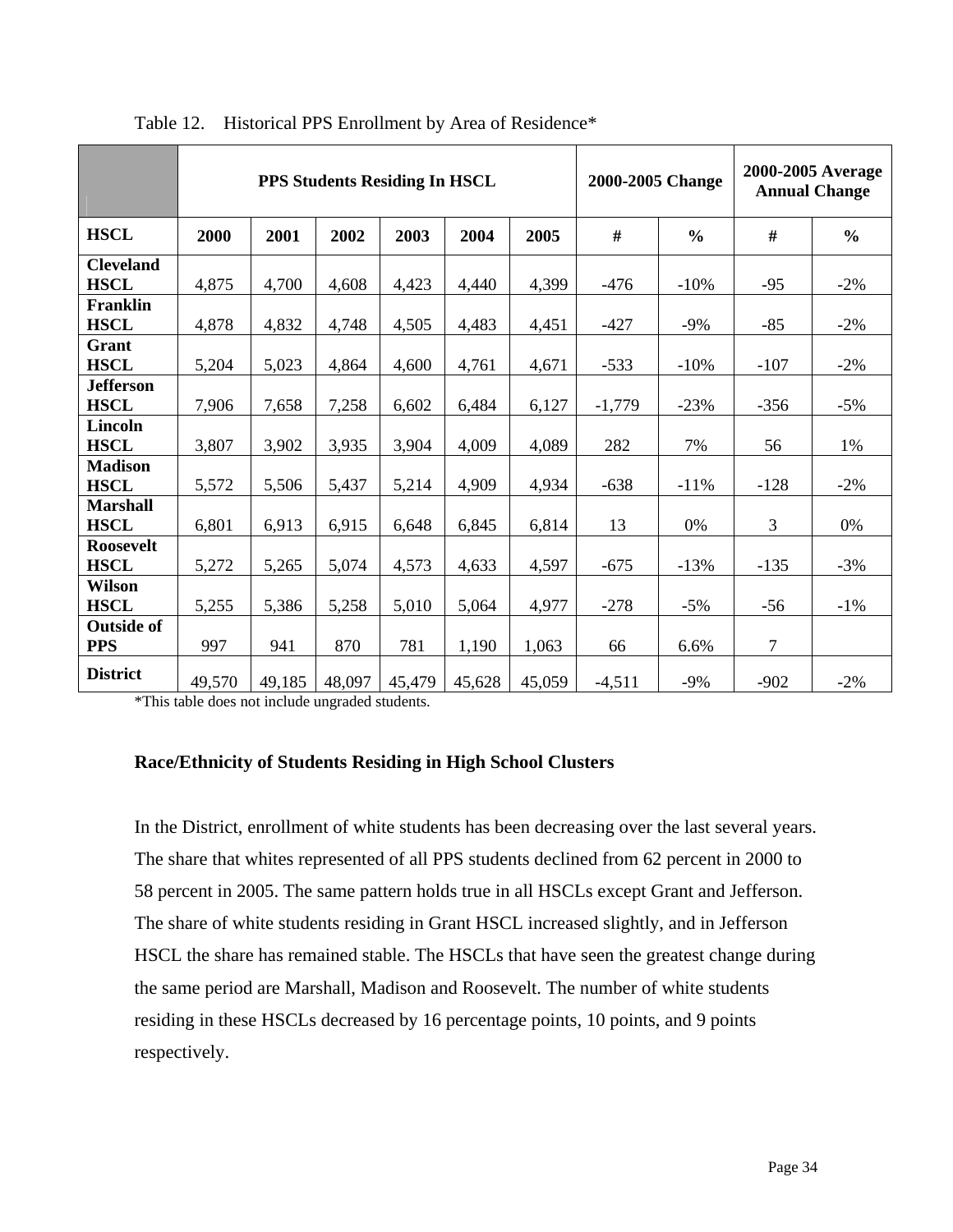Table 12. Historical PPS Enrollment by Area of Residence*

| | PPS Students Residing In HSCL | | | | | | 2000-2005 Change | | 2000-2005 Average Annual Change | |
|---|---|---|---|---|---|---|---|---|---|---|
| **HSCL** | **2000** | **2001** | **2002** | **2003** | **2004** | **2005** | **#** | **%** | **#** | **%** |
| **Cleveland HSCL** | 4,875 | 4,700 | 4,608 | 4,423 | 4,440 | 4,399 | -476 | -10% | -95 | -2% |
| **Franklin HSCL** | 4,878 | 4,832 | 4,748 | 4,505 | 4,483 | 4,451 | -427 | -9% | -85 | -2% |
| **Grant HSCL** | 5,204 | 5,023 | 4,864 | 4,600 | 4,761 | 4,671 | -533 | -10% | -107 | -2% |
| **Jefferson HSCL** | 7,906 | 7,658 | 7,258 | 6,602 | 6,484 | 6,127 | -1,779 | -23% | -356 | -5% |
| **Lincoln HSCL** | 3,807 | 3,902 | 3,935 | 3,904 | 4,009 | 4,089 | 282 | 7% | 56 | 1% |
| **Madison HSCL** | 5,572 | 5,506 | 5,437 | 5,214 | 4,909 | 4,934 | -638 | -11% | -128 | -2% |
| **Marshall HSCL** | 6,801 | 6,913 | 6,915 | 6,648 | 6,845 | 6,814 | 13 | 0% | 3 | 0% |
| **Roosevelt HSCL** | 5,272 | 5,265 | 5,074 | 4,573 | 4,633 | 4,597 | -675 | -13% | -135 | -3% |
| **Wilson HSCL** | 5,255 | 5,386 | 5,258 | 5,010 | 5,064 | 4,977 | -278 | -5% | -56 | -1% |
| **Outside of PPS** | 997 | 941 | 870 | 781 | 1,190 | 1,063 | 66 | 6.6% | 7 | |
| **District** | 49,570 | 49,185 | 48,097 | 45,479 | 45,628 | 45,059 | -4,511 | -9% | -902 | -2% |

*This table does not include ungraded students.

### Race/Ethnicity of Students Residing in High School Clusters

In the District, enrollment of white students has been decreasing over the last several years. The share that whites represented of all PPS students declined from 62 percent in 2000 to 58 percent in 2005. The same pattern holds true in all HSCLs except Grant and Jefferson. The share of white students residing in Grant HSCL increased slightly, and in Jefferson HSCL the share has remained stable. The HSCLs that have seen the greatest change during the same period are Marshall, Madison and Roosevelt. The number of white students residing in these HSCLs decreased by 16 percentage points, 10 points, and 9 points respectively.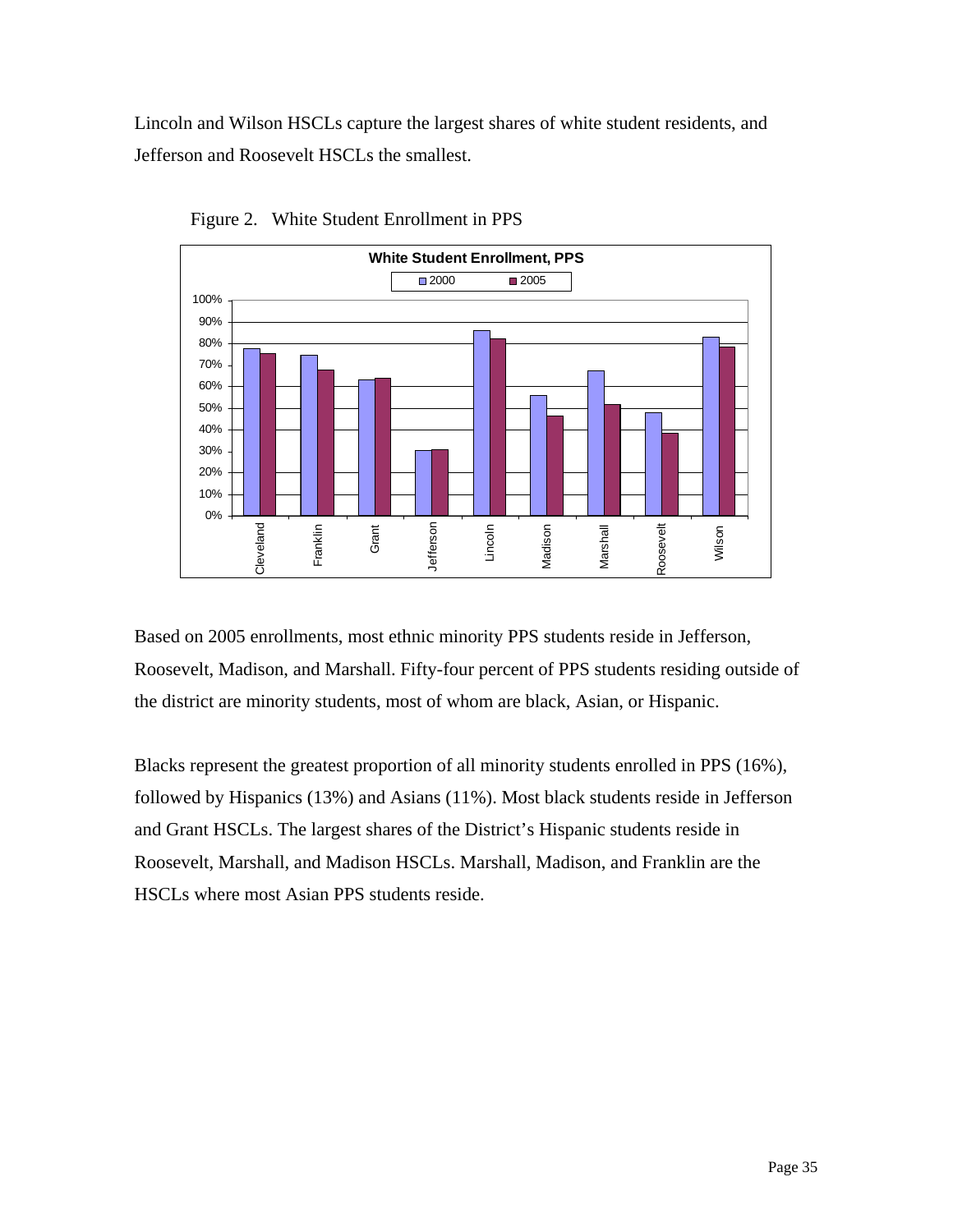Lincoln and Wilson HSCLs capture the largest shares of white student residents, and Jefferson and Roosevelt HSCLs the smallest.

Figure 2. White Student Enrollment in PPS

Based on 2005 enrollments, most ethnic minority PPS students reside in Jefferson, Roosevelt, Madison, and Marshall. Fifty-four percent of PPS students residing outside of the district are minority students, most of whom are black, Asian, or Hispanic.

Blacks represent the greatest proportion of all minority students enrolled in PPS (16%), followed by Hispanics (13%) and Asians (11%). Most black students reside in Jefferson and Grant HSCLs. The largest shares of the District's Hispanic students reside in Roosevelt, Marshall, and Madison HSCLs. Marshall, Madison, and Franklin are the HSCLs where most Asian PPS students reside.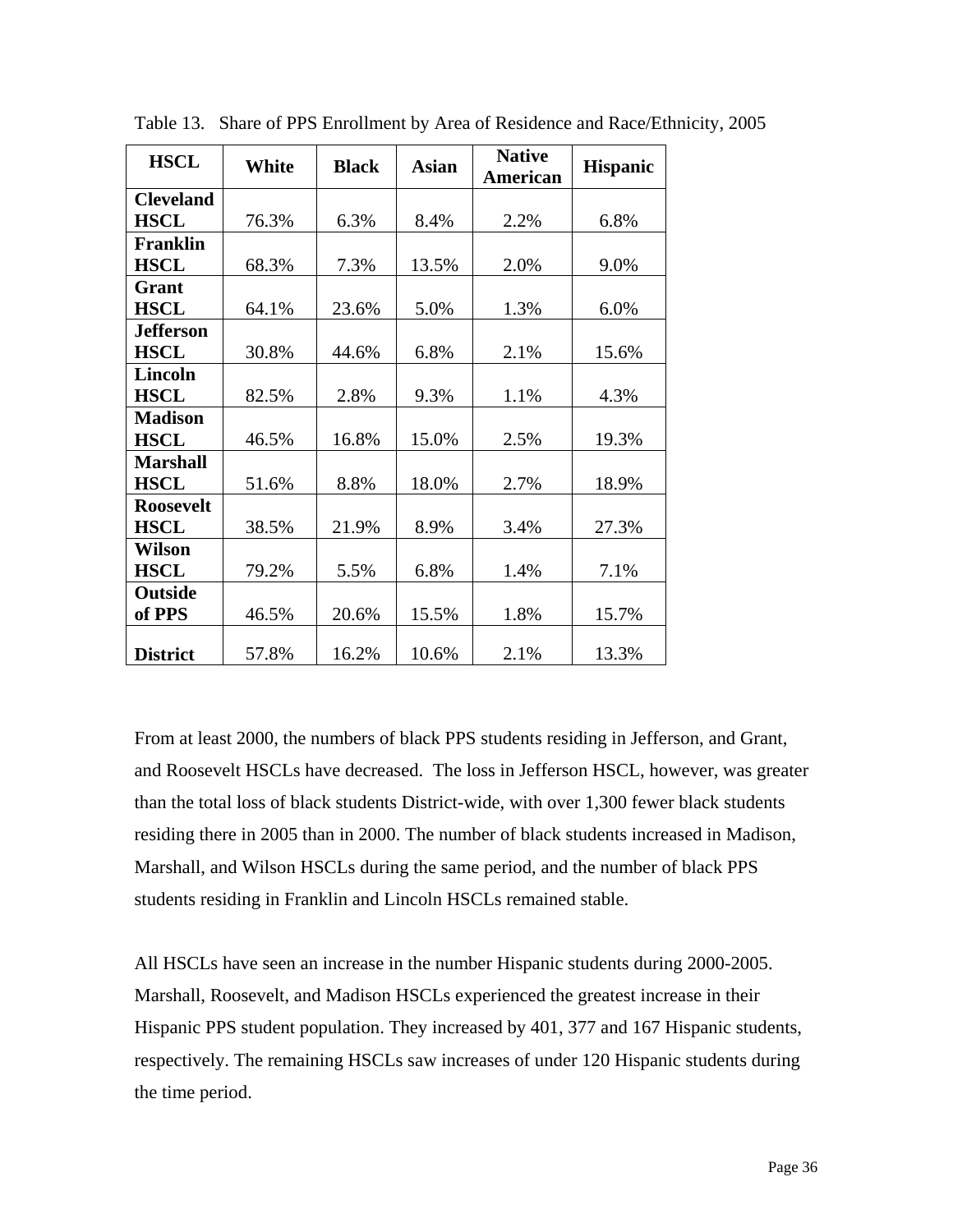Table 13. Share of PPS Enrollment by Area of Residence and Race/Ethnicity, 2005

| HSCL | White | Black | Asian | Native American | Hispanic |
|---|---|---|---|---|---|
| **Cleveland HSCL** | 76.3% | 6.3% | 8.4% | 2.2% | 6.8% |
| **Franklin HSCL** | 68.3% | 7.3% | 13.5% | 2.0% | 9.0% |
| **Grant HSCL** | 64.1% | 23.6% | 5.0% | 1.3% | 6.0% |
| **Jefferson HSCL** | 30.8% | 44.6% | 6.8% | 2.1% | 15.6% |
| **Lincoln HSCL** | 82.5% | 2.8% | 9.3% | 1.1% | 4.3% |
| **Madison HSCL** | 46.5% | 16.8% | 15.0% | 2.5% | 19.3% |
| **Marshall HSCL** | 51.6% | 8.8% | 18.0% | 2.7% | 18.9% |
| **Roosevelt HSCL** | 38.5% | 21.9% | 8.9% | 3.4% | 27.3% |
| **Wilson HSCL** | 79.2% | 5.5% | 6.8% | 1.4% | 7.1% |
| **Outside of PPS** | 46.5% | 20.6% | 15.5% | 1.8% | 15.7% |
| **District** | 57.8% | 16.2% | 10.6% | 2.1% | 13.3% |

From at least 2000, the numbers of black PPS students residing in Jefferson, and Grant, and Roosevelt HSCLs have decreased. The loss in Jefferson HSCL, however, was greater than the total loss of black students District-wide, with over 1,300 fewer black students residing there in 2005 than in 2000. The number of black students increased in Madison, Marshall, and Wilson HSCLs during the same period, and the number of black PPS students residing in Franklin and Lincoln HSCLs remained stable.

All HSCLs have seen an increase in the number Hispanic students during 2000-2005. Marshall, Roosevelt, and Madison HSCLs experienced the greatest increase in their Hispanic PPS student population. They increased by 401, 377 and 167 Hispanic students, respectively. The remaining HSCLs saw increases of under 120 Hispanic students during the time period.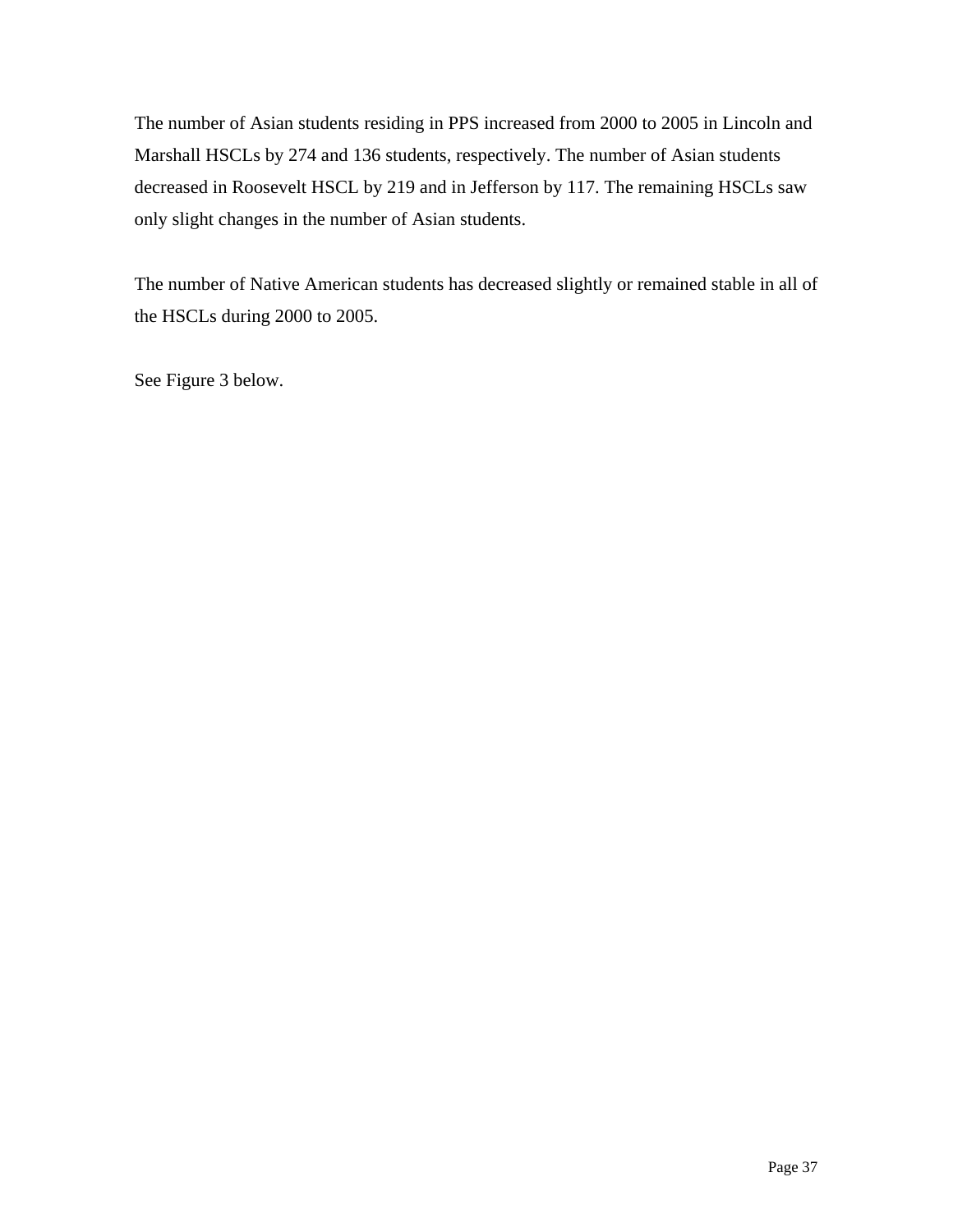The number of Asian students residing in PPS increased from 2000 to 2005 in Lincoln and Marshall HSCLs by 274 and 136 students, respectively. The number of Asian students decreased in Roosevelt HSCL by 219 and in Jefferson by 117. The remaining HSCLs saw only slight changes in the number of Asian students.

The number of Native American students has decreased slightly or remained stable in all of the HSCLs during 2000 to 2005.

See Figure 3 below.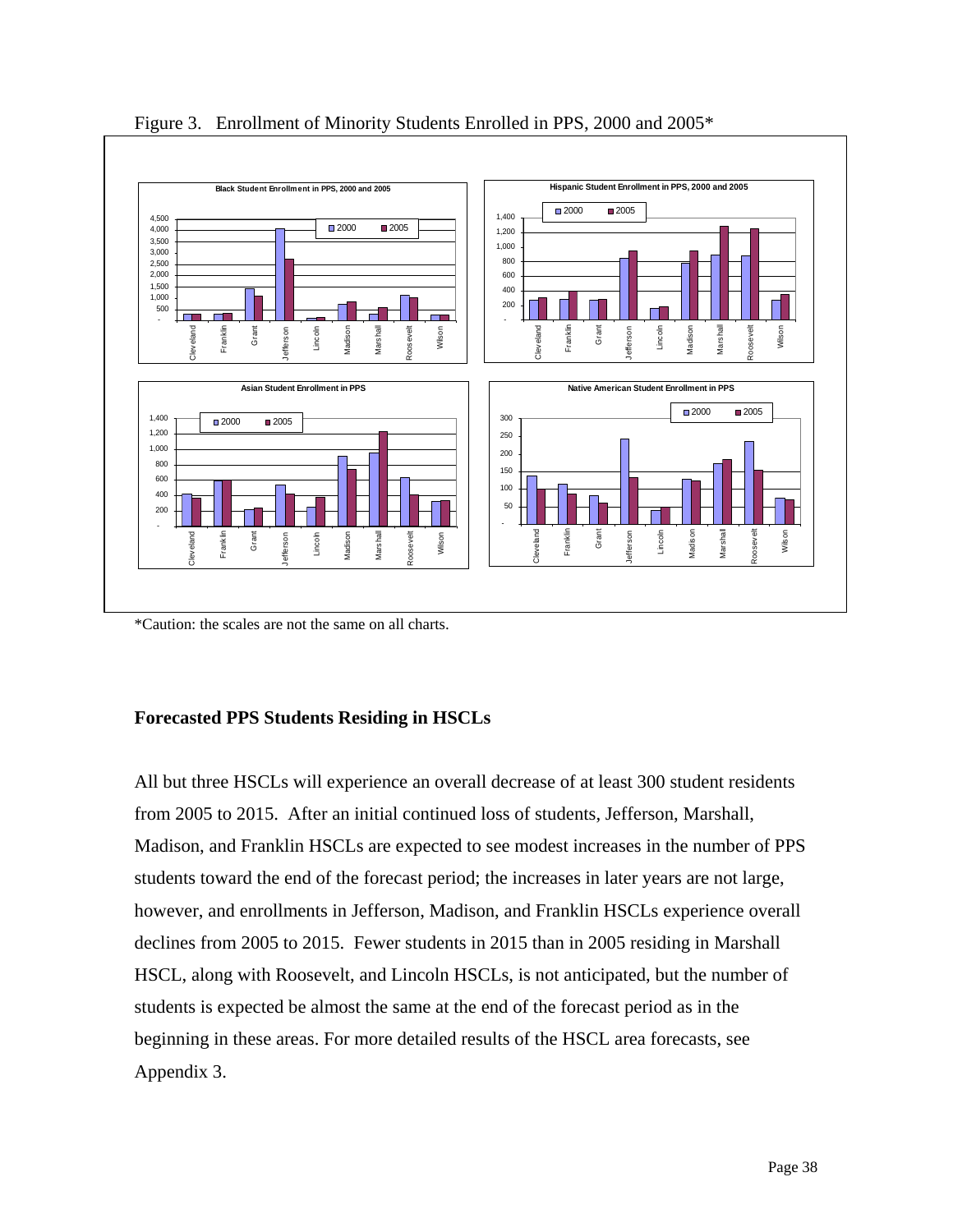Figure 3. Enrollment of Minority Students Enrolled in PPS, 2000 and 2005*

*Caution: the scales are not the same on all charts.

### Forecasted PPS Students Residing in HSCLs

All but three HSCLs will experience an overall decrease of at least 300 student residents from 2005 to 2015. After an initial continued loss of students, Jefferson, Marshall, Madison, and Franklin HSCLs are expected to see modest increases in the number of PPS students toward the end of the forecast period; the increases in later years are not large, however, and enrollments in Jefferson, Madison, and Franklin HSCLs experience overall declines from 2005 to 2015. Fewer students in 2015 than in 2005 residing in Marshall HSCL, along with Roosevelt, and Lincoln HSCLs, is not anticipated, but the number of students is expected be almost the same at the end of the forecast period as in the beginning in these areas. For more detailed results of the HSCL area forecasts, see Appendix 3.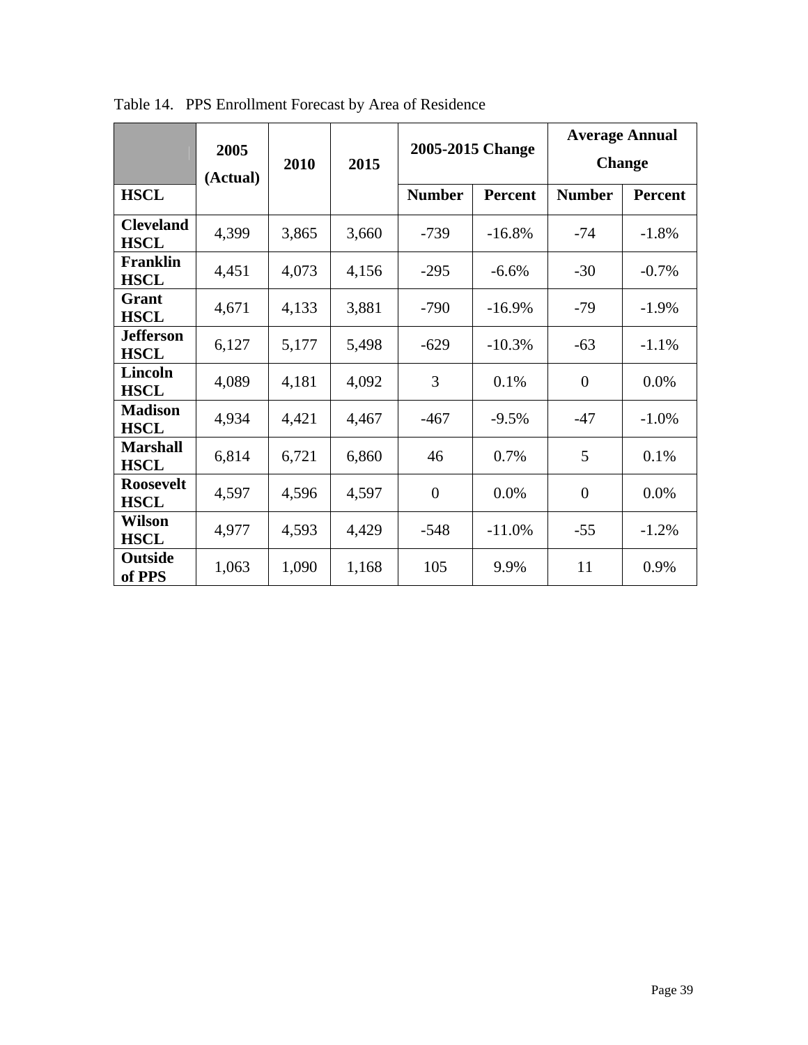Table 14. PPS Enrollment Forecast by Area of Residence

| HSCL | 2005 (Actual) | 2010 | 2015 | 2005-2015 Change | | Average Annual Change | |
|---|---|---|---|---|---|---|---|
| | | | | Number | Percent | Number | Percent |
| **Cleveland HSCL** | 4,399 | 3,865 | 3,660 | -739 | -16.8% | -74 | -1.8% |
| **Franklin HSCL** | 4,451 | 4,073 | 4,156 | -295 | -6.6% | -30 | -0.7% |
| **Grant HSCL** | 4,671 | 4,133 | 3,881 | -790 | -16.9% | -79 | -1.9% |
| **Jefferson HSCL** | 6,127 | 5,177 | 5,498 | -629 | -10.3% | -63 | -1.1% |
| **Lincoln HSCL** | 4,089 | 4,181 | 4,092 | 3 | 0.1% | 0 | 0.0% |
| **Madison HSCL** | 4,934 | 4,421 | 4,467 | -467 | -9.5% | -47 | -1.0% |
| **Marshall HSCL** | 6,814 | 6,721 | 6,860 | 46 | 0.7% | 5 | 0.1% |
| **Roosevelt HSCL** | 4,597 | 4,596 | 4,597 | 0 | 0.0% | 0 | 0.0% |
| **Wilson HSCL** | 4,977 | 4,593 | 4,429 | -548 | -11.0% | -55 | -1.2% |
| **Outside of PPS** | 1,063 | 1,090 | 1,168 | 105 | 9.9% | 11 | 0.9% |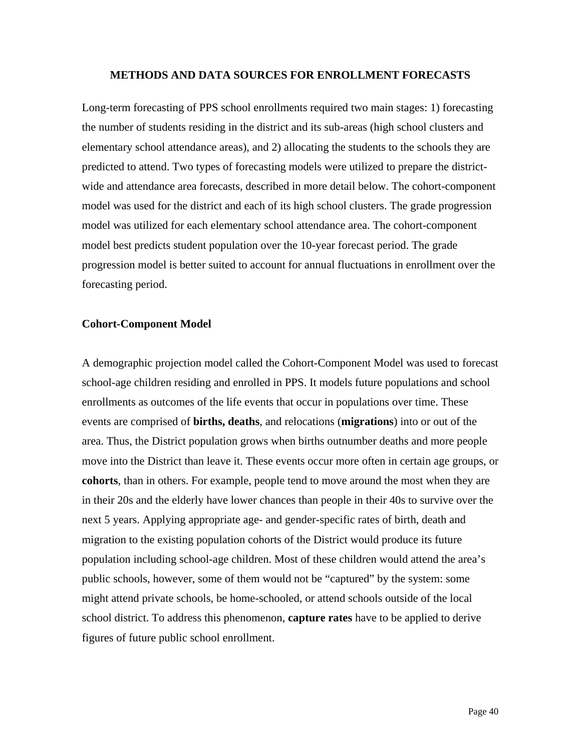## METHODS AND DATA SOURCES FOR ENROLLMENT FORECASTS

Long-term forecasting of PPS school enrollments required two main stages: 1) forecasting the number of students residing in the district and its sub-areas (high school clusters and elementary school attendance areas), and 2) allocating the students to the schools they are predicted to attend. Two types of forecasting models were utilized to prepare the district-wide and attendance area forecasts, described in more detail below. The cohort-component model was used for the district and each of its high school clusters. The grade progression model was utilized for each elementary school attendance area. The cohort-component model best predicts student population over the 10-year forecast period. The grade progression model is better suited to account for annual fluctuations in enrollment over the forecasting period.

### Cohort-Component Model

A demographic projection model called the Cohort-Component Model was used to forecast school-age children residing and enrolled in PPS. It models future populations and school enrollments as outcomes of the life events that occur in populations over time. These events are comprised of **births, deaths**, and relocations (**migrations**) into or out of the area. Thus, the District population grows when births outnumber deaths and more people move into the District than leave it. These events occur more often in certain age groups, or **cohorts**, than in others. For example, people tend to move around the most when they are in their 20s and the elderly have lower chances than people in their 40s to survive over the next 5 years. Applying appropriate age- and gender-specific rates of birth, death and migration to the existing population cohorts of the District would produce its future population including school-age children. Most of these children would attend the area's public schools, however, some of them would not be "captured" by the system: some might attend private schools, be home-schooled, or attend schools outside of the local school district. To address this phenomenon, **capture rates** have to be applied to derive figures of future public school enrollment.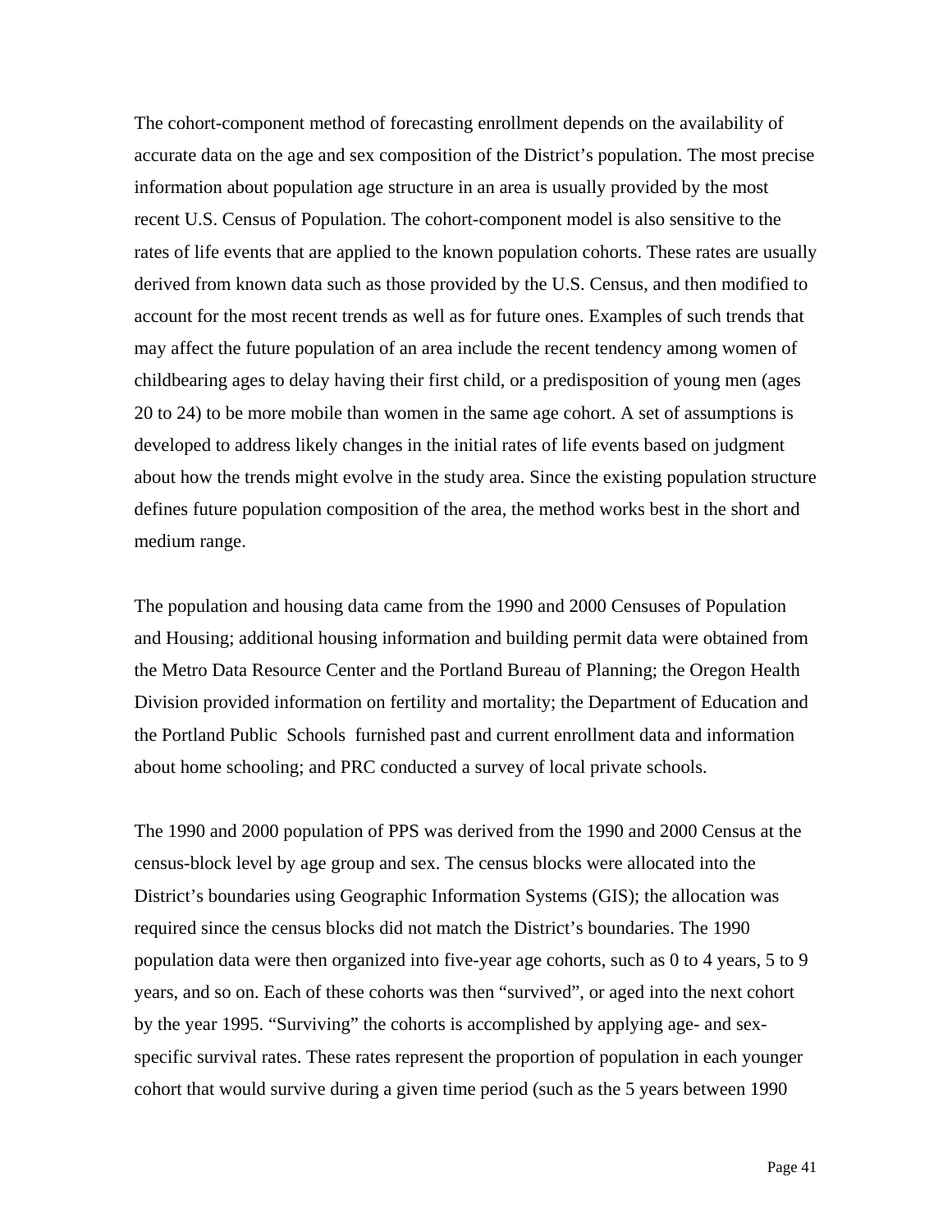The cohort-component method of forecasting enrollment depends on the availability of accurate data on the age and sex composition of the District's population. The most precise information about population age structure in an area is usually provided by the most recent U.S. Census of Population. The cohort-component model is also sensitive to the rates of life events that are applied to the known population cohorts. These rates are usually derived from known data such as those provided by the U.S. Census, and then modified to account for the most recent trends as well as for future ones. Examples of such trends that may affect the future population of an area include the recent tendency among women of childbearing ages to delay having their first child, or a predisposition of young men (ages 20 to 24) to be more mobile than women in the same age cohort. A set of assumptions is developed to address likely changes in the initial rates of life events based on judgment about how the trends might evolve in the study area. Since the existing population structure defines future population composition of the area, the method works best in the short and medium range.

The population and housing data came from the 1990 and 2000 Censuses of Population and Housing; additional housing information and building permit data were obtained from the Metro Data Resource Center and the Portland Bureau of Planning; the Oregon Health Division provided information on fertility and mortality; the Department of Education and the Portland Public Schools furnished past and current enrollment data and information about home schooling; and PRC conducted a survey of local private schools.

The 1990 and 2000 population of PPS was derived from the 1990 and 2000 Census at the census-block level by age group and sex. The census blocks were allocated into the District's boundaries using Geographic Information Systems (GIS); the allocation was required since the census blocks did not match the District's boundaries. The 1990 population data were then organized into five-year age cohorts, such as 0 to 4 years, 5 to 9 years, and so on. Each of these cohorts was then "survived", or aged into the next cohort by the year 1995. "Surviving" the cohorts is accomplished by applying age- and sex-specific survival rates. These rates represent the proportion of population in each younger cohort that would survive during a given time period (such as the 5 years between 1990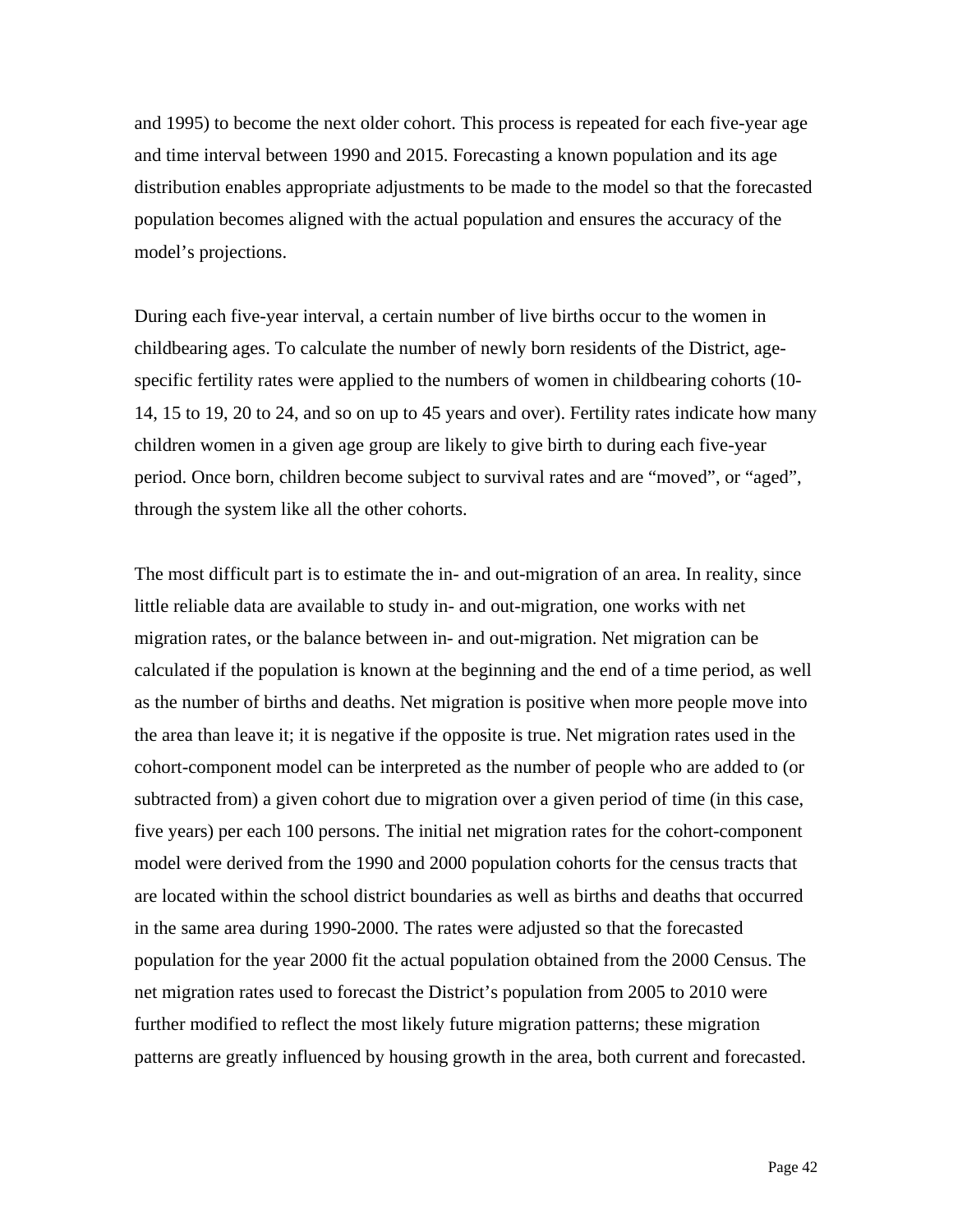and 1995) to become the next older cohort. This process is repeated for each five-year age and time interval between 1990 and 2015. Forecasting a known population and its age distribution enables appropriate adjustments to be made to the model so that the forecasted population becomes aligned with the actual population and ensures the accuracy of the model's projections.

During each five-year interval, a certain number of live births occur to the women in childbearing ages. To calculate the number of newly born residents of the District, age-specific fertility rates were applied to the numbers of women in childbearing cohorts (10-14, 15 to 19, 20 to 24, and so on up to 45 years and over). Fertility rates indicate how many children women in a given age group are likely to give birth to during each five-year period. Once born, children become subject to survival rates and are "moved", or "aged", through the system like all the other cohorts.

The most difficult part is to estimate the in- and out-migration of an area. In reality, since little reliable data are available to study in- and out-migration, one works with net migration rates, or the balance between in- and out-migration. Net migration can be calculated if the population is known at the beginning and the end of a time period, as well as the number of births and deaths. Net migration is positive when more people move into the area than leave it; it is negative if the opposite is true. Net migration rates used in the cohort-component model can be interpreted as the number of people who are added to (or subtracted from) a given cohort due to migration over a given period of time (in this case, five years) per each 100 persons. The initial net migration rates for the cohort-component model were derived from the 1990 and 2000 population cohorts for the census tracts that are located within the school district boundaries as well as births and deaths that occurred in the same area during 1990-2000. The rates were adjusted so that the forecasted population for the year 2000 fit the actual population obtained from the 2000 Census. The net migration rates used to forecast the District's population from 2005 to 2010 were further modified to reflect the most likely future migration patterns; these migration patterns are greatly influenced by housing growth in the area, both current and forecasted.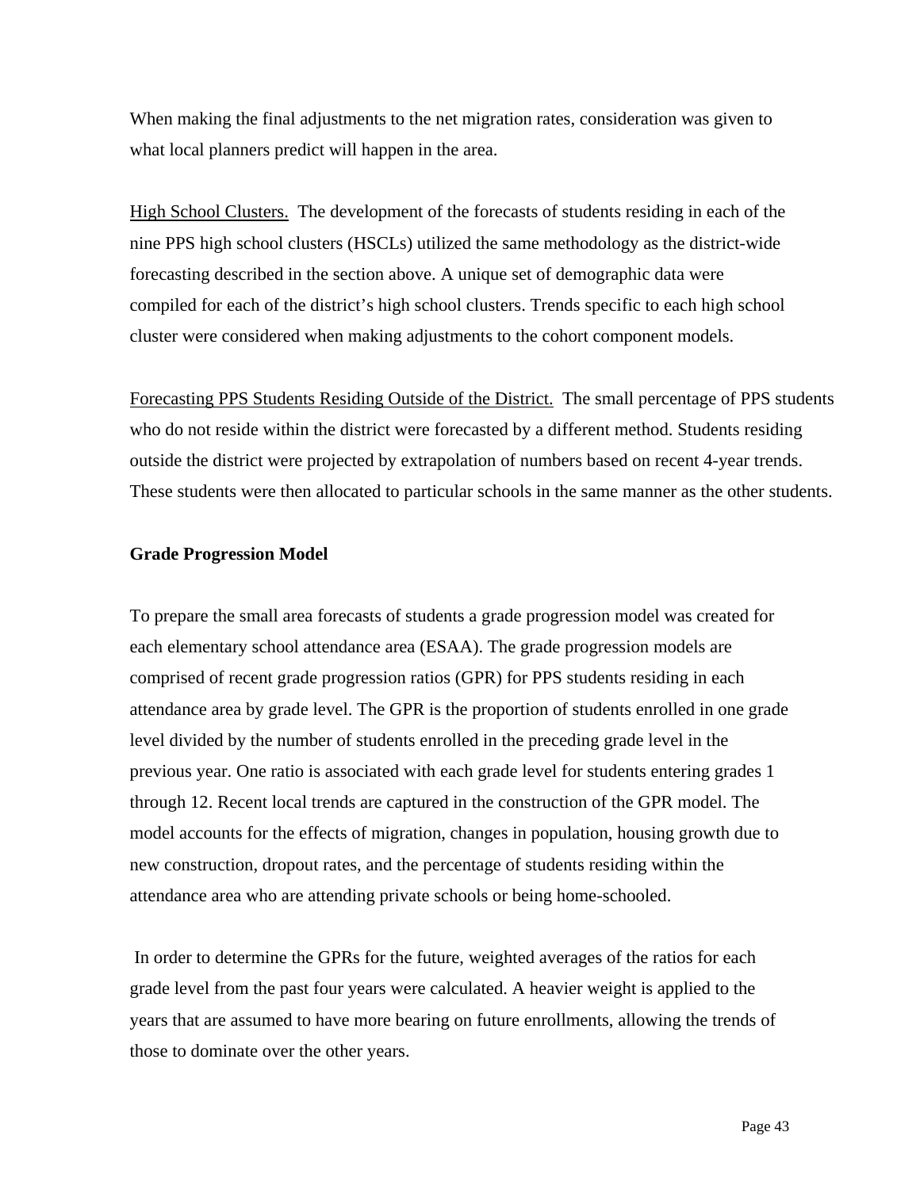When making the final adjustments to the net migration rates, consideration was given to what local planners predict will happen in the area.

<u>High School Clusters.</u> The development of the forecasts of students residing in each of the nine PPS high school clusters (HSCLs) utilized the same methodology as the district-wide forecasting described in the section above. A unique set of demographic data were compiled for each of the district's high school clusters. Trends specific to each high school cluster were considered when making adjustments to the cohort component models.

<u>Forecasting PPS Students Residing Outside of the District.</u> The small percentage of PPS students who do not reside within the district were forecasted by a different method. Students residing outside the district were projected by extrapolation of numbers based on recent 4-year trends. These students were then allocated to particular schools in the same manner as the other students.

**Grade Progression Model**

To prepare the small area forecasts of students a grade progression model was created for each elementary school attendance area (ESAA). The grade progression models are comprised of recent grade progression ratios (GPR) for PPS students residing in each attendance area by grade level. The GPR is the proportion of students enrolled in one grade level divided by the number of students enrolled in the preceding grade level in the previous year. One ratio is associated with each grade level for students entering grades 1 through 12. Recent local trends are captured in the construction of the GPR model. The model accounts for the effects of migration, changes in population, housing growth due to new construction, dropout rates, and the percentage of students residing within the attendance area who are attending private schools or being home-schooled.

In order to determine the GPRs for the future, weighted averages of the ratios for each grade level from the past four years were calculated. A heavier weight is applied to the years that are assumed to have more bearing on future enrollments, allowing the trends of those to dominate over the other years.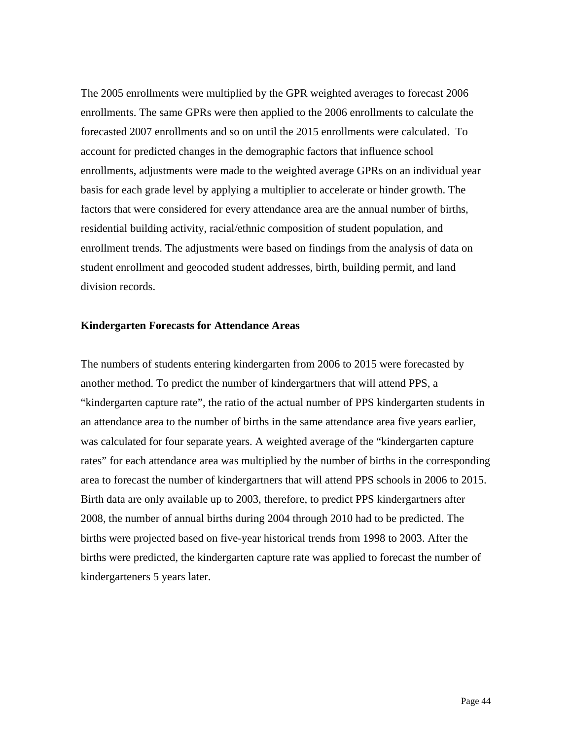The 2005 enrollments were multiplied by the GPR weighted averages to forecast 2006 enrollments. The same GPRs were then applied to the 2006 enrollments to calculate the forecasted 2007 enrollments and so on until the 2015 enrollments were calculated. To account for predicted changes in the demographic factors that influence school enrollments, adjustments were made to the weighted average GPRs on an individual year basis for each grade level by applying a multiplier to accelerate or hinder growth. The factors that were considered for every attendance area are the annual number of births, residential building activity, racial/ethnic composition of student population, and enrollment trends. The adjustments were based on findings from the analysis of data on student enrollment and geocoded student addresses, birth, building permit, and land division records.

**Kindergarten Forecasts for Attendance Areas**

The numbers of students entering kindergarten from 2006 to 2015 were forecasted by another method. To predict the number of kindergartners that will attend PPS, a "kindergarten capture rate", the ratio of the actual number of PPS kindergarten students in an attendance area to the number of births in the same attendance area five years earlier, was calculated for four separate years. A weighted average of the "kindergarten capture rates" for each attendance area was multiplied by the number of births in the corresponding area to forecast the number of kindergartners that will attend PPS schools in 2006 to 2015. Birth data are only available up to 2003, therefore, to predict PPS kindergartners after 2008, the number of annual births during 2004 through 2010 had to be predicted. The births were projected based on five-year historical trends from 1998 to 2003. After the births were predicted, the kindergarten capture rate was applied to forecast the number of kindergarteners 5 years later.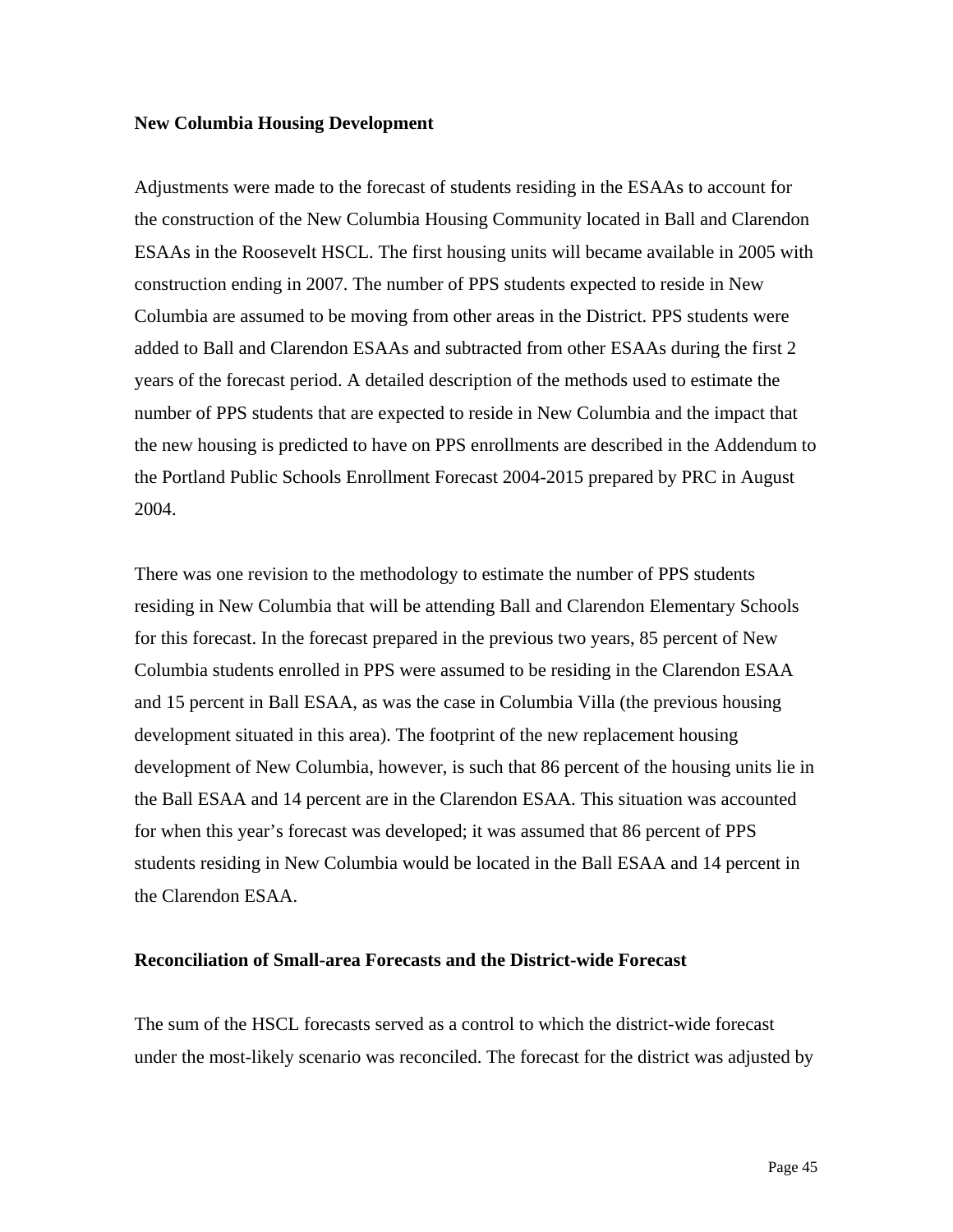**New Columbia Housing Development**

Adjustments were made to the forecast of students residing in the ESAAs to account for the construction of the New Columbia Housing Community located in Ball and Clarendon ESAAs in the Roosevelt HSCL. The first housing units will became available in 2005 with construction ending in 2007. The number of PPS students expected to reside in New Columbia are assumed to be moving from other areas in the District. PPS students were added to Ball and Clarendon ESAAs and subtracted from other ESAAs during the first 2 years of the forecast period. A detailed description of the methods used to estimate the number of PPS students that are expected to reside in New Columbia and the impact that the new housing is predicted to have on PPS enrollments are described in the Addendum to the Portland Public Schools Enrollment Forecast 2004-2015 prepared by PRC in August 2004.

There was one revision to the methodology to estimate the number of PPS students residing in New Columbia that will be attending Ball and Clarendon Elementary Schools for this forecast. In the forecast prepared in the previous two years, 85 percent of New Columbia students enrolled in PPS were assumed to be residing in the Clarendon ESAA and 15 percent in Ball ESAA, as was the case in Columbia Villa (the previous housing development situated in this area). The footprint of the new replacement housing development of New Columbia, however, is such that 86 percent of the housing units lie in the Ball ESAA and 14 percent are in the Clarendon ESAA. This situation was accounted for when this year's forecast was developed; it was assumed that 86 percent of PPS students residing in New Columbia would be located in the Ball ESAA and 14 percent in the Clarendon ESAA.

**Reconciliation of Small-area Forecasts and the District-wide Forecast**

The sum of the HSCL forecasts served as a control to which the district-wide forecast under the most-likely scenario was reconciled. The forecast for the district was adjusted by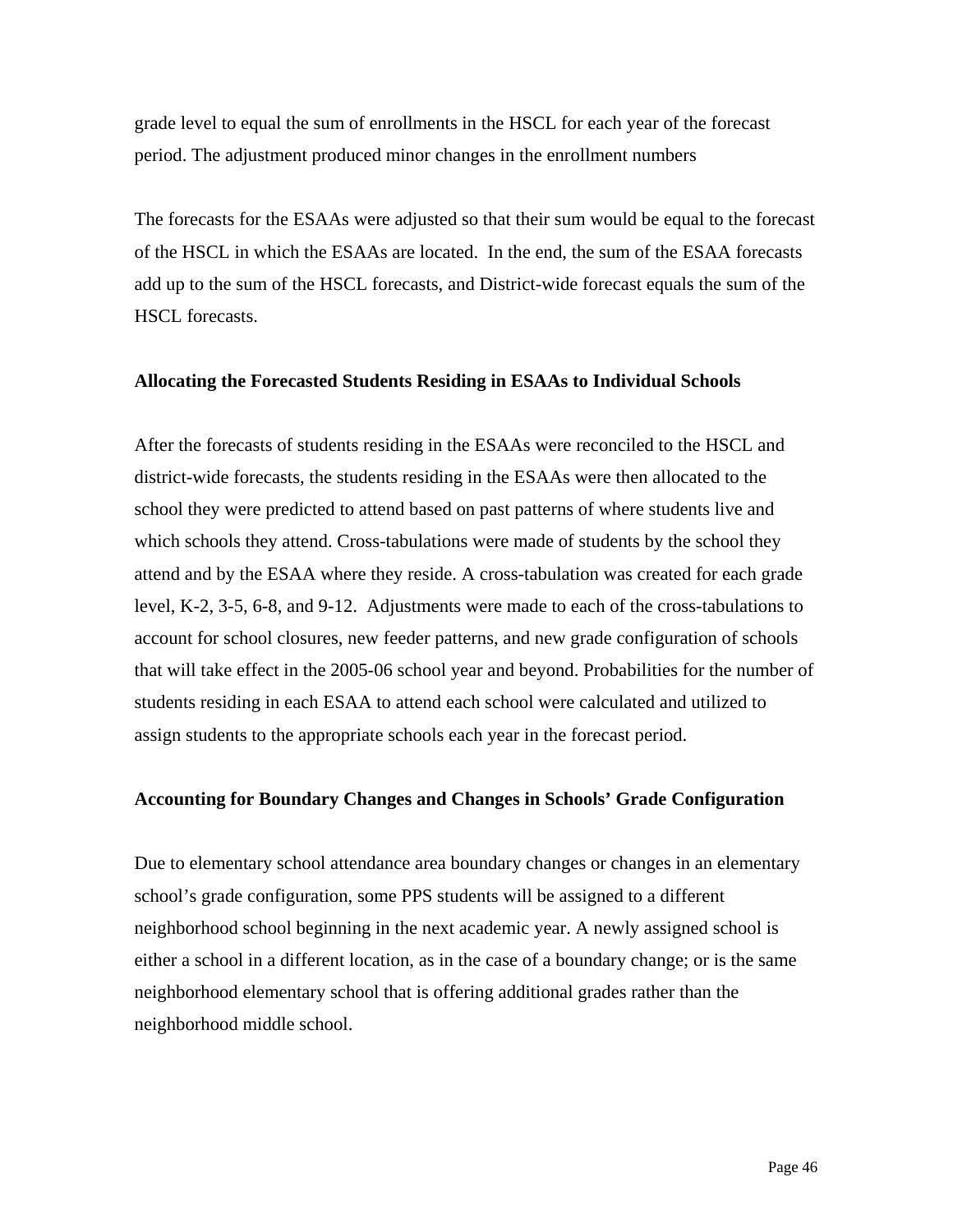grade level to equal the sum of enrollments in the HSCL for each year of the forecast period. The adjustment produced minor changes in the enrollment numbers

The forecasts for the ESAAs were adjusted so that their sum would be equal to the forecast of the HSCL in which the ESAAs are located. In the end, the sum of the ESAA forecasts add up to the sum of the HSCL forecasts, and District-wide forecast equals the sum of the HSCL forecasts.

**Allocating the Forecasted Students Residing in ESAAs to Individual Schools**

After the forecasts of students residing in the ESAAs were reconciled to the HSCL and district-wide forecasts, the students residing in the ESAAs were then allocated to the school they were predicted to attend based on past patterns of where students live and which schools they attend. Cross-tabulations were made of students by the school they attend and by the ESAA where they reside. A cross-tabulation was created for each grade level, K-2, 3-5, 6-8, and 9-12. Adjustments were made to each of the cross-tabulations to account for school closures, new feeder patterns, and new grade configuration of schools that will take effect in the 2005-06 school year and beyond. Probabilities for the number of students residing in each ESAA to attend each school were calculated and utilized to assign students to the appropriate schools each year in the forecast period.

**Accounting for Boundary Changes and Changes in Schools' Grade Configuration**

Due to elementary school attendance area boundary changes or changes in an elementary school's grade configuration, some PPS students will be assigned to a different neighborhood school beginning in the next academic year. A newly assigned school is either a school in a different location, as in the case of a boundary change; or is the same neighborhood elementary school that is offering additional grades rather than the neighborhood middle school.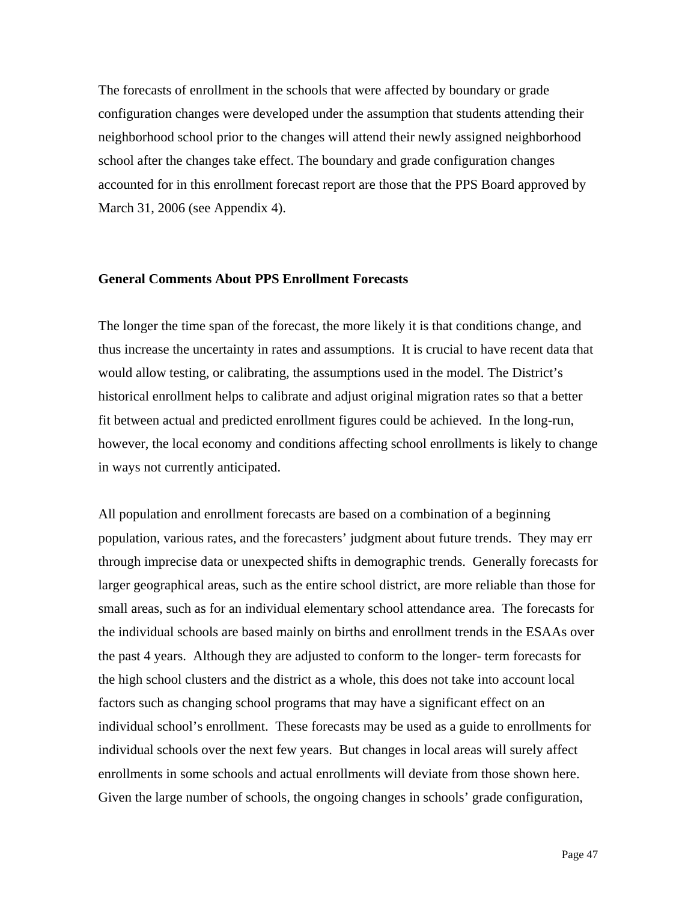The forecasts of enrollment in the schools that were affected by boundary or grade configuration changes were developed under the assumption that students attending their neighborhood school prior to the changes will attend their newly assigned neighborhood school after the changes take effect. The boundary and grade configuration changes accounted for in this enrollment forecast report are those that the PPS Board approved by March 31, 2006 (see Appendix 4).

**General Comments About PPS Enrollment Forecasts**

The longer the time span of the forecast, the more likely it is that conditions change, and thus increase the uncertainty in rates and assumptions. It is crucial to have recent data that would allow testing, or calibrating, the assumptions used in the model. The District's historical enrollment helps to calibrate and adjust original migration rates so that a better fit between actual and predicted enrollment figures could be achieved. In the long-run, however, the local economy and conditions affecting school enrollments is likely to change in ways not currently anticipated.

All population and enrollment forecasts are based on a combination of a beginning population, various rates, and the forecasters' judgment about future trends. They may err through imprecise data or unexpected shifts in demographic trends. Generally forecasts for larger geographical areas, such as the entire school district, are more reliable than those for small areas, such as for an individual elementary school attendance area. The forecasts for the individual schools are based mainly on births and enrollment trends in the ESAAs over the past 4 years. Although they are adjusted to conform to the longer- term forecasts for the high school clusters and the district as a whole, this does not take into account local factors such as changing school programs that may have a significant effect on an individual school's enrollment. These forecasts may be used as a guide to enrollments for individual schools over the next few years. But changes in local areas will surely affect enrollments in some schools and actual enrollments will deviate from those shown here. Given the large number of schools, the ongoing changes in schools' grade configuration,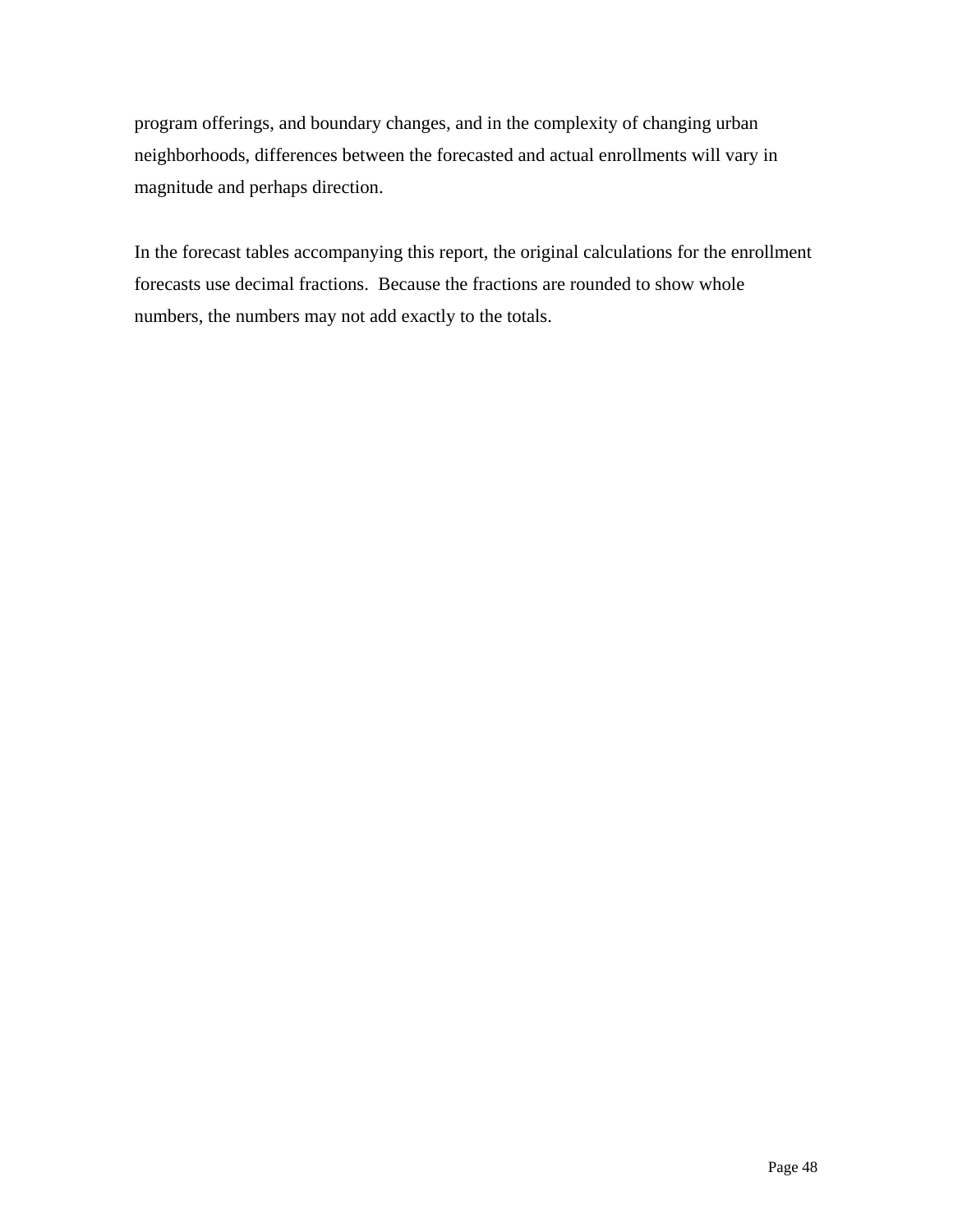program offerings, and boundary changes, and in the complexity of changing urban neighborhoods, differences between the forecasted and actual enrollments will vary in magnitude and perhaps direction.

In the forecast tables accompanying this report, the original calculations for the enrollment forecasts use decimal fractions. Because the fractions are rounded to show whole numbers, the numbers may not add exactly to the totals.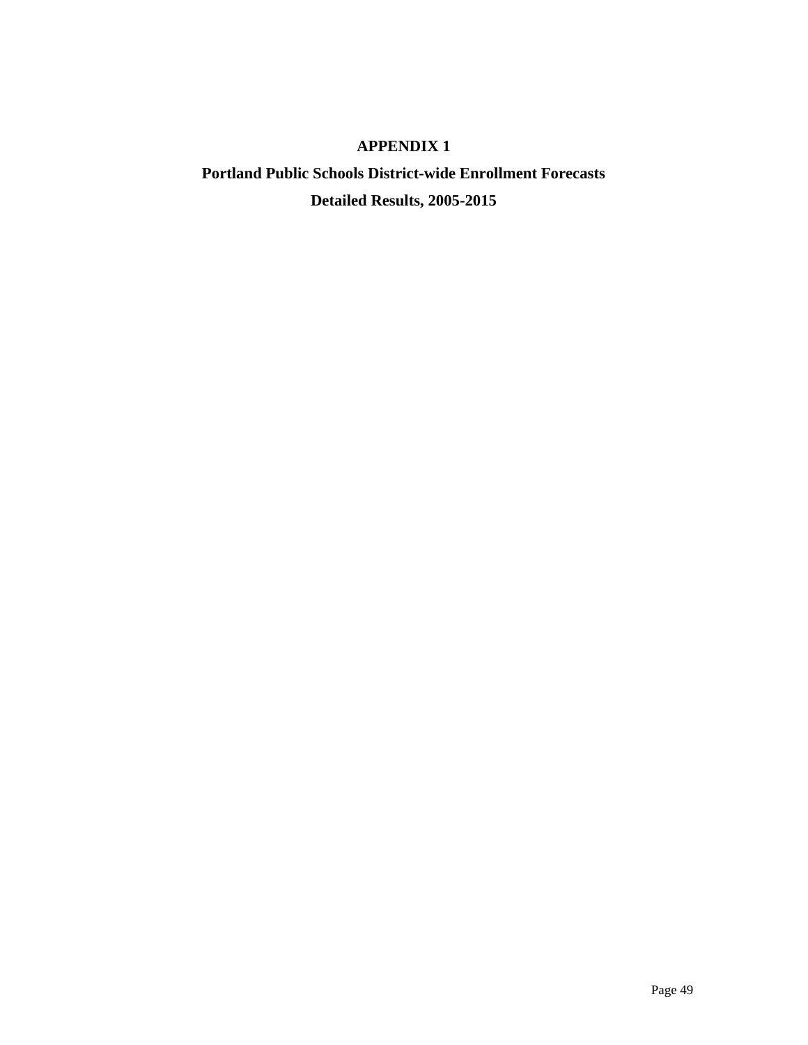# APPENDIX 1

## Portland Public Schools District-wide Enrollment Forecasts

## Detailed Results, 2005-2015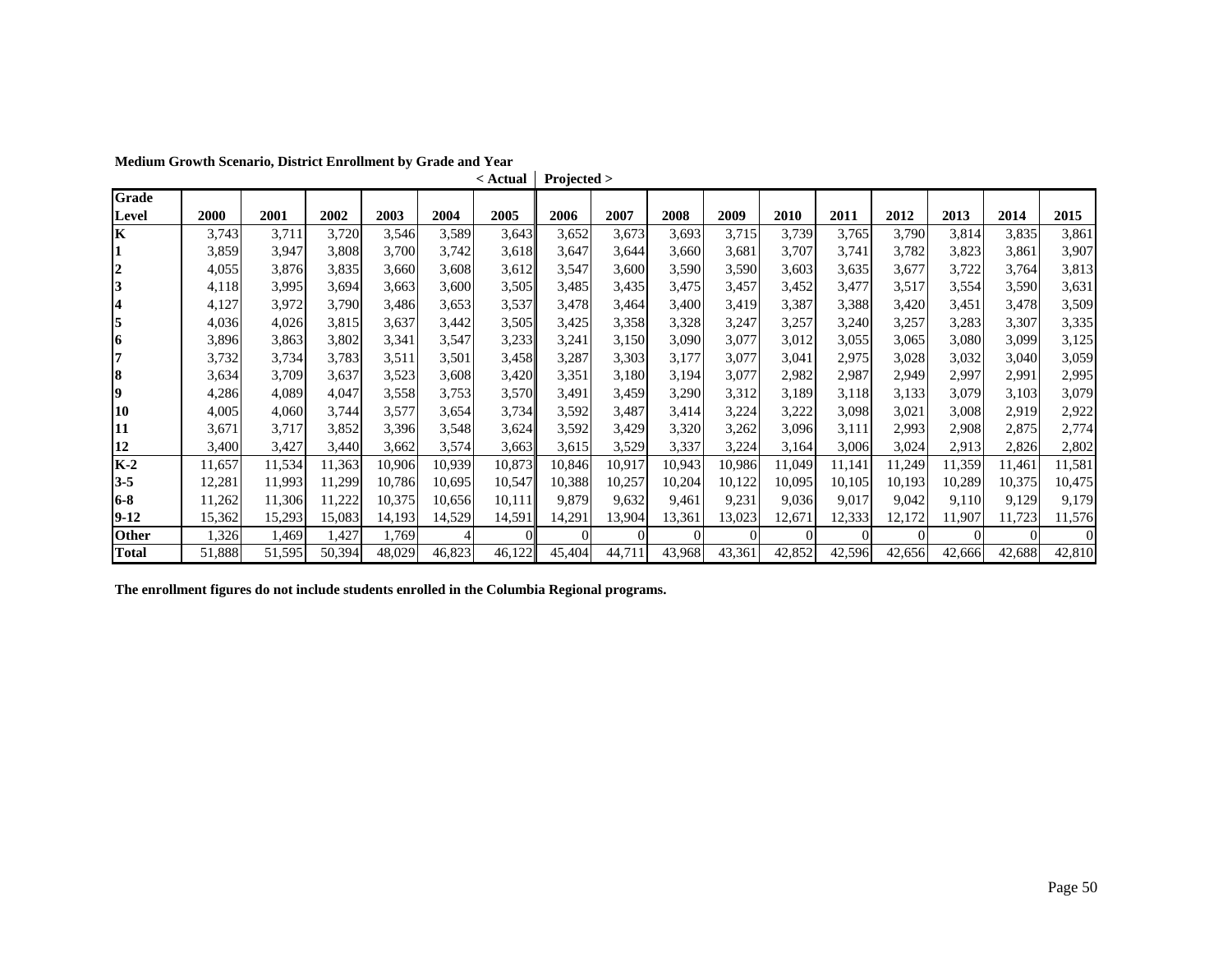**Medium Growth Scenario, District Enrollment by Grade and Year**

| | | | | | | < Actual | Projected > | | | | | | | | | |
|---|---|---|---|---|---|---|---|---|---|---|---|---|---|---|---|---|
| **Grade Level** | **2000** | **2001** | **2002** | **2003** | **2004** | **2005** | **2006** | **2007** | **2008** | **2009** | **2010** | **2011** | **2012** | **2013** | **2014** | **2015** |
| **K** | 3,743 | 3,711 | 3,720 | 3,546 | 3,589 | 3,643 | 3,652 | 3,673 | 3,693 | 3,715 | 3,739 | 3,765 | 3,790 | 3,814 | 3,835 | 3,861 |
| **1** | 3,859 | 3,947 | 3,808 | 3,700 | 3,742 | 3,618 | 3,647 | 3,644 | 3,660 | 3,681 | 3,707 | 3,741 | 3,782 | 3,823 | 3,861 | 3,907 |
| **2** | 4,055 | 3,876 | 3,835 | 3,660 | 3,608 | 3,612 | 3,547 | 3,600 | 3,590 | 3,590 | 3,603 | 3,635 | 3,677 | 3,722 | 3,764 | 3,813 |
| **3** | 4,118 | 3,995 | 3,694 | 3,663 | 3,600 | 3,505 | 3,485 | 3,435 | 3,475 | 3,457 | 3,452 | 3,477 | 3,517 | 3,554 | 3,590 | 3,631 |
| **4** | 4,127 | 3,972 | 3,790 | 3,486 | 3,653 | 3,537 | 3,478 | 3,464 | 3,400 | 3,419 | 3,387 | 3,388 | 3,420 | 3,451 | 3,478 | 3,509 |
| **5** | 4,036 | 4,026 | 3,815 | 3,637 | 3,442 | 3,505 | 3,425 | 3,358 | 3,328 | 3,247 | 3,257 | 3,240 | 3,257 | 3,283 | 3,307 | 3,335 |
| **6** | 3,896 | 3,863 | 3,802 | 3,341 | 3,547 | 3,233 | 3,241 | 3,150 | 3,090 | 3,077 | 3,012 | 3,055 | 3,065 | 3,080 | 3,099 | 3,125 |
| **7** | 3,732 | 3,734 | 3,783 | 3,511 | 3,501 | 3,458 | 3,287 | 3,303 | 3,177 | 3,077 | 3,041 | 2,975 | 3,028 | 3,032 | 3,040 | 3,059 |
| **8** | 3,634 | 3,709 | 3,637 | 3,523 | 3,608 | 3,420 | 3,351 | 3,180 | 3,194 | 3,077 | 2,982 | 2,987 | 2,949 | 2,997 | 2,991 | 2,995 |
| **9** | 4,286 | 4,089 | 4,047 | 3,558 | 3,753 | 3,570 | 3,491 | 3,459 | 3,290 | 3,312 | 3,189 | 3,118 | 3,133 | 3,079 | 3,103 | 3,079 |
| **10** | 4,005 | 4,060 | 3,744 | 3,577 | 3,654 | 3,734 | 3,592 | 3,487 | 3,414 | 3,224 | 3,222 | 3,098 | 3,021 | 3,008 | 2,919 | 2,922 |
| **11** | 3,671 | 3,717 | 3,852 | 3,396 | 3,548 | 3,624 | 3,592 | 3,429 | 3,320 | 3,262 | 3,096 | 3,111 | 2,993 | 2,908 | 2,875 | 2,774 |
| **12** | 3,400 | 3,427 | 3,440 | 3,662 | 3,574 | 3,663 | 3,615 | 3,529 | 3,337 | 3,224 | 3,164 | 3,006 | 3,024 | 2,913 | 2,826 | 2,802 |
| **K-2** | 11,657 | 11,534 | 11,363 | 10,906 | 10,939 | 10,873 | 10,846 | 10,917 | 10,943 | 10,986 | 11,049 | 11,141 | 11,249 | 11,359 | 11,461 | 11,581 |
| **3-5** | 12,281 | 11,993 | 11,299 | 10,786 | 10,695 | 10,547 | 10,388 | 10,257 | 10,204 | 10,122 | 10,095 | 10,105 | 10,193 | 10,289 | 10,375 | 10,475 |
| **6-8** | 11,262 | 11,306 | 11,222 | 10,375 | 10,656 | 10,111 | 9,879 | 9,632 | 9,461 | 9,231 | 9,036 | 9,017 | 9,042 | 9,110 | 9,129 | 9,179 |
| **9-12** | 15,362 | 15,293 | 15,083 | 14,193 | 14,529 | 14,591 | 14,291 | 13,904 | 13,361 | 13,023 | 12,671 | 12,333 | 12,172 | 11,907 | 11,723 | 11,576 |
| **Other** | 1,326 | 1,469 | 1,427 | 1,769 | 4 | 0 | 0 | 0 | 0 | 0 | 0 | 0 | 0 | 0 | 0 | 0 |
| **Total** | 51,888 | 51,595 | 50,394 | 48,029 | 46,823 | 46,122 | 45,404 | 44,711 | 43,968 | 43,361 | 42,852 | 42,596 | 42,656 | 42,666 | 42,688 | 42,810 |

**The enrollment figures do not include students enrolled in the Columbia Regional programs.**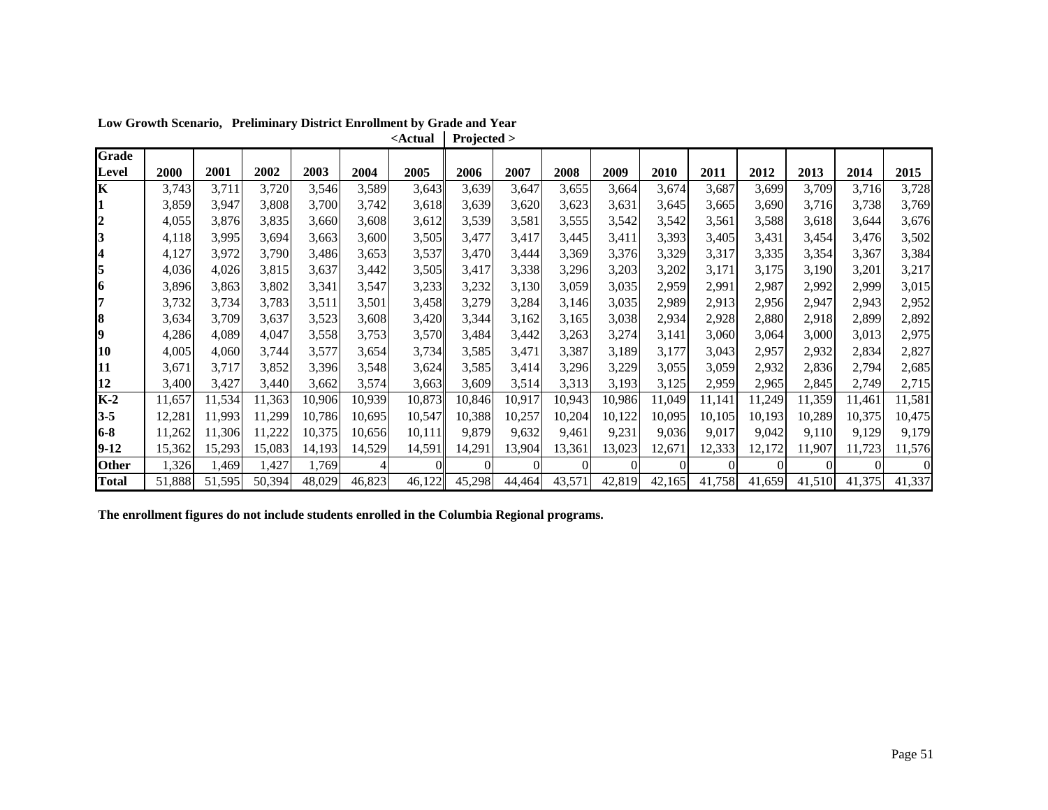**Low Growth Scenario, Preliminary District Enrollment by Grade and Year**

| Grade Level | 2000 | 2001 | 2002 | 2003 | 2004 | 2005 <Actual | 2006 Projected > | 2007 | 2008 | 2009 | 2010 | 2011 | 2012 | 2013 | 2014 | 2015 |
|---|---|---|---|---|---|---|---|---|---|---|---|---|---|---|---|---|
| **K** | 3,743 | 3,711 | 3,720 | 3,546 | 3,589 | 3,643 | 3,639 | 3,647 | 3,655 | 3,664 | 3,674 | 3,687 | 3,699 | 3,709 | 3,716 | 3,728 |
| **1** | 3,859 | 3,947 | 3,808 | 3,700 | 3,742 | 3,618 | 3,639 | 3,620 | 3,623 | 3,631 | 3,645 | 3,665 | 3,690 | 3,716 | 3,738 | 3,769 |
| **2** | 4,055 | 3,876 | 3,835 | 3,660 | 3,608 | 3,612 | 3,539 | 3,581 | 3,555 | 3,542 | 3,542 | 3,561 | 3,588 | 3,618 | 3,644 | 3,676 |
| **3** | 4,118 | 3,995 | 3,694 | 3,663 | 3,600 | 3,505 | 3,477 | 3,417 | 3,445 | 3,411 | 3,393 | 3,405 | 3,431 | 3,454 | 3,476 | 3,502 |
| **4** | 4,127 | 3,972 | 3,790 | 3,486 | 3,653 | 3,537 | 3,470 | 3,444 | 3,369 | 3,376 | 3,329 | 3,317 | 3,335 | 3,354 | 3,367 | 3,384 |
| **5** | 4,036 | 4,026 | 3,815 | 3,637 | 3,442 | 3,505 | 3,417 | 3,338 | 3,296 | 3,203 | 3,202 | 3,171 | 3,175 | 3,190 | 3,201 | 3,217 |
| **6** | 3,896 | 3,863 | 3,802 | 3,341 | 3,547 | 3,233 | 3,232 | 3,130 | 3,059 | 3,035 | 2,959 | 2,991 | 2,987 | 2,992 | 2,999 | 3,015 |
| **7** | 3,732 | 3,734 | 3,783 | 3,511 | 3,501 | 3,458 | 3,279 | 3,284 | 3,146 | 3,035 | 2,989 | 2,913 | 2,956 | 2,947 | 2,943 | 2,952 |
| **8** | 3,634 | 3,709 | 3,637 | 3,523 | 3,608 | 3,420 | 3,344 | 3,162 | 3,165 | 3,038 | 2,934 | 2,928 | 2,880 | 2,918 | 2,899 | 2,892 |
| **9** | 4,286 | 4,089 | 4,047 | 3,558 | 3,753 | 3,570 | 3,484 | 3,442 | 3,263 | 3,274 | 3,141 | 3,060 | 3,064 | 3,000 | 3,013 | 2,975 |
| **10** | 4,005 | 4,060 | 3,744 | 3,577 | 3,654 | 3,734 | 3,585 | 3,471 | 3,387 | 3,189 | 3,177 | 3,043 | 2,957 | 2,932 | 2,834 | 2,827 |
| **11** | 3,671 | 3,717 | 3,852 | 3,396 | 3,548 | 3,624 | 3,585 | 3,414 | 3,296 | 3,229 | 3,055 | 3,059 | 2,932 | 2,836 | 2,794 | 2,685 |
| **12** | 3,400 | 3,427 | 3,440 | 3,662 | 3,574 | 3,663 | 3,609 | 3,514 | 3,313 | 3,193 | 3,125 | 2,959 | 2,965 | 2,845 | 2,749 | 2,715 |
| **K-2** | 11,657 | 11,534 | 11,363 | 10,906 | 10,939 | 10,873 | 10,846 | 10,917 | 10,943 | 10,986 | 11,049 | 11,141 | 11,249 | 11,359 | 11,461 | 11,581 |
| **3-5** | 12,281 | 11,993 | 11,299 | 10,786 | 10,695 | 10,547 | 10,388 | 10,257 | 10,204 | 10,122 | 10,095 | 10,105 | 10,193 | 10,289 | 10,375 | 10,475 |
| **6-8** | 11,262 | 11,306 | 11,222 | 10,375 | 10,656 | 10,111 | 9,879 | 9,632 | 9,461 | 9,231 | 9,036 | 9,017 | 9,042 | 9,110 | 9,129 | 9,179 |
| **9-12** | 15,362 | 15,293 | 15,083 | 14,193 | 14,529 | 14,591 | 14,291 | 13,904 | 13,361 | 13,023 | 12,671 | 12,333 | 12,172 | 11,907 | 11,723 | 11,576 |
| **Other** | 1,326 | 1,469 | 1,427 | 1,769 | 4 | 0 | 0 | 0 | 0 | 0 | 0 | 0 | 0 | 0 | 0 | 0 |
| **Total** | 51,888 | 51,595 | 50,394 | 48,029 | 46,823 | 46,122 | 45,298 | 44,464 | 43,571 | 42,819 | 42,165 | 41,758 | 41,659 | 41,510 | 41,375 | 41,337 |

**The enrollment figures do not include students enrolled in the Columbia Regional programs.**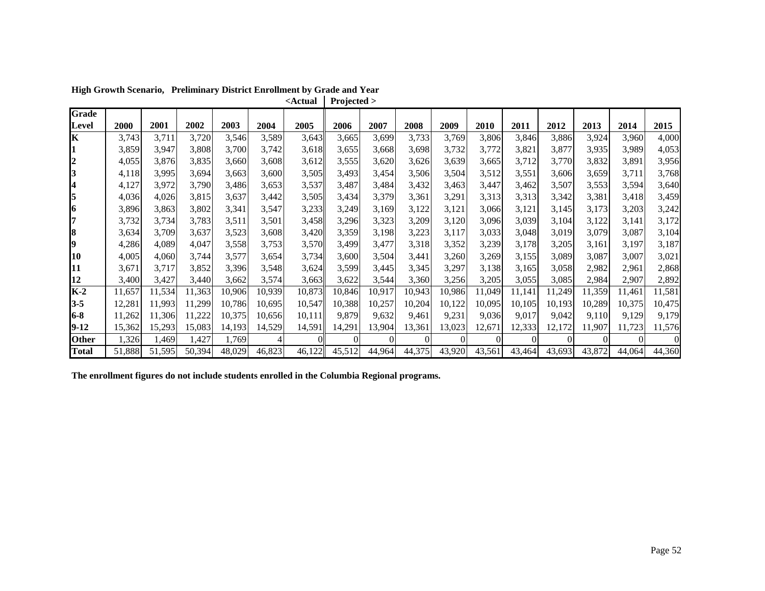**High Growth Scenario, Preliminary District Enrollment by Grade and Year**

| Grade Level | 2000 | 2001 | 2002 | 2003 | 2004 | 2005 <Actual | 2006 Projected > | 2007 | 2008 | 2009 | 2010 | 2011 | 2012 | 2013 | 2014 | 2015 |
|---|---|---|---|---|---|---|---|---|---|---|---|---|---|---|---|---|
| **K** | 3,743 | 3,711 | 3,720 | 3,546 | 3,589 | 3,643 | 3,665 | 3,699 | 3,733 | 3,769 | 3,806 | 3,846 | 3,886 | 3,924 | 3,960 | 4,000 |
| **1** | 3,859 | 3,947 | 3,808 | 3,700 | 3,742 | 3,618 | 3,655 | 3,668 | 3,698 | 3,732 | 3,772 | 3,821 | 3,877 | 3,935 | 3,989 | 4,053 |
| **2** | 4,055 | 3,876 | 3,835 | 3,660 | 3,608 | 3,612 | 3,555 | 3,620 | 3,626 | 3,639 | 3,665 | 3,712 | 3,770 | 3,832 | 3,891 | 3,956 |
| **3** | 4,118 | 3,995 | 3,694 | 3,663 | 3,600 | 3,505 | 3,493 | 3,454 | 3,506 | 3,504 | 3,512 | 3,551 | 3,606 | 3,659 | 3,711 | 3,768 |
| **4** | 4,127 | 3,972 | 3,790 | 3,486 | 3,653 | 3,537 | 3,487 | 3,484 | 3,432 | 3,463 | 3,447 | 3,462 | 3,507 | 3,553 | 3,594 | 3,640 |
| **5** | 4,036 | 4,026 | 3,815 | 3,637 | 3,442 | 3,505 | 3,434 | 3,379 | 3,361 | 3,291 | 3,313 | 3,313 | 3,342 | 3,381 | 3,418 | 3,459 |
| **6** | 3,896 | 3,863 | 3,802 | 3,341 | 3,547 | 3,233 | 3,249 | 3,169 | 3,122 | 3,121 | 3,066 | 3,121 | 3,145 | 3,173 | 3,203 | 3,242 |
| **7** | 3,732 | 3,734 | 3,783 | 3,511 | 3,501 | 3,458 | 3,296 | 3,323 | 3,209 | 3,120 | 3,096 | 3,039 | 3,104 | 3,122 | 3,141 | 3,172 |
| **8** | 3,634 | 3,709 | 3,637 | 3,523 | 3,608 | 3,420 | 3,359 | 3,198 | 3,223 | 3,117 | 3,033 | 3,048 | 3,019 | 3,079 | 3,087 | 3,104 |
| **9** | 4,286 | 4,089 | 4,047 | 3,558 | 3,753 | 3,570 | 3,499 | 3,477 | 3,318 | 3,352 | 3,239 | 3,178 | 3,205 | 3,161 | 3,197 | 3,187 |
| **10** | 4,005 | 4,060 | 3,744 | 3,577 | 3,654 | 3,734 | 3,600 | 3,504 | 3,441 | 3,260 | 3,269 | 3,155 | 3,089 | 3,087 | 3,007 | 3,021 |
| **11** | 3,671 | 3,717 | 3,852 | 3,396 | 3,548 | 3,624 | 3,599 | 3,445 | 3,345 | 3,297 | 3,138 | 3,165 | 3,058 | 2,982 | 2,961 | 2,868 |
| **12** | 3,400 | 3,427 | 3,440 | 3,662 | 3,574 | 3,663 | 3,622 | 3,544 | 3,360 | 3,256 | 3,205 | 3,055 | 3,085 | 2,984 | 2,907 | 2,892 |
| **K-2** | 11,657 | 11,534 | 11,363 | 10,906 | 10,939 | 10,873 | 10,846 | 10,917 | 10,943 | 10,986 | 11,049 | 11,141 | 11,249 | 11,359 | 11,461 | 11,581 |
| **3-5** | 12,281 | 11,993 | 11,299 | 10,786 | 10,695 | 10,547 | 10,388 | 10,257 | 10,204 | 10,122 | 10,095 | 10,105 | 10,193 | 10,289 | 10,375 | 10,475 |
| **6-8** | 11,262 | 11,306 | 11,222 | 10,375 | 10,656 | 10,111 | 9,879 | 9,632 | 9,461 | 9,231 | 9,036 | 9,017 | 9,042 | 9,110 | 9,129 | 9,179 |
| **9-12** | 15,362 | 15,293 | 15,083 | 14,193 | 14,529 | 14,591 | 14,291 | 13,904 | 13,361 | 13,023 | 12,671 | 12,333 | 12,172 | 11,907 | 11,723 | 11,576 |
| **Other** | 1,326 | 1,469 | 1,427 | 1,769 | 4 | 0 | 0 | 0 | 0 | 0 | 0 | 0 | 0 | 0 | 0 | 0 |
| **Total** | 51,888 | 51,595 | 50,394 | 48,029 | 46,823 | 46,122 | 45,512 | 44,964 | 44,375 | 43,920 | 43,561 | 43,464 | 43,693 | 43,872 | 44,064 | 44,360 |

**The enrollment figures do not include students enrolled in the Columbia Regional programs.**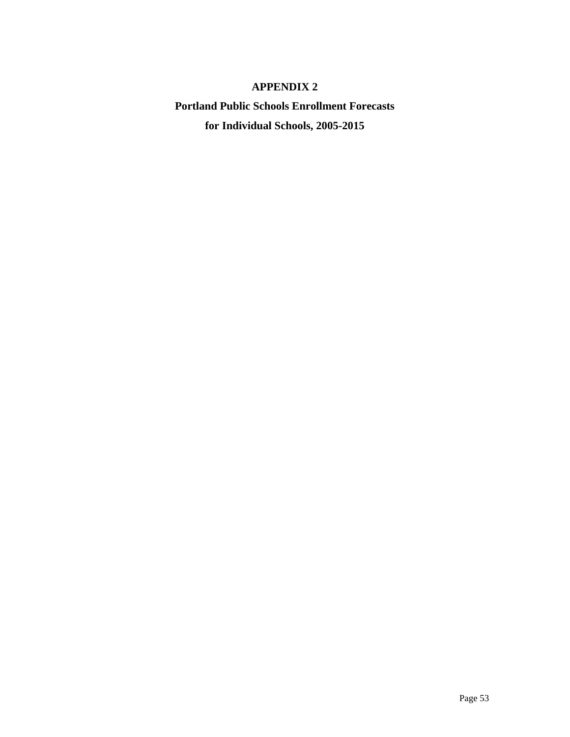# APPENDIX 2

## Portland Public Schools Enrollment Forecasts for Individual Schools, 2005-2015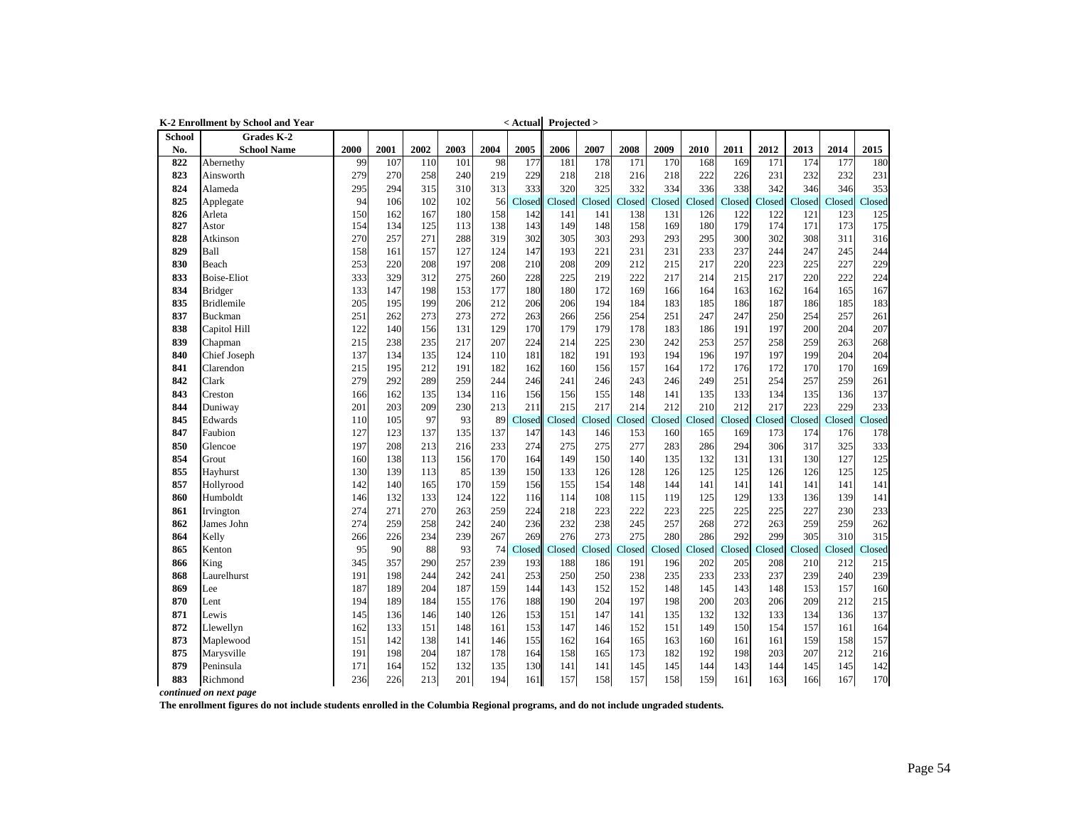**K-2 Enrollment by School and Year** < Actual | Projected >

| School No. | Grades K-2 School Name | 2000 | 2001 | 2002 | 2003 | 2004 | 2005 | 2006 | 2007 | 2008 | 2009 | 2010 | 2011 | 2012 | 2013 | 2014 | 2015 |
|---|---|---|---|---|---|---|---|---|---|---|---|---|---|---|---|---|---|
| 822 | Abernethy | 99 | 107 | 110 | 101 | 98 | 177 | 181 | 178 | 171 | 170 | 168 | 169 | 171 | 174 | 177 | 180 |
| 823 | Ainsworth | 279 | 270 | 258 | 240 | 219 | 229 | 218 | 218 | 216 | 218 | 222 | 226 | 231 | 232 | 232 | 231 |
| 824 | Alameda | 295 | 294 | 315 | 310 | 313 | 333 | 320 | 325 | 332 | 334 | 336 | 338 | 342 | 346 | 346 | 353 |
| 825 | Applegate | 94 | 106 | 102 | 102 | 56 | Closed | Closed | Closed | Closed | Closed | Closed | Closed | Closed | Closed | Closed | Closed |
| 826 | Arleta | 150 | 162 | 167 | 180 | 158 | 142 | 141 | 141 | 138 | 131 | 126 | 122 | 122 | 121 | 123 | 125 |
| 827 | Astor | 154 | 134 | 125 | 113 | 138 | 143 | 149 | 148 | 158 | 169 | 180 | 179 | 174 | 171 | 173 | 175 |
| 828 | Atkinson | 270 | 257 | 271 | 288 | 319 | 302 | 305 | 303 | 293 | 293 | 295 | 300 | 302 | 308 | 311 | 316 |
| 829 | Ball | 158 | 161 | 157 | 127 | 124 | 147 | 193 | 221 | 231 | 231 | 233 | 237 | 244 | 247 | 245 | 244 |
| 830 | Beach | 253 | 220 | 208 | 197 | 208 | 210 | 208 | 209 | 212 | 215 | 217 | 220 | 223 | 225 | 227 | 229 |
| 833 | Boise-Eliot | 333 | 329 | 312 | 275 | 260 | 228 | 225 | 219 | 222 | 217 | 214 | 215 | 217 | 220 | 222 | 224 |
| 834 | Bridger | 133 | 147 | 198 | 153 | 177 | 180 | 180 | 172 | 169 | 166 | 164 | 163 | 162 | 164 | 165 | 167 |
| 835 | Bridlemile | 205 | 195 | 199 | 206 | 212 | 206 | 206 | 194 | 184 | 183 | 185 | 186 | 187 | 186 | 185 | 183 |
| 837 | Buckman | 251 | 262 | 273 | 273 | 272 | 263 | 266 | 256 | 254 | 251 | 247 | 247 | 250 | 254 | 257 | 261 |
| 838 | Capitol Hill | 122 | 140 | 156 | 131 | 129 | 170 | 179 | 179 | 178 | 183 | 186 | 191 | 197 | 200 | 204 | 207 |
| 839 | Chapman | 215 | 238 | 235 | 217 | 207 | 224 | 214 | 225 | 230 | 242 | 253 | 257 | 258 | 259 | 263 | 268 |
| 840 | Chief Joseph | 137 | 134 | 135 | 124 | 110 | 181 | 182 | 191 | 193 | 194 | 196 | 197 | 197 | 199 | 204 | 204 |
| 841 | Clarendon | 215 | 195 | 212 | 191 | 182 | 162 | 160 | 156 | 157 | 164 | 172 | 176 | 172 | 170 | 170 | 169 |
| 842 | Clark | 279 | 292 | 289 | 259 | 244 | 246 | 241 | 246 | 243 | 246 | 249 | 251 | 254 | 257 | 259 | 261 |
| 843 | Creston | 166 | 162 | 135 | 134 | 116 | 156 | 156 | 155 | 148 | 141 | 135 | 133 | 134 | 135 | 136 | 137 |
| 844 | Duniway | 201 | 203 | 209 | 230 | 213 | 211 | 215 | 217 | 214 | 212 | 210 | 212 | 217 | 223 | 229 | 233 |
| 845 | Edwards | 110 | 105 | 97 | 93 | 89 | Closed | Closed | Closed | Closed | Closed | Closed | Closed | Closed | Closed | Closed | Closed |
| 847 | Faubion | 127 | 123 | 137 | 135 | 137 | 147 | 143 | 146 | 153 | 160 | 165 | 169 | 173 | 174 | 176 | 178 |
| 850 | Glencoe | 197 | 208 | 213 | 216 | 233 | 274 | 275 | 275 | 277 | 283 | 286 | 294 | 306 | 317 | 325 | 333 |
| 854 | Grout | 160 | 138 | 113 | 156 | 170 | 164 | 149 | 150 | 140 | 135 | 132 | 131 | 131 | 130 | 127 | 125 |
| 855 | Hayhurst | 130 | 139 | 113 | 85 | 139 | 150 | 133 | 126 | 128 | 126 | 125 | 125 | 126 | 126 | 125 | 125 |
| 857 | Hollyrood | 142 | 140 | 165 | 170 | 159 | 156 | 155 | 154 | 148 | 144 | 141 | 141 | 141 | 141 | 141 | 141 |
| 860 | Humboldt | 146 | 132 | 133 | 124 | 122 | 116 | 114 | 108 | 115 | 119 | 125 | 129 | 133 | 136 | 139 | 141 |
| 861 | Irvington | 274 | 271 | 270 | 263 | 259 | 224 | 218 | 223 | 222 | 223 | 225 | 225 | 225 | 227 | 230 | 233 |
| 862 | James John | 274 | 259 | 258 | 242 | 240 | 236 | 232 | 238 | 245 | 257 | 268 | 272 | 263 | 259 | 259 | 262 |
| 864 | Kelly | 266 | 226 | 234 | 239 | 267 | 269 | 276 | 273 | 275 | 280 | 286 | 292 | 299 | 305 | 310 | 315 |
| 865 | Kenton | 95 | 90 | 88 | 93 | 74 | Closed | Closed | Closed | Closed | Closed | Closed | Closed | Closed | Closed | Closed | Closed |
| 866 | King | 345 | 357 | 290 | 257 | 239 | 193 | 188 | 186 | 191 | 196 | 202 | 205 | 208 | 210 | 212 | 215 |
| 868 | Laurelhurst | 191 | 198 | 244 | 242 | 241 | 253 | 250 | 250 | 238 | 235 | 233 | 233 | 237 | 239 | 240 | 239 |
| 869 | Lee | 187 | 189 | 204 | 187 | 159 | 144 | 143 | 152 | 152 | 148 | 145 | 143 | 148 | 153 | 157 | 160 |
| 870 | Lent | 194 | 189 | 184 | 155 | 176 | 188 | 190 | 204 | 197 | 198 | 200 | 203 | 206 | 209 | 212 | 215 |
| 871 | Lewis | 145 | 136 | 146 | 140 | 126 | 153 | 151 | 147 | 141 | 135 | 132 | 132 | 133 | 134 | 136 | 137 |
| 872 | Llewellyn | 162 | 133 | 151 | 148 | 161 | 153 | 147 | 146 | 152 | 151 | 149 | 150 | 154 | 157 | 161 | 164 |
| 873 | Maplewood | 151 | 142 | 138 | 141 | 146 | 155 | 162 | 164 | 165 | 163 | 160 | 161 | 161 | 159 | 158 | 157 |
| 875 | Marysville | 191 | 198 | 204 | 187 | 178 | 164 | 158 | 165 | 173 | 182 | 192 | 198 | 203 | 207 | 212 | 216 |
| 879 | Peninsula | 171 | 164 | 152 | 132 | 135 | 130 | 141 | 141 | 145 | 145 | 144 | 143 | 144 | 145 | 145 | 142 |
| 883 | Richmond | 236 | 226 | 213 | 201 | 194 | 161 | 157 | 158 | 157 | 158 | 159 | 161 | 163 | 166 | 167 | 170 |

*continued on next page*

**The enrollment figures do not include students enrolled in the Columbia Regional programs, and do not include ungraded students.**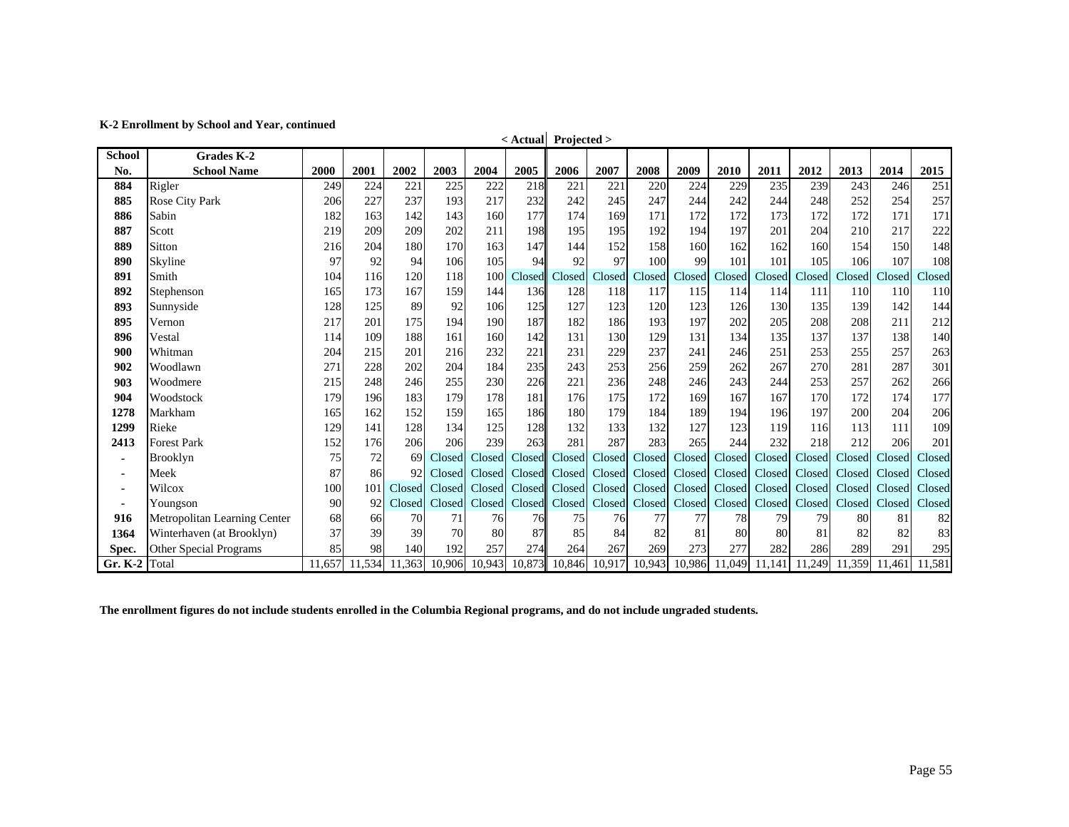**K-2 Enrollment by School and Year, continued**

| School | Grades K-2 | | | | | | < Actual | Projected > | | | | | | | | | |
|---|---|---|---|---|---|---|---|---|---|---|---|---|---|---|---|---|---|
| **No.** | **School Name** | **2000** | **2001** | **2002** | **2003** | **2004** | **2005** | **2006** | **2007** | **2008** | **2009** | **2010** | **2011** | **2012** | **2013** | **2014** | **2015** |
| **884** | Rigler | 249 | 224 | 221 | 225 | 222 | 218 | 221 | 221 | 220 | 224 | 229 | 235 | 239 | 243 | 246 | 251 |
| **885** | Rose City Park | 206 | 227 | 237 | 193 | 217 | 232 | 242 | 245 | 247 | 244 | 242 | 244 | 248 | 252 | 254 | 257 |
| **886** | Sabin | 182 | 163 | 142 | 143 | 160 | 177 | 174 | 169 | 171 | 172 | 172 | 173 | 172 | 172 | 171 | 171 |
| **887** | Scott | 219 | 209 | 209 | 202 | 211 | 198 | 195 | 195 | 192 | 194 | 197 | 201 | 204 | 210 | 217 | 222 |
| **889** | Sitton | 216 | 204 | 180 | 170 | 163 | 147 | 144 | 152 | 158 | 160 | 162 | 162 | 160 | 154 | 150 | 148 |
| **890** | Skyline | 97 | 92 | 94 | 106 | 105 | 94 | 92 | 97 | 100 | 99 | 101 | 101 | 105 | 106 | 107 | 108 |
| **891** | Smith | 104 | 116 | 120 | 118 | 100 | Closed | Closed | Closed | Closed | Closed | Closed | Closed | Closed | Closed | Closed | Closed |
| **892** | Stephenson | 165 | 173 | 167 | 159 | 144 | 136 | 128 | 118 | 117 | 115 | 114 | 114 | 111 | 110 | 110 | 110 |
| **893** | Sunnyside | 128 | 125 | 89 | 92 | 106 | 125 | 127 | 123 | 120 | 123 | 126 | 130 | 135 | 139 | 142 | 144 |
| **895** | Vernon | 217 | 201 | 175 | 194 | 190 | 187 | 182 | 186 | 193 | 197 | 202 | 205 | 208 | 208 | 211 | 212 |
| **896** | Vestal | 114 | 109 | 188 | 161 | 160 | 142 | 131 | 130 | 129 | 131 | 134 | 135 | 137 | 137 | 138 | 140 |
| **900** | Whitman | 204 | 215 | 201 | 216 | 232 | 221 | 231 | 229 | 237 | 241 | 246 | 251 | 253 | 255 | 257 | 263 |
| **902** | Woodlawn | 271 | 228 | 202 | 204 | 184 | 235 | 243 | 253 | 256 | 259 | 262 | 267 | 270 | 281 | 287 | 301 |
| **903** | Woodmere | 215 | 248 | 246 | 255 | 230 | 226 | 221 | 236 | 248 | 246 | 243 | 244 | 253 | 257 | 262 | 266 |
| **904** | Woodstock | 179 | 196 | 183 | 179 | 178 | 181 | 176 | 175 | 172 | 169 | 167 | 167 | 170 | 172 | 174 | 177 |
| **1278** | Markham | 165 | 162 | 152 | 159 | 165 | 186 | 180 | 179 | 184 | 189 | 194 | 196 | 197 | 200 | 204 | 206 |
| **1299** | Rieke | 129 | 141 | 128 | 134 | 125 | 128 | 132 | 133 | 132 | 127 | 123 | 119 | 116 | 113 | 111 | 109 |
| **2413** | Forest Park | 152 | 176 | 206 | 206 | 239 | 263 | 281 | 287 | 283 | 265 | 244 | 232 | 218 | 212 | 206 | 201 |
| **-** | Brooklyn | 75 | 72 | 69 | Closed | Closed | Closed | Closed | Closed | Closed | Closed | Closed | Closed | Closed | Closed | Closed | Closed |
| **-** | Meek | 87 | 86 | 92 | Closed | Closed | Closed | Closed | Closed | Closed | Closed | Closed | Closed | Closed | Closed | Closed | Closed |
| **-** | Wilcox | 100 | 101 | Closed | Closed | Closed | Closed | Closed | Closed | Closed | Closed | Closed | Closed | Closed | Closed | Closed | Closed |
| **-** | Youngson | 90 | 92 | Closed | Closed | Closed | Closed | Closed | Closed | Closed | Closed | Closed | Closed | Closed | Closed | Closed | Closed |
| **916** | Metropolitan Learning Center | 68 | 66 | 70 | 71 | 76 | 76 | 75 | 76 | 77 | 77 | 78 | 79 | 79 | 80 | 81 | 82 |
| **1364** | Winterhaven (at Brooklyn) | 37 | 39 | 39 | 70 | 80 | 87 | 85 | 84 | 82 | 81 | 80 | 80 | 81 | 82 | 82 | 83 |
| **Spec.** | Other Special Programs | 85 | 98 | 140 | 192 | 257 | 274 | 264 | 267 | 269 | 273 | 277 | 282 | 286 | 289 | 291 | 295 |
| **Gr. K-2** | Total | 11,657 | 11,534 | 11,363 | 10,906 | 10,943 | 10,873 | 10,846 | 10,917 | 10,943 | 10,986 | 11,049 | 11,141 | 11,249 | 11,359 | 11,461 | 11,581 |

**The enrollment figures do not include students enrolled in the Columbia Regional programs, and do not include ungraded students.**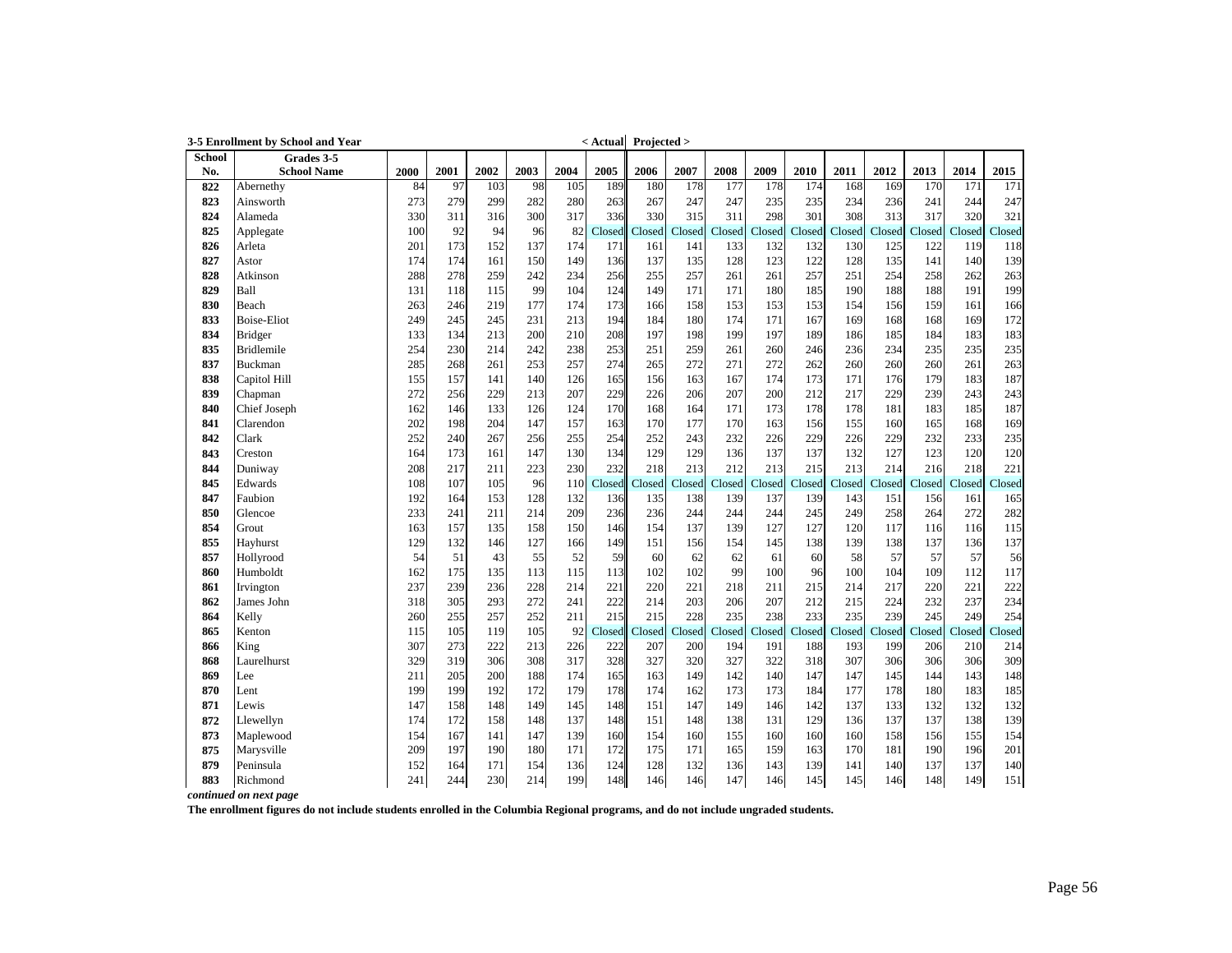**3-5 Enrollment by School and Year** &lt; Actual | Projected &gt;

| School No. | Grades 3-5 School Name | 2000 | 2001 | 2002 | 2003 | 2004 | 2005 | 2006 | 2007 | 2008 | 2009 | 2010 | 2011 | 2012 | 2013 | 2014 | 2015 |
|---|---|---|---|---|---|---|---|---|---|---|---|---|---|---|---|---|---|
| **822** | Abernethy | 84 | 97 | 103 | 98 | 105 | 189 | 180 | 178 | 177 | 178 | 174 | 168 | 169 | 170 | 171 | 171 |
| **823** | Ainsworth | 273 | 279 | 299 | 282 | 280 | 263 | 267 | 247 | 247 | 235 | 235 | 234 | 236 | 241 | 244 | 247 |
| **824** | Alameda | 330 | 311 | 316 | 300 | 317 | 336 | 330 | 315 | 311 | 298 | 301 | 308 | 313 | 317 | 320 | 321 |
| **825** | Applegate | 100 | 92 | 94 | 96 | 82 | Closed | Closed | Closed | Closed | Closed | Closed | Closed | Closed | Closed | Closed | Closed |
| **826** | Arleta | 201 | 173 | 152 | 137 | 174 | 171 | 161 | 141 | 133 | 132 | 132 | 130 | 125 | 122 | 119 | 118 |
| **827** | Astor | 174 | 174 | 161 | 150 | 149 | 136 | 137 | 135 | 128 | 123 | 122 | 128 | 135 | 141 | 140 | 139 |
| **828** | Atkinson | 288 | 278 | 259 | 242 | 234 | 256 | 255 | 257 | 261 | 261 | 257 | 251 | 254 | 258 | 262 | 263 |
| **829** | Ball | 131 | 118 | 115 | 99 | 104 | 124 | 149 | 171 | 171 | 180 | 185 | 190 | 188 | 188 | 191 | 199 |
| **830** | Beach | 263 | 246 | 219 | 177 | 174 | 173 | 166 | 158 | 153 | 153 | 153 | 154 | 156 | 159 | 161 | 166 |
| **833** | Boise-Eliot | 249 | 245 | 245 | 231 | 213 | 194 | 184 | 180 | 174 | 171 | 167 | 169 | 168 | 168 | 169 | 172 |
| **834** | Bridger | 133 | 134 | 213 | 200 | 210 | 208 | 197 | 198 | 199 | 197 | 189 | 186 | 185 | 184 | 183 | 183 |
| **835** | Bridlemile | 254 | 230 | 214 | 242 | 238 | 253 | 251 | 259 | 261 | 260 | 246 | 236 | 234 | 235 | 235 | 235 |
| **837** | Buckman | 285 | 268 | 261 | 253 | 257 | 274 | 265 | 272 | 271 | 272 | 262 | 260 | 260 | 260 | 261 | 263 |
| **838** | Capitol Hill | 155 | 157 | 141 | 140 | 126 | 165 | 156 | 163 | 167 | 174 | 173 | 171 | 176 | 179 | 183 | 187 |
| **839** | Chapman | 272 | 256 | 229 | 213 | 207 | 229 | 226 | 206 | 207 | 200 | 212 | 217 | 229 | 239 | 243 | 243 |
| **840** | Chief Joseph | 162 | 146 | 133 | 126 | 124 | 170 | 168 | 164 | 171 | 173 | 178 | 178 | 181 | 183 | 185 | 187 |
| **841** | Clarendon | 202 | 198 | 204 | 147 | 157 | 163 | 170 | 177 | 170 | 163 | 156 | 155 | 160 | 165 | 168 | 169 |
| **842** | Clark | 252 | 240 | 267 | 256 | 255 | 254 | 252 | 243 | 232 | 226 | 229 | 226 | 229 | 232 | 233 | 235 |
| **843** | Creston | 164 | 173 | 161 | 147 | 130 | 134 | 129 | 129 | 136 | 137 | 137 | 132 | 127 | 123 | 120 | 120 |
| **844** | Duniway | 208 | 217 | 211 | 223 | 230 | 232 | 218 | 213 | 212 | 213 | 215 | 213 | 214 | 216 | 218 | 221 |
| **845** | Edwards | 108 | 107 | 105 | 96 | 110 | Closed | Closed | Closed | Closed | Closed | Closed | Closed | Closed | Closed | Closed | Closed |
| **847** | Faubion | 192 | 164 | 153 | 128 | 132 | 136 | 135 | 138 | 139 | 137 | 139 | 143 | 151 | 156 | 161 | 165 |
| **850** | Glencoe | 233 | 241 | 211 | 214 | 209 | 236 | 236 | 244 | 244 | 244 | 245 | 249 | 258 | 264 | 272 | 282 |
| **854** | Grout | 163 | 157 | 135 | 158 | 150 | 146 | 154 | 137 | 139 | 127 | 127 | 120 | 117 | 116 | 116 | 115 |
| **855** | Hayhurst | 129 | 132 | 146 | 127 | 166 | 149 | 151 | 156 | 154 | 145 | 138 | 139 | 138 | 137 | 136 | 137 |
| **857** | Hollyrood | 54 | 51 | 43 | 55 | 52 | 59 | 60 | 62 | 62 | 61 | 60 | 58 | 57 | 57 | 57 | 56 |
| **860** | Humboldt | 162 | 175 | 135 | 113 | 115 | 113 | 102 | 102 | 99 | 100 | 96 | 100 | 104 | 109 | 112 | 117 |
| **861** | Irvington | 237 | 239 | 236 | 228 | 214 | 221 | 220 | 221 | 218 | 211 | 215 | 214 | 217 | 220 | 221 | 222 |
| **862** | James John | 318 | 305 | 293 | 272 | 241 | 222 | 214 | 203 | 206 | 207 | 212 | 215 | 224 | 232 | 237 | 234 |
| **864** | Kelly | 260 | 255 | 257 | 252 | 211 | 215 | 215 | 228 | 235 | 238 | 233 | 235 | 239 | 245 | 249 | 254 |
| **865** | Kenton | 115 | 105 | 119 | 105 | 92 | Closed | Closed | Closed | Closed | Closed | Closed | Closed | Closed | Closed | Closed | Closed |
| **866** | King | 307 | 273 | 222 | 213 | 226 | 222 | 207 | 200 | 194 | 191 | 188 | 193 | 199 | 206 | 210 | 214 |
| **868** | Laurelhurst | 329 | 319 | 306 | 308 | 317 | 328 | 327 | 320 | 327 | 322 | 318 | 307 | 306 | 306 | 306 | 309 |
| **869** | Lee | 211 | 205 | 200 | 188 | 174 | 165 | 163 | 149 | 142 | 140 | 147 | 147 | 145 | 144 | 143 | 148 |
| **870** | Lent | 199 | 199 | 192 | 172 | 179 | 178 | 174 | 162 | 173 | 173 | 184 | 177 | 178 | 180 | 183 | 185 |
| **871** | Lewis | 147 | 158 | 148 | 149 | 145 | 148 | 151 | 147 | 149 | 146 | 142 | 137 | 133 | 132 | 132 | 132 |
| **872** | Llewellyn | 174 | 172 | 158 | 148 | 137 | 148 | 151 | 148 | 138 | 131 | 129 | 136 | 137 | 137 | 138 | 139 |
| **873** | Maplewood | 154 | 167 | 141 | 147 | 139 | 160 | 154 | 160 | 155 | 160 | 160 | 160 | 158 | 156 | 155 | 154 |
| **875** | Marysville | 209 | 197 | 190 | 180 | 171 | 172 | 175 | 171 | 165 | 159 | 163 | 170 | 181 | 190 | 196 | 201 |
| **879** | Peninsula | 152 | 164 | 171 | 154 | 136 | 124 | 128 | 132 | 136 | 143 | 139 | 141 | 140 | 137 | 137 | 140 |
| **883** | Richmond | 241 | 244 | 230 | 214 | 199 | 148 | 146 | 146 | 147 | 146 | 145 | 145 | 146 | 148 | 149 | 151 |

***continued on next page***

**The enrollment figures do not include students enrolled in the Columbia Regional programs, and do not include ungraded students.**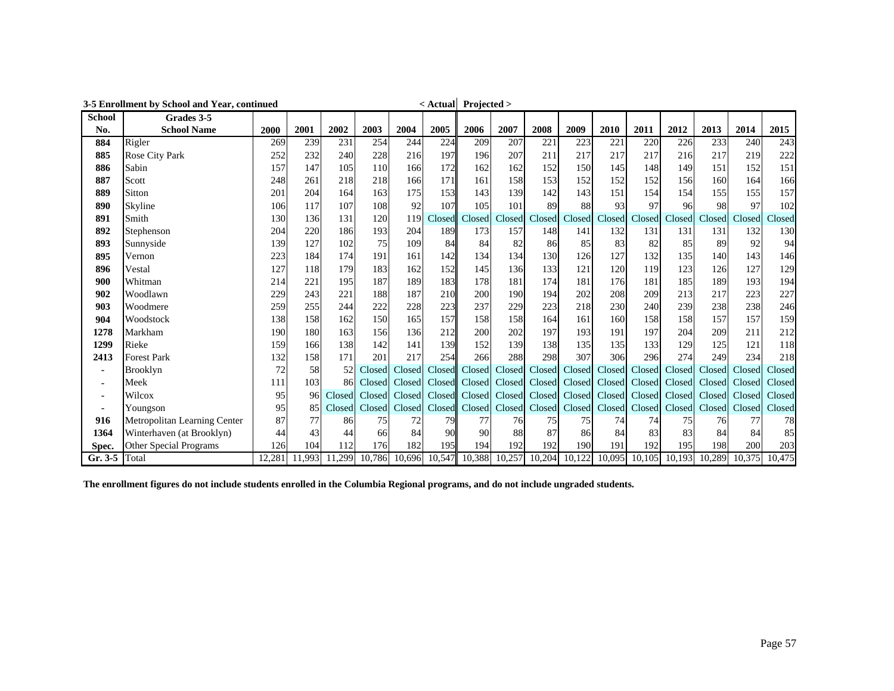**3-5 Enrollment by School and Year, continued** **< Actual** **Projected >**

| School No. | Grades 3-5 School Name | 2000 | 2001 | 2002 | 2003 | 2004 | 2005 | 2006 | 2007 | 2008 | 2009 | 2010 | 2011 | 2012 | 2013 | 2014 | 2015 |
|---|---|---|---|---|---|---|---|---|---|---|---|---|---|---|---|---|---|
| **884** | Rigler | 269 | 239 | 231 | 254 | 244 | 224 | 209 | 207 | 221 | 223 | 221 | 220 | 226 | 233 | 240 | 243 |
| **885** | Rose City Park | 252 | 232 | 240 | 228 | 216 | 197 | 196 | 207 | 211 | 217 | 217 | 217 | 216 | 217 | 219 | 222 |
| **886** | Sabin | 157 | 147 | 105 | 110 | 166 | 172 | 162 | 162 | 152 | 150 | 145 | 148 | 149 | 151 | 152 | 151 |
| **887** | Scott | 248 | 261 | 218 | 218 | 166 | 171 | 161 | 158 | 153 | 152 | 152 | 152 | 156 | 160 | 164 | 166 |
| **889** | Sitton | 201 | 204 | 164 | 163 | 175 | 153 | 143 | 139 | 142 | 143 | 151 | 154 | 154 | 155 | 155 | 157 |
| **890** | Skyline | 106 | 117 | 107 | 108 | 92 | 107 | 105 | 101 | 89 | 88 | 93 | 97 | 96 | 98 | 97 | 102 |
| **891** | Smith | 130 | 136 | 131 | 120 | 119 | Closed | Closed | Closed | Closed | Closed | Closed | Closed | Closed | Closed | Closed | Closed |
| **892** | Stephenson | 204 | 220 | 186 | 193 | 204 | 189 | 173 | 157 | 148 | 141 | 132 | 131 | 131 | 131 | 132 | 130 |
| **893** | Sunnyside | 139 | 127 | 102 | 75 | 109 | 84 | 84 | 82 | 86 | 85 | 83 | 82 | 85 | 89 | 92 | 94 |
| **895** | Vernon | 223 | 184 | 174 | 191 | 161 | 142 | 134 | 134 | 130 | 126 | 127 | 132 | 135 | 140 | 143 | 146 |
| **896** | Vestal | 127 | 118 | 179 | 183 | 162 | 152 | 145 | 136 | 133 | 121 | 120 | 119 | 123 | 126 | 127 | 129 |
| **900** | Whitman | 214 | 221 | 195 | 187 | 189 | 183 | 178 | 181 | 174 | 181 | 176 | 181 | 185 | 189 | 193 | 194 |
| **902** | Woodlawn | 229 | 243 | 221 | 188 | 187 | 210 | 200 | 190 | 194 | 202 | 208 | 209 | 213 | 217 | 223 | 227 |
| **903** | Woodmere | 259 | 255 | 244 | 222 | 228 | 223 | 237 | 229 | 223 | 218 | 230 | 240 | 239 | 238 | 238 | 246 |
| **904** | Woodstock | 138 | 158 | 162 | 150 | 165 | 157 | 158 | 158 | 164 | 161 | 160 | 158 | 158 | 157 | 157 | 159 |
| **1278** | Markham | 190 | 180 | 163 | 156 | 136 | 212 | 200 | 202 | 197 | 193 | 191 | 197 | 204 | 209 | 211 | 212 |
| **1299** | Rieke | 159 | 166 | 138 | 142 | 141 | 139 | 152 | 139 | 138 | 135 | 135 | 133 | 129 | 125 | 121 | 118 |
| **2413** | Forest Park | 132 | 158 | 171 | 201 | 217 | 254 | 266 | 288 | 298 | 307 | 306 | 296 | 274 | 249 | 234 | 218 |
| **-** | Brooklyn | 72 | 58 | 52 | Closed | Closed | Closed | Closed | Closed | Closed | Closed | Closed | Closed | Closed | Closed | Closed | Closed |
| **-** | Meek | 111 | 103 | 86 | Closed | Closed | Closed | Closed | Closed | Closed | Closed | Closed | Closed | Closed | Closed | Closed | Closed |
| **-** | Wilcox | 95 | 96 | Closed | Closed | Closed | Closed | Closed | Closed | Closed | Closed | Closed | Closed | Closed | Closed | Closed | Closed |
| **-** | Youngson | 95 | 85 | Closed | Closed | Closed | Closed | Closed | Closed | Closed | Closed | Closed | Closed | Closed | Closed | Closed | Closed |
| **916** | Metropolitan Learning Center | 87 | 77 | 86 | 75 | 72 | 79 | 77 | 76 | 75 | 75 | 74 | 74 | 75 | 76 | 77 | 78 |
| **1364** | Winterhaven (at Brooklyn) | 44 | 43 | 44 | 66 | 84 | 90 | 90 | 88 | 87 | 86 | 84 | 83 | 83 | 84 | 84 | 85 |
| **Spec.** | Other Special Programs | 126 | 104 | 112 | 176 | 182 | 195 | 194 | 192 | 192 | 190 | 191 | 192 | 195 | 198 | 200 | 203 |
| **Gr. 3-5** | Total | 12,281 | 11,993 | 11,299 | 10,786 | 10,696 | 10,547 | 10,388 | 10,257 | 10,204 | 10,122 | 10,095 | 10,105 | 10,193 | 10,289 | 10,375 | 10,475 |

**The enrollment figures do not include students enrolled in the Columbia Regional programs, and do not include ungraded students.**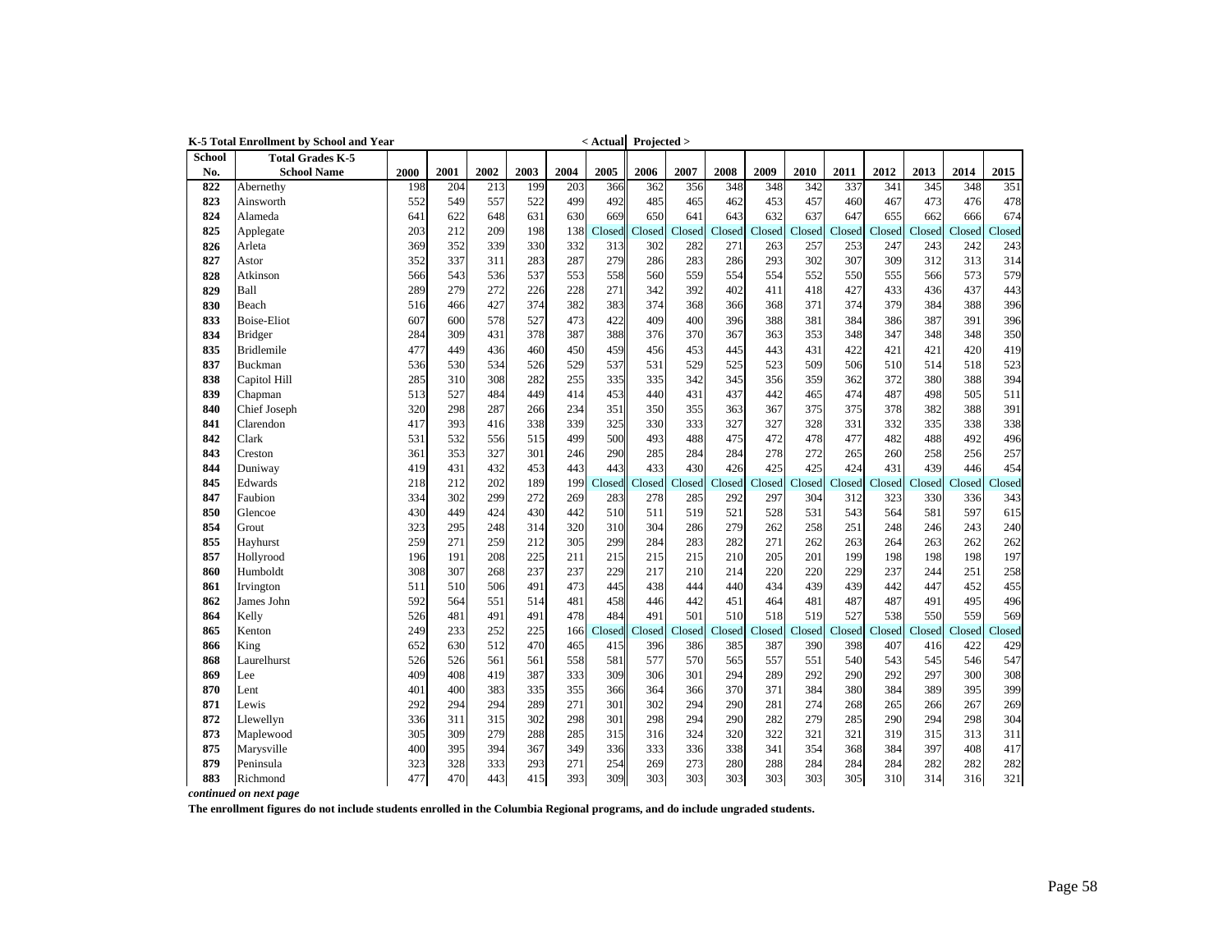**K-5 Total Enrollment by School and Year** < Actual | Projected >

| School No. | Total Grades K-5 School Name | 2000 | 2001 | 2002 | 2003 | 2004 | 2005 | 2006 | 2007 | 2008 | 2009 | 2010 | 2011 | 2012 | 2013 | 2014 | 2015 |
|---|---|---|---|---|---|---|---|---|---|---|---|---|---|---|---|---|---|
| 822 | Abernethy | 198 | 204 | 213 | 199 | 203 | 366 | 362 | 356 | 348 | 348 | 342 | 337 | 341 | 345 | 348 | 351 |
| 823 | Ainsworth | 552 | 549 | 557 | 522 | 499 | 492 | 485 | 465 | 462 | 453 | 457 | 460 | 467 | 473 | 476 | 478 |
| 824 | Alameda | 641 | 622 | 648 | 631 | 630 | 669 | 650 | 641 | 643 | 632 | 637 | 647 | 655 | 662 | 666 | 674 |
| 825 | Applegate | 203 | 212 | 209 | 198 | 138 | Closed | Closed | Closed | Closed | Closed | Closed | Closed | Closed | Closed | Closed | Closed |
| 826 | Arleta | 369 | 352 | 339 | 330 | 332 | 313 | 302 | 282 | 271 | 263 | 257 | 253 | 247 | 243 | 242 | 243 |
| 827 | Astor | 352 | 337 | 311 | 283 | 287 | 279 | 286 | 283 | 286 | 293 | 302 | 307 | 309 | 312 | 313 | 314 |
| 828 | Atkinson | 566 | 543 | 536 | 537 | 553 | 558 | 560 | 559 | 554 | 554 | 552 | 550 | 555 | 566 | 573 | 579 |
| 829 | Ball | 289 | 279 | 272 | 226 | 228 | 271 | 342 | 392 | 402 | 411 | 418 | 427 | 433 | 436 | 437 | 443 |
| 830 | Beach | 516 | 466 | 427 | 374 | 382 | 383 | 374 | 368 | 366 | 368 | 371 | 374 | 379 | 384 | 388 | 396 |
| 833 | Boise-Eliot | 607 | 600 | 578 | 527 | 473 | 422 | 409 | 400 | 396 | 388 | 381 | 384 | 386 | 387 | 391 | 396 |
| 834 | Bridger | 284 | 309 | 431 | 378 | 387 | 388 | 376 | 370 | 367 | 363 | 353 | 348 | 347 | 348 | 348 | 350 |
| 835 | Bridlemile | 477 | 449 | 436 | 460 | 450 | 459 | 456 | 453 | 445 | 443 | 431 | 422 | 421 | 421 | 420 | 419 |
| 837 | Buckman | 536 | 530 | 534 | 526 | 529 | 537 | 531 | 529 | 525 | 523 | 509 | 506 | 510 | 514 | 518 | 523 |
| 838 | Capitol Hill | 285 | 310 | 308 | 282 | 255 | 335 | 335 | 342 | 345 | 356 | 359 | 362 | 372 | 380 | 388 | 394 |
| 839 | Chapman | 513 | 527 | 484 | 449 | 414 | 453 | 440 | 431 | 437 | 442 | 465 | 474 | 487 | 498 | 505 | 511 |
| 840 | Chief Joseph | 320 | 298 | 287 | 266 | 234 | 351 | 350 | 355 | 363 | 367 | 375 | 375 | 378 | 382 | 388 | 391 |
| 841 | Clarendon | 417 | 393 | 416 | 338 | 339 | 325 | 330 | 333 | 327 | 327 | 328 | 331 | 332 | 335 | 338 | 338 |
| 842 | Clark | 531 | 532 | 556 | 515 | 499 | 500 | 493 | 488 | 475 | 472 | 478 | 477 | 482 | 488 | 492 | 496 |
| 843 | Creston | 361 | 353 | 327 | 301 | 246 | 290 | 285 | 284 | 284 | 278 | 272 | 265 | 260 | 258 | 256 | 257 |
| 844 | Duniway | 419 | 431 | 432 | 453 | 443 | 443 | 433 | 430 | 426 | 425 | 425 | 424 | 431 | 439 | 446 | 454 |
| 845 | Edwards | 218 | 212 | 202 | 189 | 199 | Closed | Closed | Closed | Closed | Closed | Closed | Closed | Closed | Closed | Closed | Closed |
| 847 | Faubion | 334 | 302 | 299 | 272 | 269 | 283 | 278 | 285 | 292 | 297 | 304 | 312 | 323 | 330 | 336 | 343 |
| 850 | Glencoe | 430 | 449 | 424 | 430 | 442 | 510 | 511 | 519 | 521 | 528 | 531 | 543 | 564 | 581 | 597 | 615 |
| 854 | Grout | 323 | 295 | 248 | 314 | 320 | 310 | 304 | 286 | 279 | 262 | 258 | 251 | 248 | 246 | 243 | 240 |
| 855 | Hayhurst | 259 | 271 | 259 | 212 | 305 | 299 | 284 | 283 | 282 | 271 | 262 | 263 | 264 | 263 | 262 | 262 |
| 857 | Hollyrood | 196 | 191 | 208 | 225 | 211 | 215 | 215 | 215 | 210 | 205 | 201 | 199 | 198 | 198 | 198 | 197 |
| 860 | Humboldt | 308 | 307 | 268 | 237 | 237 | 229 | 217 | 210 | 214 | 220 | 220 | 229 | 237 | 244 | 251 | 258 |
| 861 | Irvington | 511 | 510 | 506 | 491 | 473 | 445 | 438 | 444 | 440 | 434 | 439 | 439 | 442 | 447 | 452 | 455 |
| 862 | James John | 592 | 564 | 551 | 514 | 481 | 458 | 446 | 442 | 451 | 464 | 481 | 487 | 487 | 491 | 495 | 496 |
| 864 | Kelly | 526 | 481 | 491 | 491 | 478 | 484 | 491 | 501 | 510 | 518 | 519 | 527 | 538 | 550 | 559 | 569 |
| 865 | Kenton | 249 | 233 | 252 | 225 | 166 | Closed | Closed | Closed | Closed | Closed | Closed | Closed | Closed | Closed | Closed | Closed |
| 866 | King | 652 | 630 | 512 | 470 | 465 | 415 | 396 | 386 | 385 | 387 | 390 | 398 | 407 | 416 | 422 | 429 |
| 868 | Laurelhurst | 526 | 526 | 561 | 561 | 558 | 581 | 577 | 570 | 565 | 557 | 551 | 540 | 543 | 545 | 546 | 547 |
| 869 | Lee | 409 | 408 | 419 | 387 | 333 | 309 | 306 | 301 | 294 | 289 | 292 | 290 | 292 | 297 | 300 | 308 |
| 870 | Lent | 401 | 400 | 383 | 335 | 355 | 366 | 364 | 366 | 370 | 371 | 384 | 380 | 384 | 389 | 395 | 399 |
| 871 | Lewis | 292 | 294 | 294 | 289 | 271 | 301 | 302 | 294 | 290 | 281 | 274 | 268 | 265 | 266 | 267 | 269 |
| 872 | Llewellyn | 336 | 311 | 315 | 302 | 298 | 301 | 298 | 294 | 290 | 282 | 279 | 285 | 290 | 294 | 298 | 304 |
| 873 | Maplewood | 305 | 309 | 279 | 288 | 285 | 315 | 316 | 324 | 320 | 322 | 321 | 321 | 319 | 315 | 313 | 311 |
| 875 | Marysville | 400 | 395 | 394 | 367 | 349 | 336 | 333 | 336 | 338 | 341 | 354 | 368 | 384 | 397 | 408 | 417 |
| 879 | Peninsula | 323 | 328 | 333 | 293 | 271 | 254 | 269 | 273 | 280 | 288 | 284 | 284 | 284 | 282 | 282 | 282 |
| 883 | Richmond | 477 | 470 | 443 | 415 | 393 | 309 | 303 | 303 | 303 | 303 | 303 | 305 | 310 | 314 | 316 | 321 |

***continued on next page***

**The enrollment figures do not include students enrolled in the Columbia Regional programs, and do include ungraded students.**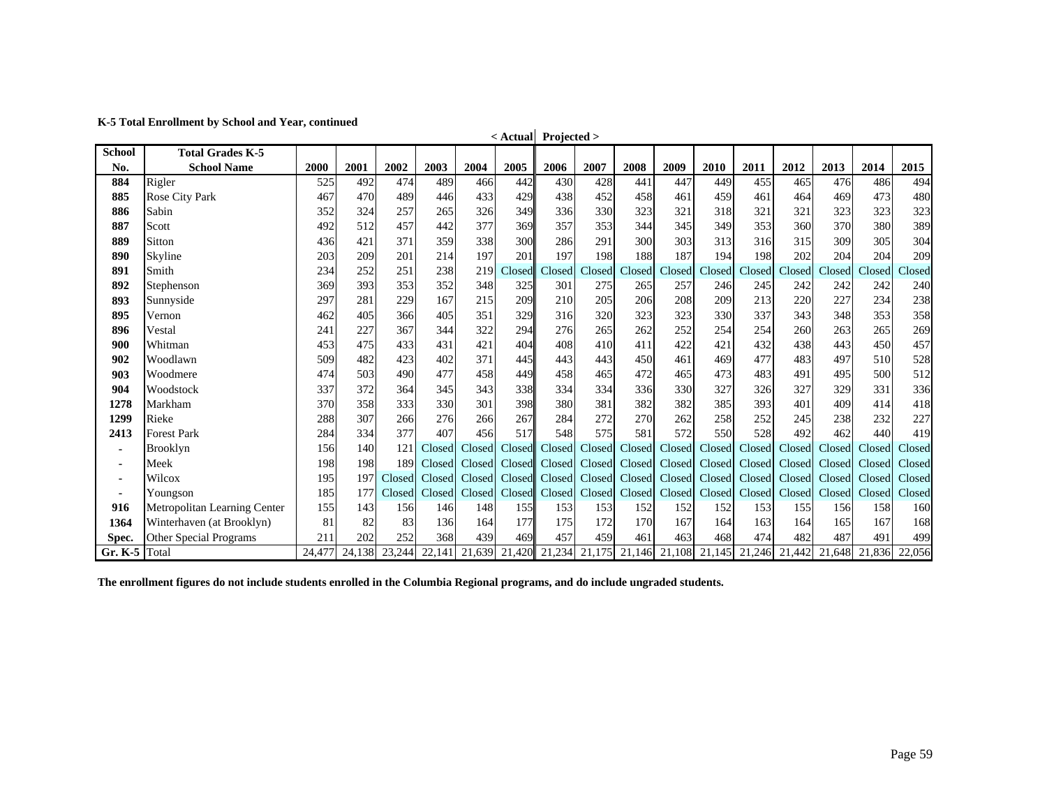**K-5 Total Enrollment by School and Year, continued**

| School No. | Total Grades K-5 School Name | 2000 | 2001 | 2002 | 2003 | 2004 | 2005 < Actual | Projected > 2006 | 2007 | 2008 | 2009 | 2010 | 2011 | 2012 | 2013 | 2014 | 2015 |
|---|---|---|---|---|---|---|---|---|---|---|---|---|---|---|---|---|---|
| **884** | Rigler | 525 | 492 | 474 | 489 | 466 | 442 | 430 | 428 | 441 | 447 | 449 | 455 | 465 | 476 | 486 | 494 |
| **885** | Rose City Park | 467 | 470 | 489 | 446 | 433 | 429 | 438 | 452 | 458 | 461 | 459 | 461 | 464 | 469 | 473 | 480 |
| **886** | Sabin | 352 | 324 | 257 | 265 | 326 | 349 | 336 | 330 | 323 | 321 | 318 | 321 | 321 | 323 | 323 | 323 |
| **887** | Scott | 492 | 512 | 457 | 442 | 377 | 369 | 357 | 353 | 344 | 345 | 349 | 353 | 360 | 370 | 380 | 389 |
| **889** | Sitton | 436 | 421 | 371 | 359 | 338 | 300 | 286 | 291 | 300 | 303 | 313 | 316 | 315 | 309 | 305 | 304 |
| **890** | Skyline | 203 | 209 | 201 | 214 | 197 | 201 | 197 | 198 | 188 | 187 | 194 | 198 | 202 | 204 | 204 | 209 |
| **891** | Smith | 234 | 252 | 251 | 238 | 219 | Closed | Closed | Closed | Closed | Closed | Closed | Closed | Closed | Closed | Closed | Closed |
| **892** | Stephenson | 369 | 393 | 353 | 352 | 348 | 325 | 301 | 275 | 265 | 257 | 246 | 245 | 242 | 242 | 242 | 240 |
| **893** | Sunnyside | 297 | 281 | 229 | 167 | 215 | 209 | 210 | 205 | 206 | 208 | 209 | 213 | 220 | 227 | 234 | 238 |
| **895** | Vernon | 462 | 405 | 366 | 405 | 351 | 329 | 316 | 320 | 323 | 323 | 330 | 337 | 343 | 348 | 353 | 358 |
| **896** | Vestal | 241 | 227 | 367 | 344 | 322 | 294 | 276 | 265 | 262 | 252 | 254 | 254 | 260 | 263 | 265 | 269 |
| **900** | Whitman | 453 | 475 | 433 | 431 | 421 | 404 | 408 | 410 | 411 | 422 | 421 | 432 | 438 | 443 | 450 | 457 |
| **902** | Woodlawn | 509 | 482 | 423 | 402 | 371 | 445 | 443 | 443 | 450 | 461 | 469 | 477 | 483 | 497 | 510 | 528 |
| **903** | Woodmere | 474 | 503 | 490 | 477 | 458 | 449 | 458 | 465 | 472 | 465 | 473 | 483 | 491 | 495 | 500 | 512 |
| **904** | Woodstock | 337 | 372 | 364 | 345 | 343 | 338 | 334 | 334 | 336 | 330 | 327 | 326 | 327 | 329 | 331 | 336 |
| **1278** | Markham | 370 | 358 | 333 | 330 | 301 | 398 | 380 | 381 | 382 | 382 | 385 | 393 | 401 | 409 | 414 | 418 |
| **1299** | Rieke | 288 | 307 | 266 | 276 | 266 | 267 | 284 | 272 | 270 | 262 | 258 | 252 | 245 | 238 | 232 | 227 |
| **2413** | Forest Park | 284 | 334 | 377 | 407 | 456 | 517 | 548 | 575 | 581 | 572 | 550 | 528 | 492 | 462 | 440 | 419 |
| **-** | Brooklyn | 156 | 140 | 121 | Closed | Closed | Closed | Closed | Closed | Closed | Closed | Closed | Closed | Closed | Closed | Closed | Closed |
| **-** | Meek | 198 | 198 | 189 | Closed | Closed | Closed | Closed | Closed | Closed | Closed | Closed | Closed | Closed | Closed | Closed | Closed |
| **-** | Wilcox | 195 | 197 | Closed | Closed | Closed | Closed | Closed | Closed | Closed | Closed | Closed | Closed | Closed | Closed | Closed | Closed |
| **-** | Youngson | 185 | 177 | Closed | Closed | Closed | Closed | Closed | Closed | Closed | Closed | Closed | Closed | Closed | Closed | Closed | Closed |
| **916** | Metropolitan Learning Center | 155 | 143 | 156 | 146 | 148 | 155 | 153 | 153 | 152 | 152 | 152 | 153 | 155 | 156 | 158 | 160 |
| **1364** | Winterhaven (at Brooklyn) | 81 | 82 | 83 | 136 | 164 | 177 | 175 | 172 | 170 | 167 | 164 | 163 | 164 | 165 | 167 | 168 |
| **Spec.** | Other Special Programs | 211 | 202 | 252 | 368 | 439 | 469 | 457 | 459 | 461 | 463 | 468 | 474 | 482 | 487 | 491 | 499 |
| **Gr. K-5** | Total | 24,477 | 24,138 | 23,244 | 22,141 | 21,639 | 21,420 | 21,234 | 21,175 | 21,146 | 21,108 | 21,145 | 21,246 | 21,442 | 21,648 | 21,836 | 22,056 |

**The enrollment figures do not include students enrolled in the Columbia Regional programs, and do include ungraded students.**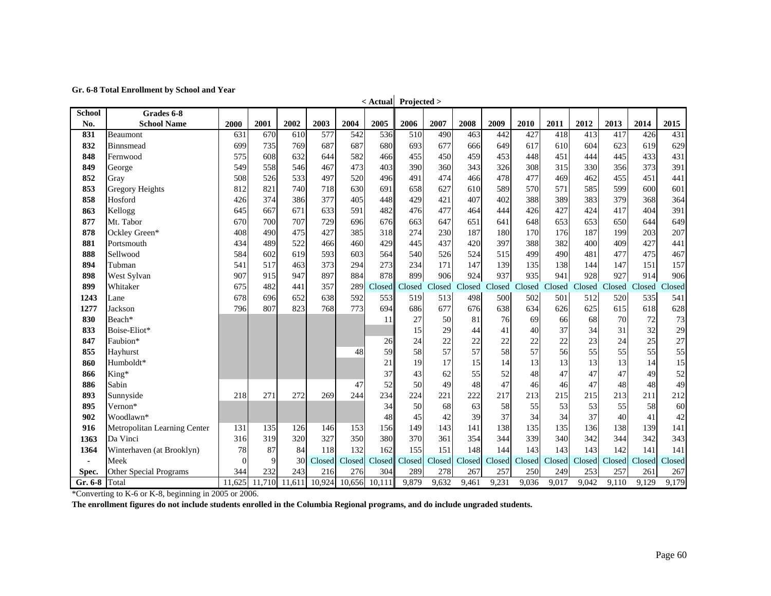**Gr. 6-8 Total Enrollment by School and Year**

| School No. | Grades 6-8 School Name | 2000 | 2001 | 2002 | 2003 | 2004 | 2005 < Actual | 2006 Projected > | 2007 | 2008 | 2009 | 2010 | 2011 | 2012 | 2013 | 2014 | 2015 |
|---|---|---|---|---|---|---|---|---|---|---|---|---|---|---|---|---|---|
| 831 | Beaumont | 631 | 670 | 610 | 577 | 542 | 536 | 510 | 490 | 463 | 442 | 427 | 418 | 413 | 417 | 426 | 431 |
| 832 | Binnsmead | 699 | 735 | 769 | 687 | 687 | 680 | 693 | 677 | 666 | 649 | 617 | 610 | 604 | 623 | 619 | 629 |
| 848 | Fernwood | 575 | 608 | 632 | 644 | 582 | 466 | 455 | 450 | 459 | 453 | 448 | 451 | 444 | 445 | 433 | 431 |
| 849 | George | 549 | 558 | 546 | 467 | 473 | 403 | 390 | 360 | 343 | 326 | 308 | 315 | 330 | 356 | 373 | 391 |
| 852 | Gray | 508 | 526 | 533 | 497 | 520 | 496 | 491 | 474 | 466 | 478 | 477 | 469 | 462 | 455 | 451 | 441 |
| 853 | Gregory Heights | 812 | 821 | 740 | 718 | 630 | 691 | 658 | 627 | 610 | 589 | 570 | 571 | 585 | 599 | 600 | 601 |
| 858 | Hosford | 426 | 374 | 386 | 377 | 405 | 448 | 429 | 421 | 407 | 402 | 388 | 389 | 383 | 379 | 368 | 364 |
| 863 | Kellogg | 645 | 667 | 671 | 633 | 591 | 482 | 476 | 477 | 464 | 444 | 426 | 427 | 424 | 417 | 404 | 391 |
| 877 | Mt. Tabor | 670 | 700 | 707 | 729 | 696 | 676 | 663 | 647 | 651 | 641 | 648 | 653 | 653 | 650 | 644 | 649 |
| 878 | Ockley Green* | 408 | 490 | 475 | 427 | 385 | 318 | 274 | 230 | 187 | 180 | 170 | 176 | 187 | 199 | 203 | 207 |
| 881 | Portsmouth | 434 | 489 | 522 | 466 | 460 | 429 | 445 | 437 | 420 | 397 | 388 | 382 | 400 | 409 | 427 | 441 |
| 888 | Sellwood | 584 | 602 | 619 | 593 | 603 | 564 | 540 | 526 | 524 | 515 | 499 | 490 | 481 | 477 | 475 | 467 |
| 894 | Tubman | 541 | 517 | 463 | 373 | 294 | 273 | 234 | 171 | 147 | 139 | 135 | 138 | 144 | 147 | 151 | 157 |
| 898 | West Sylvan | 907 | 915 | 947 | 897 | 884 | 878 | 899 | 906 | 924 | 937 | 935 | 941 | 928 | 927 | 914 | 906 |
| 899 | Whitaker | 675 | 482 | 441 | 357 | 289 | Closed | Closed | Closed | Closed | Closed | Closed | Closed | Closed | Closed | Closed | Closed |
| 1243 | Lane | 678 | 696 | 652 | 638 | 592 | 553 | 519 | 513 | 498 | 500 | 502 | 501 | 512 | 520 | 535 | 541 |
| 1277 | Jackson | 796 | 807 | 823 | 768 | 773 | 694 | 686 | 677 | 676 | 638 | 634 | 626 | 625 | 615 | 618 | 628 |
| 830 | Beach* | | | | | | 11 | 27 | 50 | 81 | 76 | 69 | 66 | 68 | 70 | 72 | 73 |
| 833 | Boise-Eliot* | | | | | | | 15 | 29 | 44 | 41 | 40 | 37 | 34 | 31 | 32 | 29 |
| 847 | Faubion* | | | | | | 26 | 24 | 22 | 22 | 22 | 22 | 22 | 23 | 24 | 25 | 27 |
| 855 | Hayhurst | | | | | 48 | 59 | 58 | 57 | 57 | 58 | 57 | 56 | 55 | 55 | 55 | 55 |
| 860 | Humboldt* | | | | | | 21 | 19 | 17 | 15 | 14 | 13 | 13 | 13 | 13 | 14 | 15 |
| 866 | King* | | | | | | 37 | 43 | 62 | 55 | 52 | 48 | 47 | 47 | 47 | 49 | 52 |
| 886 | Sabin | | | | | 47 | 52 | 50 | 49 | 48 | 47 | 46 | 46 | 47 | 48 | 48 | 49 |
| 893 | Sunnyside | 218 | 271 | 272 | 269 | 244 | 234 | 224 | 221 | 222 | 217 | 213 | 215 | 215 | 213 | 211 | 212 |
| 895 | Vernon* | | | | | | 34 | 50 | 68 | 63 | 58 | 55 | 53 | 53 | 55 | 58 | 60 |
| 902 | Woodlawn* | | | | | | 48 | 45 | 42 | 39 | 37 | 34 | 34 | 37 | 40 | 41 | 42 |
| 916 | Metropolitan Learning Center | 131 | 135 | 126 | 146 | 153 | 156 | 149 | 143 | 141 | 138 | 135 | 135 | 136 | 138 | 139 | 141 |
| 1363 | Da Vinci | 316 | 319 | 320 | 327 | 350 | 380 | 370 | 361 | 354 | 344 | 339 | 340 | 342 | 344 | 342 | 343 |
| 1364 | Winterhaven (at Brooklyn) | 78 | 87 | 84 | 118 | 132 | 162 | 155 | 151 | 148 | 144 | 143 | 143 | 143 | 142 | 141 | 141 |
| - | Meek | 0 | 9 | 30 | Closed | Closed | Closed | Closed | Closed | Closed | Closed | Closed | Closed | Closed | Closed | Closed | Closed |
| Spec. | Other Special Programs | 344 | 232 | 243 | 216 | 276 | 304 | 289 | 278 | 267 | 257 | 250 | 249 | 253 | 257 | 261 | 267 |
| Gr. 6-8 | Total | 11,625 | 11,710 | 11,611 | 10,924 | 10,656 | 10,111 | 9,879 | 9,632 | 9,461 | 9,231 | 9,036 | 9,017 | 9,042 | 9,110 | 9,129 | 9,179 |

*Converting to K-6 or K-8, beginning in 2005 or 2006.

**The enrollment figures do not include students enrolled in the Columbia Regional programs, and do include ungraded students.**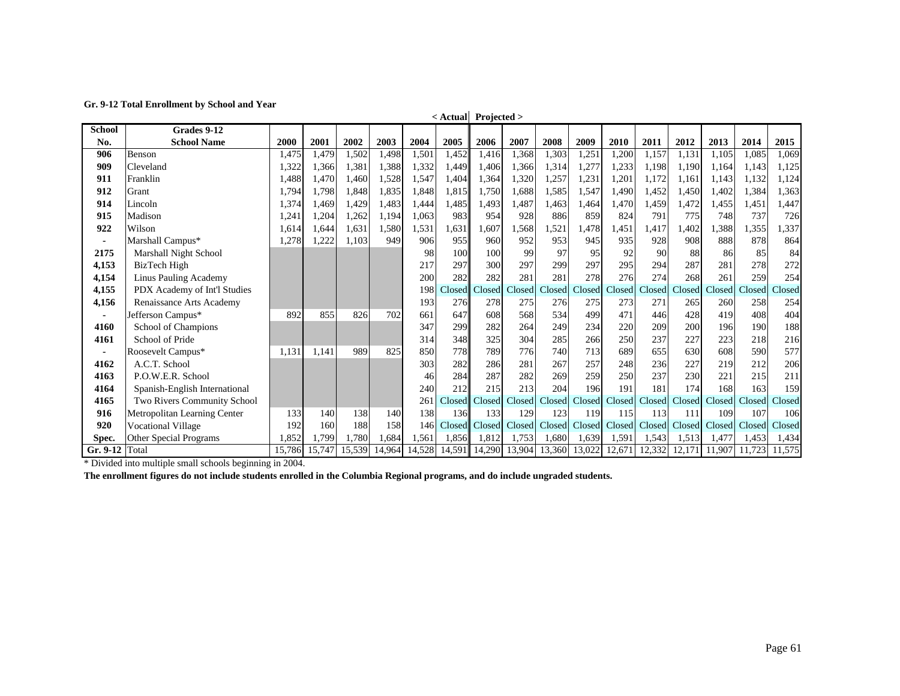**Gr. 9-12 Total Enrollment by School and Year**

| School No. | Grades 9-12 School Name | 2000 | 2001 | 2002 | 2003 | 2004 | 2005 < Actual | 2006 Projected > | 2007 | 2008 | 2009 | 2010 | 2011 | 2012 | 2013 | 2014 | 2015 |
|---|---|---|---|---|---|---|---|---|---|---|---|---|---|---|---|---|---|
| 906 | Benson | 1,475 | 1,479 | 1,502 | 1,498 | 1,501 | 1,452 | 1,416 | 1,368 | 1,303 | 1,251 | 1,200 | 1,157 | 1,131 | 1,105 | 1,085 | 1,069 |
| 909 | Cleveland | 1,322 | 1,366 | 1,381 | 1,388 | 1,332 | 1,449 | 1,406 | 1,366 | 1,314 | 1,277 | 1,233 | 1,198 | 1,190 | 1,164 | 1,143 | 1,125 |
| 911 | Franklin | 1,488 | 1,470 | 1,460 | 1,528 | 1,547 | 1,404 | 1,364 | 1,320 | 1,257 | 1,231 | 1,201 | 1,172 | 1,161 | 1,143 | 1,132 | 1,124 |
| 912 | Grant | 1,794 | 1,798 | 1,848 | 1,835 | 1,848 | 1,815 | 1,750 | 1,688 | 1,585 | 1,547 | 1,490 | 1,452 | 1,450 | 1,402 | 1,384 | 1,363 |
| 914 | Lincoln | 1,374 | 1,469 | 1,429 | 1,483 | 1,444 | 1,485 | 1,493 | 1,487 | 1,463 | 1,464 | 1,470 | 1,459 | 1,472 | 1,455 | 1,451 | 1,447 |
| 915 | Madison | 1,241 | 1,204 | 1,262 | 1,194 | 1,063 | 983 | 954 | 928 | 886 | 859 | 824 | 791 | 775 | 748 | 737 | 726 |
| 922 | Wilson | 1,614 | 1,644 | 1,631 | 1,580 | 1,531 | 1,631 | 1,607 | 1,568 | 1,521 | 1,478 | 1,451 | 1,417 | 1,402 | 1,388 | 1,355 | 1,337 |
| - | Marshall Campus* | 1,278 | 1,222 | 1,103 | 949 | 906 | 955 | 960 | 952 | 953 | 945 | 935 | 928 | 908 | 888 | 878 | 864 |
| 2175 | Marshall Night School | | | | | 98 | 100 | 100 | 99 | 97 | 95 | 92 | 90 | 88 | 86 | 85 | 84 |
| 4,153 | BizTech High | | | | | 217 | 297 | 300 | 297 | 299 | 297 | 295 | 294 | 287 | 281 | 278 | 272 |
| 4,154 | Linus Pauling Academy | | | | | 200 | 282 | 282 | 281 | 281 | 278 | 276 | 274 | 268 | 261 | 259 | 254 |
| 4,155 | PDX Academy of Int'l Studies | | | | | 198 | Closed | Closed | Closed | Closed | Closed | Closed | Closed | Closed | Closed | Closed | Closed |
| 4,156 | Renaissance Arts Academy | | | | | 193 | 276 | 278 | 275 | 276 | 275 | 273 | 271 | 265 | 260 | 258 | 254 |
| - | Jefferson Campus* | 892 | 855 | 826 | 702 | 661 | 647 | 608 | 568 | 534 | 499 | 471 | 446 | 428 | 419 | 408 | 404 |
| 4160 | School of Champions | | | | | 347 | 299 | 282 | 264 | 249 | 234 | 220 | 209 | 200 | 196 | 190 | 188 |
| 4161 | School of Pride | | | | | 314 | 348 | 325 | 304 | 285 | 266 | 250 | 237 | 227 | 223 | 218 | 216 |
| - | Roosevelt Campus* | 1,131 | 1,141 | 989 | 825 | 850 | 778 | 789 | 776 | 740 | 713 | 689 | 655 | 630 | 608 | 590 | 577 |
| 4162 | A.C.T. School | | | | | 303 | 282 | 286 | 281 | 267 | 257 | 248 | 236 | 227 | 219 | 212 | 206 |
| 4163 | P.O.W.E.R. School | | | | | 46 | 284 | 287 | 282 | 269 | 259 | 250 | 237 | 230 | 221 | 215 | 211 |
| 4164 | Spanish-English International | | | | | 240 | 212 | 215 | 213 | 204 | 196 | 191 | 181 | 174 | 168 | 163 | 159 |
| 4165 | Two Rivers Community School | | | | | 261 | Closed | Closed | Closed | Closed | Closed | Closed | Closed | Closed | Closed | Closed | Closed |
| 916 | Metropolitan Learning Center | 133 | 140 | 138 | 140 | 138 | 136 | 133 | 129 | 123 | 119 | 115 | 113 | 111 | 109 | 107 | 106 |
| 920 | Vocational Village | 192 | 160 | 188 | 158 | 146 | Closed | Closed | Closed | Closed | Closed | Closed | Closed | Closed | Closed | Closed | Closed |
| Spec. | Other Special Programs | 1,852 | 1,799 | 1,780 | 1,684 | 1,561 | 1,856 | 1,812 | 1,753 | 1,680 | 1,639 | 1,591 | 1,543 | 1,513 | 1,477 | 1,453 | 1,434 |
| Gr. 9-12 | Total | 15,786 | 15,747 | 15,539 | 14,964 | 14,528 | 14,591 | 14,290 | 13,904 | 13,360 | 13,022 | 12,671 | 12,332 | 12,171 | 11,907 | 11,723 | 11,575 |

* Divided into multiple small schools beginning in 2004.

**The enrollment figures do not include students enrolled in the Columbia Regional programs, and do include ungraded students.**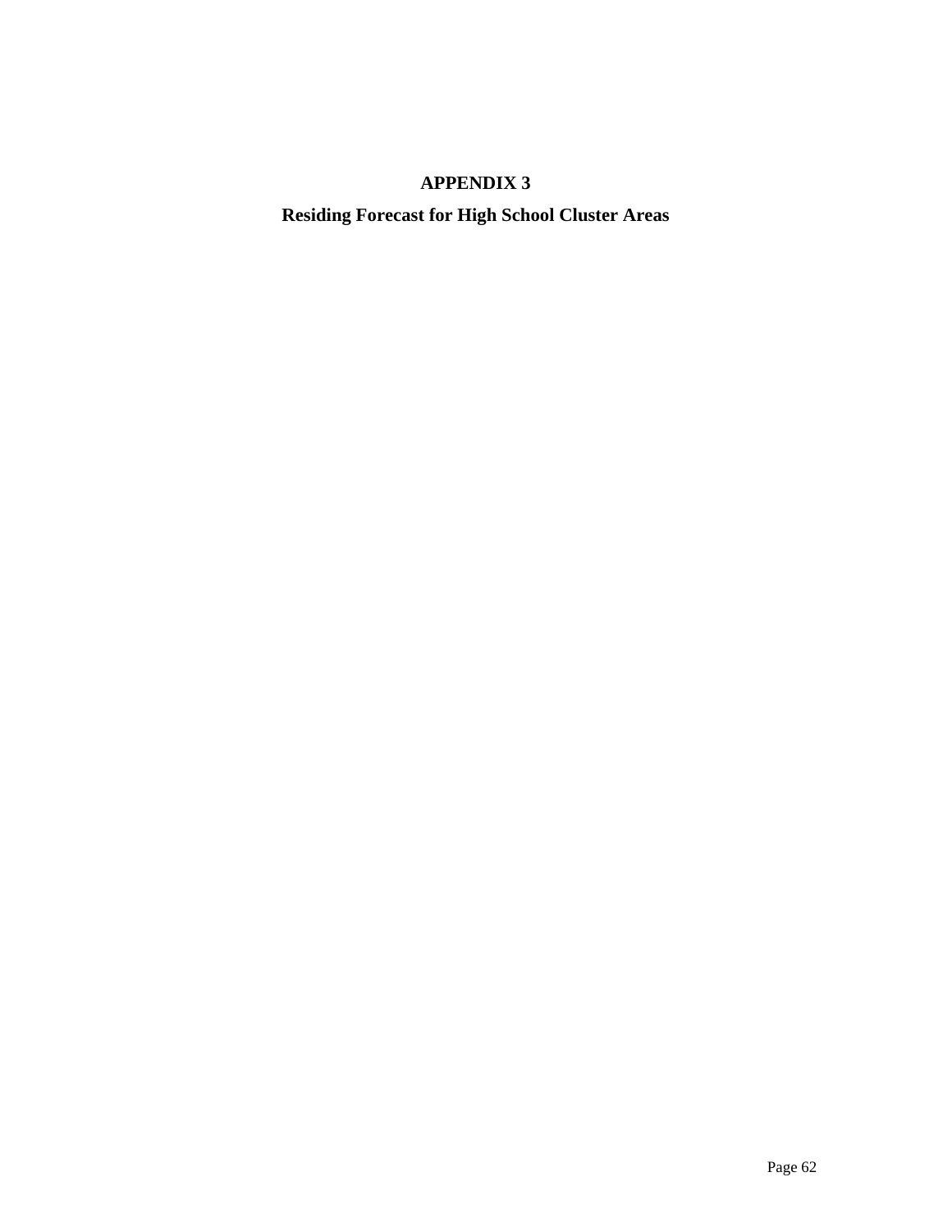# APPENDIX 3

## Residing Forecast for High School Cluster Areas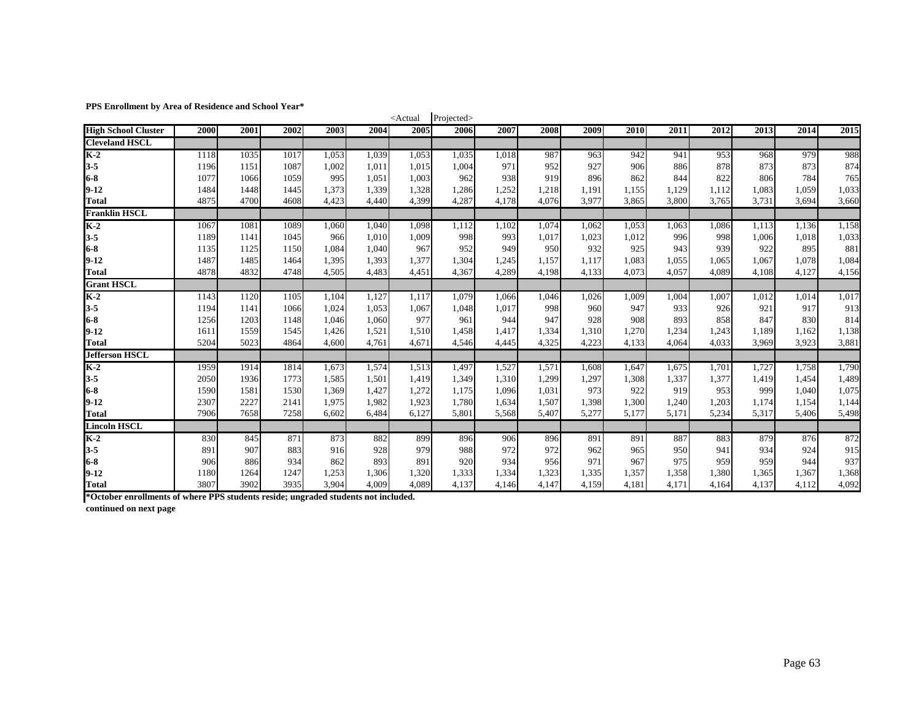**PPS Enrollment by Area of Residence and School Year***

| | | | | | | <Actual | Projected> | | | | | | | | | |
|---|---|---|---|---|---|---|---|---|---|---|---|---|---|---|---|---|
| **High School Cluster** | **2000** | **2001** | **2002** | **2003** | **2004** | **2005** | **2006** | **2007** | **2008** | **2009** | **2010** | **2011** | **2012** | **2013** | **2014** | **2015** |
| **Cleveland HSCL** | | | | | | | | | | | | | | | | |
| **K-2** | 1118 | 1035 | 1017 | 1,053 | 1,039 | 1,053 | 1,035 | 1,018 | 987 | 963 | 942 | 941 | 953 | 968 | 979 | 988 |
| **3-5** | 1196 | 1151 | 1087 | 1,002 | 1,011 | 1,015 | 1,004 | 971 | 952 | 927 | 906 | 886 | 878 | 873 | 873 | 874 |
| **6-8** | 1077 | 1066 | 1059 | 995 | 1,051 | 1,003 | 962 | 938 | 919 | 896 | 862 | 844 | 822 | 806 | 784 | 765 |
| **9-12** | 1484 | 1448 | 1445 | 1,373 | 1,339 | 1,328 | 1,286 | 1,252 | 1,218 | 1,191 | 1,155 | 1,129 | 1,112 | 1,083 | 1,059 | 1,033 |
| **Total** | 4875 | 4700 | 4608 | 4,423 | 4,440 | 4,399 | 4,287 | 4,178 | 4,076 | 3,977 | 3,865 | 3,800 | 3,765 | 3,731 | 3,694 | 3,660 |
| **Franklin HSCL** | | | | | | | | | | | | | | | | |
| **K-2** | 1067 | 1081 | 1089 | 1,060 | 1,040 | 1,098 | 1,112 | 1,102 | 1,074 | 1,062 | 1,053 | 1,063 | 1,086 | 1,113 | 1,136 | 1,158 |
| **3-5** | 1189 | 1141 | 1045 | 966 | 1,010 | 1,009 | 998 | 993 | 1,017 | 1,023 | 1,012 | 996 | 998 | 1,006 | 1,018 | 1,033 |
| **6-8** | 1135 | 1125 | 1150 | 1,084 | 1,040 | 967 | 952 | 949 | 950 | 932 | 925 | 943 | 939 | 922 | 895 | 881 |
| **9-12** | 1487 | 1485 | 1464 | 1,395 | 1,393 | 1,377 | 1,304 | 1,245 | 1,157 | 1,117 | 1,083 | 1,055 | 1,065 | 1,067 | 1,078 | 1,084 |
| **Total** | 4878 | 4832 | 4748 | 4,505 | 4,483 | 4,451 | 4,367 | 4,289 | 4,198 | 4,133 | 4,073 | 4,057 | 4,089 | 4,108 | 4,127 | 4,156 |
| **Grant HSCL** | | | | | | | | | | | | | | | | |
| **K-2** | 1143 | 1120 | 1105 | 1,104 | 1,127 | 1,117 | 1,079 | 1,066 | 1,046 | 1,026 | 1,009 | 1,004 | 1,007 | 1,012 | 1,014 | 1,017 |
| **3-5** | 1194 | 1141 | 1066 | 1,024 | 1,053 | 1,067 | 1,048 | 1,017 | 998 | 960 | 947 | 933 | 926 | 921 | 917 | 913 |
| **6-8** | 1256 | 1203 | 1148 | 1,046 | 1,060 | 977 | 961 | 944 | 947 | 928 | 908 | 893 | 858 | 847 | 830 | 814 |
| **9-12** | 1611 | 1559 | 1545 | 1,426 | 1,521 | 1,510 | 1,458 | 1,417 | 1,334 | 1,310 | 1,270 | 1,234 | 1,243 | 1,189 | 1,162 | 1,138 |
| **Total** | 5204 | 5023 | 4864 | 4,600 | 4,761 | 4,671 | 4,546 | 4,445 | 4,325 | 4,223 | 4,133 | 4,064 | 4,033 | 3,969 | 3,923 | 3,881 |
| **Jefferson HSCL** | | | | | | | | | | | | | | | | |
| **K-2** | 1959 | 1914 | 1814 | 1,673 | 1,574 | 1,513 | 1,497 | 1,527 | 1,571 | 1,608 | 1,647 | 1,675 | 1,701 | 1,727 | 1,758 | 1,790 |
| **3-5** | 2050 | 1936 | 1773 | 1,585 | 1,501 | 1,419 | 1,349 | 1,310 | 1,299 | 1,297 | 1,308 | 1,337 | 1,377 | 1,419 | 1,454 | 1,489 |
| **6-8** | 1590 | 1581 | 1530 | 1,369 | 1,427 | 1,272 | 1,175 | 1,096 | 1,031 | 973 | 922 | 919 | 953 | 999 | 1,040 | 1,075 |
| **9-12** | 2307 | 2227 | 2141 | 1,975 | 1,982 | 1,923 | 1,780 | 1,634 | 1,507 | 1,398 | 1,300 | 1,240 | 1,203 | 1,174 | 1,154 | 1,144 |
| **Total** | 7906 | 7658 | 7258 | 6,602 | 6,484 | 6,127 | 5,801 | 5,568 | 5,407 | 5,277 | 5,177 | 5,171 | 5,234 | 5,317 | 5,406 | 5,498 |
| **Lincoln HSCL** | | | | | | | | | | | | | | | | |
| **K-2** | 830 | 845 | 871 | 873 | 882 | 899 | 896 | 906 | 896 | 891 | 891 | 887 | 883 | 879 | 876 | 872 |
| **3-5** | 891 | 907 | 883 | 916 | 928 | 979 | 988 | 972 | 972 | 962 | 965 | 950 | 941 | 934 | 924 | 915 |
| **6-8** | 906 | 886 | 934 | 862 | 893 | 891 | 920 | 934 | 956 | 971 | 967 | 975 | 959 | 959 | 944 | 937 |
| **9-12** | 1180 | 1264 | 1247 | 1,253 | 1,306 | 1,320 | 1,333 | 1,334 | 1,323 | 1,335 | 1,357 | 1,358 | 1,380 | 1,365 | 1,367 | 1,368 |
| **Total** | 3807 | 3902 | 3935 | 3,904 | 4,009 | 4,089 | 4,137 | 4,146 | 4,147 | 4,159 | 4,181 | 4,171 | 4,164 | 4,137 | 4,112 | 4,092 |

***October enrollments of where PPS students reside; ungraded students not included.**

**continued on next page**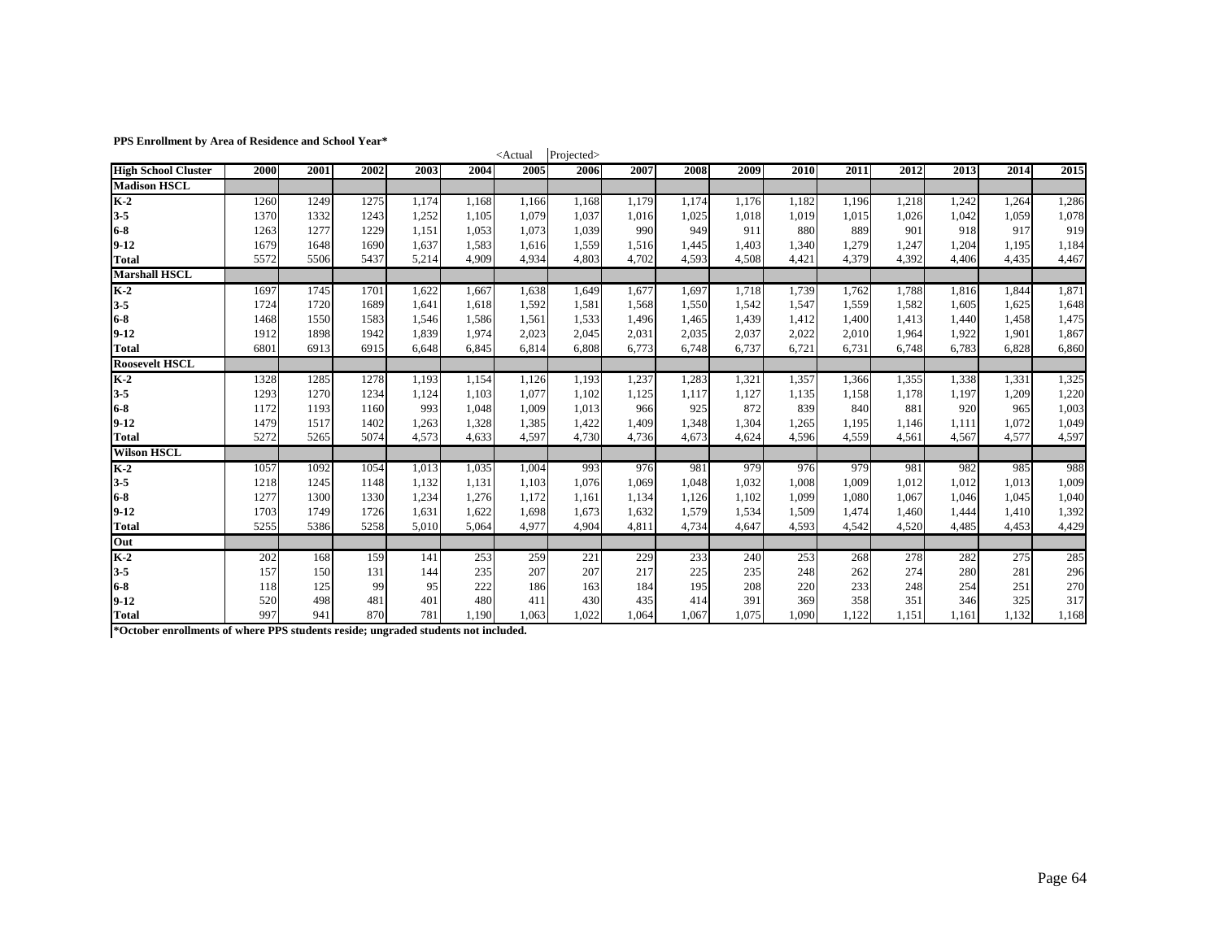**PPS Enrollment by Area of Residence and School Year***

| High School Cluster | 2000 | 2001 | 2002 | 2003 | 2004 | 2005 <Actual | Projected> 2006 | 2007 | 2008 | 2009 | 2010 | 2011 | 2012 | 2013 | 2014 | 2015 |
|---|---|---|---|---|---|---|---|---|---|---|---|---|---|---|---|---|
| **Madison HSCL** | | | | | | | | | | | | | | | | |
| **K-2** | 1260 | 1249 | 1275 | 1,174 | 1,168 | 1,166 | 1,168 | 1,179 | 1,174 | 1,176 | 1,182 | 1,196 | 1,218 | 1,242 | 1,264 | 1,286 |
| **3-5** | 1370 | 1332 | 1243 | 1,252 | 1,105 | 1,079 | 1,037 | 1,016 | 1,025 | 1,018 | 1,019 | 1,015 | 1,026 | 1,042 | 1,059 | 1,078 |
| **6-8** | 1263 | 1277 | 1229 | 1,151 | 1,053 | 1,073 | 1,039 | 990 | 949 | 911 | 880 | 889 | 901 | 918 | 917 | 919 |
| **9-12** | 1679 | 1648 | 1690 | 1,637 | 1,583 | 1,616 | 1,559 | 1,516 | 1,445 | 1,403 | 1,340 | 1,279 | 1,247 | 1,204 | 1,195 | 1,184 |
| **Total** | 5572 | 5506 | 5437 | 5,214 | 4,909 | 4,934 | 4,803 | 4,702 | 4,593 | 4,508 | 4,421 | 4,379 | 4,392 | 4,406 | 4,435 | 4,467 |
| **Marshall HSCL** | | | | | | | | | | | | | | | | |
| **K-2** | 1697 | 1745 | 1701 | 1,622 | 1,667 | 1,638 | 1,649 | 1,677 | 1,697 | 1,718 | 1,739 | 1,762 | 1,788 | 1,816 | 1,844 | 1,871 |
| **3-5** | 1724 | 1720 | 1689 | 1,641 | 1,618 | 1,592 | 1,581 | 1,568 | 1,550 | 1,542 | 1,547 | 1,559 | 1,582 | 1,605 | 1,625 | 1,648 |
| **6-8** | 1468 | 1550 | 1583 | 1,546 | 1,586 | 1,561 | 1,533 | 1,496 | 1,465 | 1,439 | 1,412 | 1,400 | 1,413 | 1,440 | 1,458 | 1,475 |
| **9-12** | 1912 | 1898 | 1942 | 1,839 | 1,974 | 2,023 | 2,045 | 2,031 | 2,035 | 2,037 | 2,022 | 2,010 | 1,964 | 1,922 | 1,901 | 1,867 |
| **Total** | 6801 | 6913 | 6915 | 6,648 | 6,845 | 6,814 | 6,808 | 6,773 | 6,748 | 6,737 | 6,721 | 6,731 | 6,748 | 6,783 | 6,828 | 6,860 |
| **Roosevelt HSCL** | | | | | | | | | | | | | | | | |
| **K-2** | 1328 | 1285 | 1278 | 1,193 | 1,154 | 1,126 | 1,193 | 1,237 | 1,283 | 1,321 | 1,357 | 1,366 | 1,355 | 1,338 | 1,331 | 1,325 |
| **3-5** | 1293 | 1270 | 1234 | 1,124 | 1,103 | 1,077 | 1,102 | 1,125 | 1,117 | 1,127 | 1,135 | 1,158 | 1,178 | 1,197 | 1,209 | 1,220 |
| **6-8** | 1172 | 1193 | 1160 | 993 | 1,048 | 1,009 | 1,013 | 966 | 925 | 872 | 839 | 840 | 881 | 920 | 965 | 1,003 |
| **9-12** | 1479 | 1517 | 1402 | 1,263 | 1,328 | 1,385 | 1,422 | 1,409 | 1,348 | 1,304 | 1,265 | 1,195 | 1,146 | 1,111 | 1,072 | 1,049 |
| **Total** | 5272 | 5265 | 5074 | 4,573 | 4,633 | 4,597 | 4,730 | 4,736 | 4,673 | 4,624 | 4,596 | 4,559 | 4,561 | 4,567 | 4,577 | 4,597 |
| **Wilson HSCL** | | | | | | | | | | | | | | | | |
| **K-2** | 1057 | 1092 | 1054 | 1,013 | 1,035 | 1,004 | 993 | 976 | 981 | 979 | 976 | 979 | 981 | 982 | 985 | 988 |
| **3-5** | 1218 | 1245 | 1148 | 1,132 | 1,131 | 1,103 | 1,076 | 1,069 | 1,048 | 1,032 | 1,008 | 1,009 | 1,012 | 1,012 | 1,013 | 1,009 |
| **6-8** | 1277 | 1300 | 1330 | 1,234 | 1,276 | 1,172 | 1,161 | 1,134 | 1,126 | 1,102 | 1,099 | 1,080 | 1,067 | 1,046 | 1,045 | 1,040 |
| **9-12** | 1703 | 1749 | 1726 | 1,631 | 1,622 | 1,698 | 1,673 | 1,632 | 1,579 | 1,534 | 1,509 | 1,474 | 1,460 | 1,444 | 1,410 | 1,392 |
| **Total** | 5255 | 5386 | 5258 | 5,010 | 5,064 | 4,977 | 4,904 | 4,811 | 4,734 | 4,647 | 4,593 | 4,542 | 4,520 | 4,485 | 4,453 | 4,429 |
| **Out** | | | | | | | | | | | | | | | | |
| **K-2** | 202 | 168 | 159 | 141 | 253 | 259 | 221 | 229 | 233 | 240 | 253 | 268 | 278 | 282 | 275 | 285 |
| **3-5** | 157 | 150 | 131 | 144 | 235 | 207 | 207 | 217 | 225 | 235 | 248 | 262 | 274 | 280 | 281 | 296 |
| **6-8** | 118 | 125 | 99 | 95 | 222 | 186 | 163 | 184 | 195 | 208 | 220 | 233 | 248 | 254 | 251 | 270 |
| **9-12** | 520 | 498 | 481 | 401 | 480 | 411 | 430 | 435 | 414 | 391 | 369 | 358 | 351 | 346 | 325 | 317 |
| **Total** | 997 | 941 | 870 | 781 | 1,190 | 1,063 | 1,022 | 1,064 | 1,067 | 1,075 | 1,090 | 1,122 | 1,151 | 1,161 | 1,132 | 1,168 |

***October enrollments of where PPS students reside; ungraded students not included.**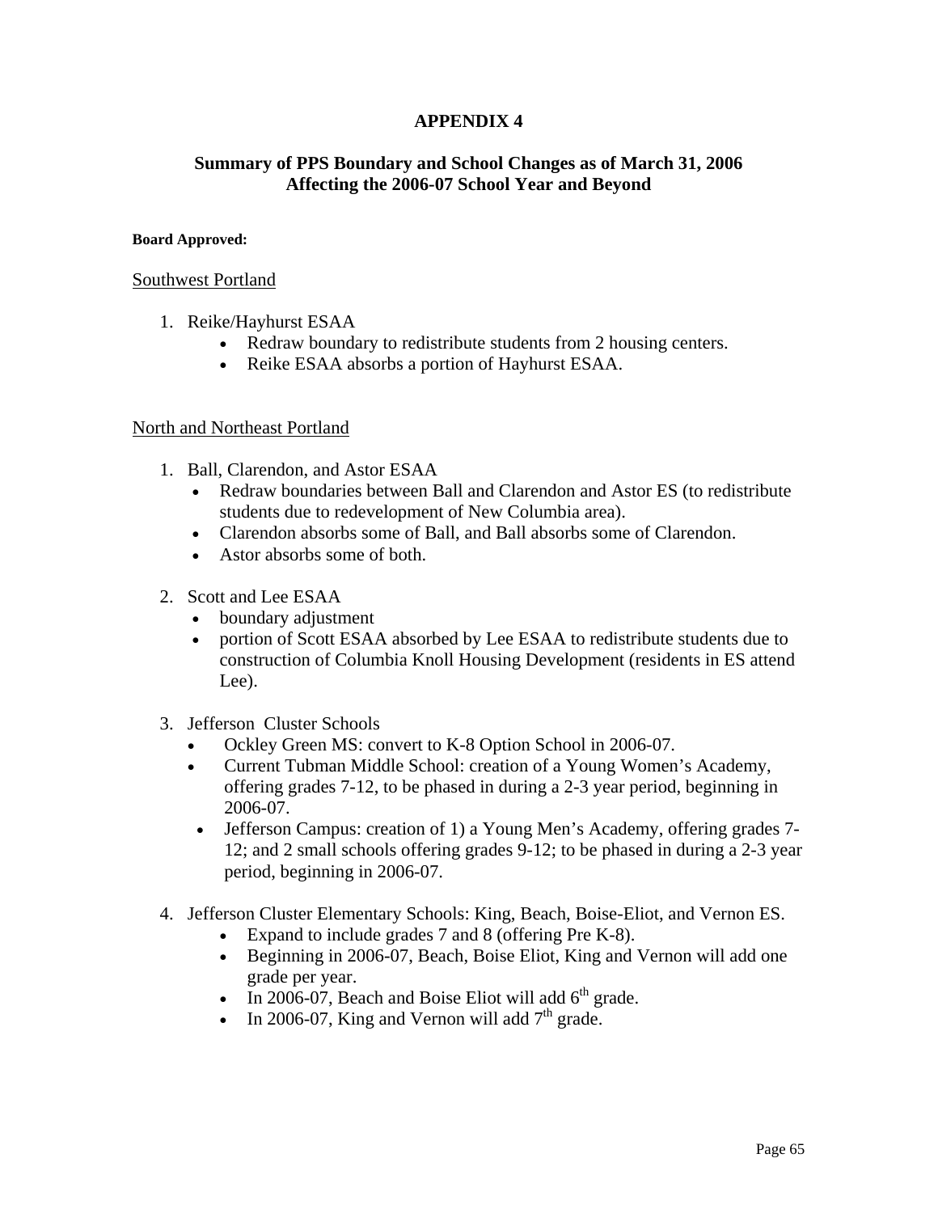# APPENDIX 4

## Summary of PPS Boundary and School Changes as of March 31, 2006 Affecting the 2006-07 School Year and Beyond

**Board Approved:**

Southwest Portland

1. Reike/Hayhurst ESAA
   - Redraw boundary to redistribute students from 2 housing centers.
   - Reike ESAA absorbs a portion of Hayhurst ESAA.

North and Northeast Portland

1. Ball, Clarendon, and Astor ESAA
   - Redraw boundaries between Ball and Clarendon and Astor ES (to redistribute students due to redevelopment of New Columbia area).
   - Clarendon absorbs some of Ball, and Ball absorbs some of Clarendon.
   - Astor absorbs some of both.

2. Scott and Lee ESAA
   - boundary adjustment
   - portion of Scott ESAA absorbed by Lee ESAA to redistribute students due to construction of Columbia Knoll Housing Development (residents in ES attend Lee).

3. Jefferson Cluster Schools
   - Ockley Green MS: convert to K-8 Option School in 2006-07.
   - Current Tubman Middle School: creation of a Young Women's Academy, offering grades 7-12, to be phased in during a 2-3 year period, beginning in 2006-07.
   - Jefferson Campus: creation of 1) a Young Men's Academy, offering grades 7-12; and 2 small schools offering grades 9-12; to be phased in during a 2-3 year period, beginning in 2006-07.

4. Jefferson Cluster Elementary Schools: King, Beach, Boise-Eliot, and Vernon ES.
   - Expand to include grades 7 and 8 (offering Pre K-8).
   - Beginning in 2006-07, Beach, Boise Eliot, King and Vernon will add one grade per year.
   - In 2006-07, Beach and Boise Eliot will add 6th grade.
   - In 2006-07, King and Vernon will add 7th grade.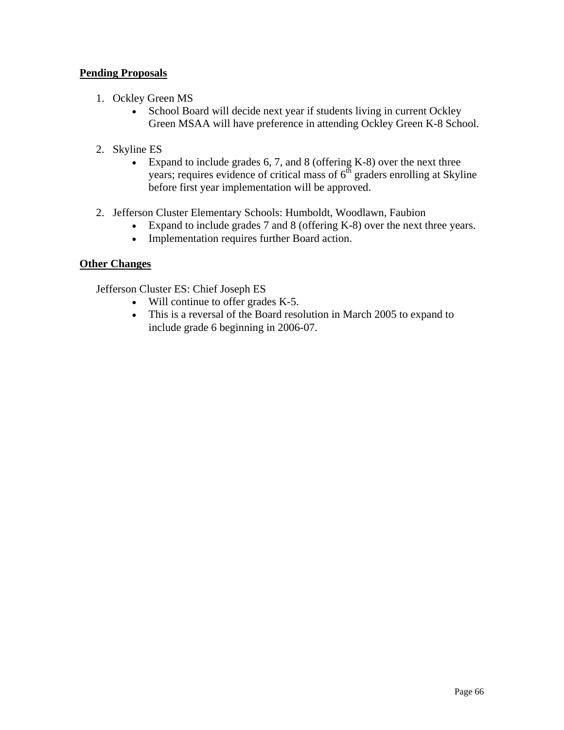**Pending Proposals**

1. Ockley Green MS
   - School Board will decide next year if students living in current Ockley Green MSAA will have preference in attending Ockley Green K-8 School.

2. Skyline ES
   - Expand to include grades 6, 7, and 8 (offering K-8) over the next three years; requires evidence of critical mass of 6th graders enrolling at Skyline before first year implementation will be approved.

2. Jefferson Cluster Elementary Schools: Humboldt, Woodlawn, Faubion
   - Expand to include grades 7 and 8 (offering K-8) over the next three years.
   - Implementation requires further Board action.

**Other Changes**

Jefferson Cluster ES: Chief Joseph ES

- Will continue to offer grades K-5.
- This is a reversal of the Board resolution in March 2005 to expand to include grade 6 beginning in 2006-07.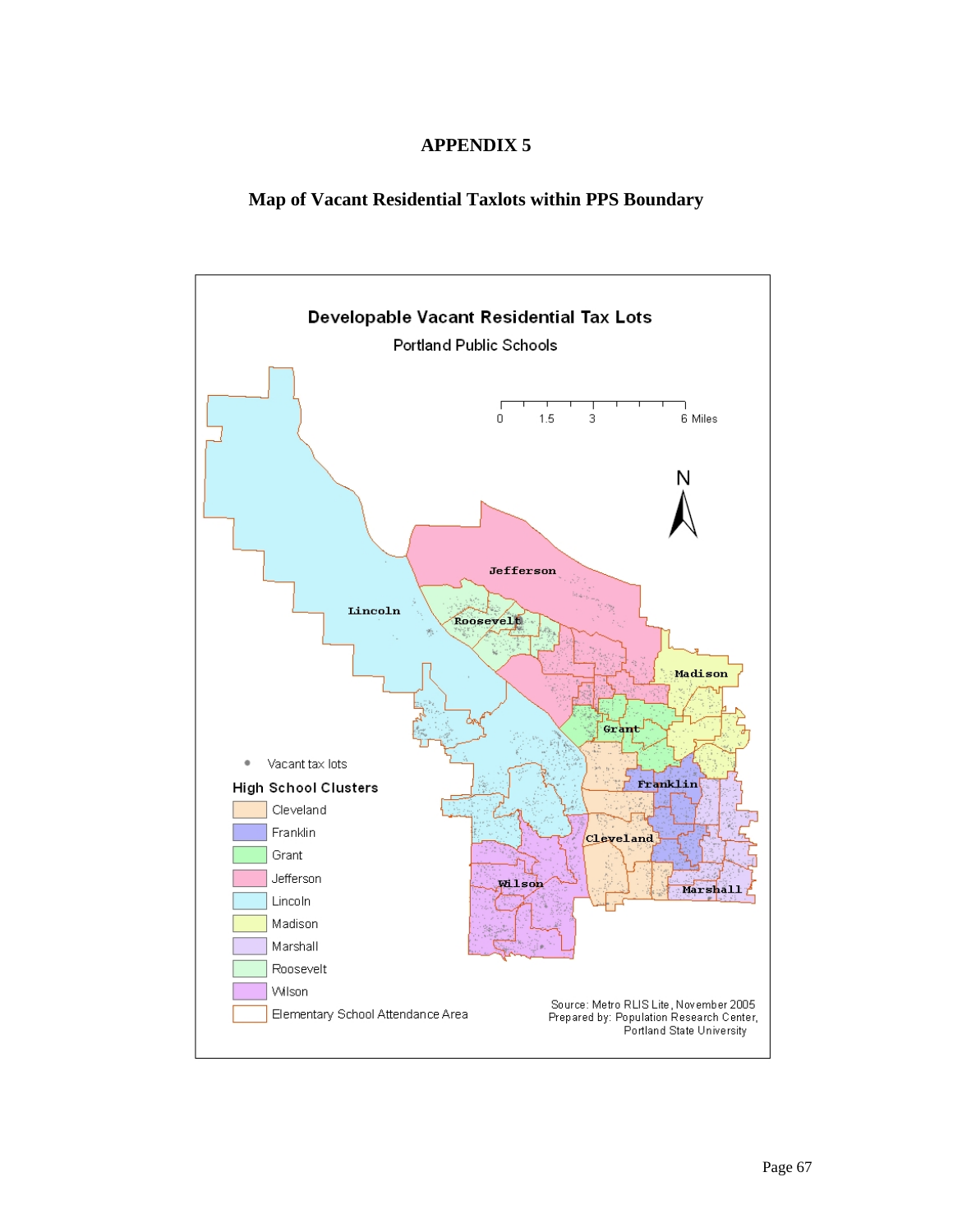# APPENDIX 5

## Map of Vacant Residential Taxlots within PPS Boundary

Developable Vacant Residential Tax Lots

Portland Public Schools

0 1.5 3 6 Miles

N

Jefferson

Lincoln

Roosevelt

Madison

Grant

Franklin

Cleveland

Wilson

Marshall

• Vacant tax lots

High School Clusters

- Cleveland
- Franklin
- Grant
- Jefferson
- Lincoln
- Madison
- Marshall
- Roosevelt
- Wilson
- Elementary School Attendance Area

Source: Metro RLIS Lite, November 2005
Prepared by: Population Research Center, Portland State University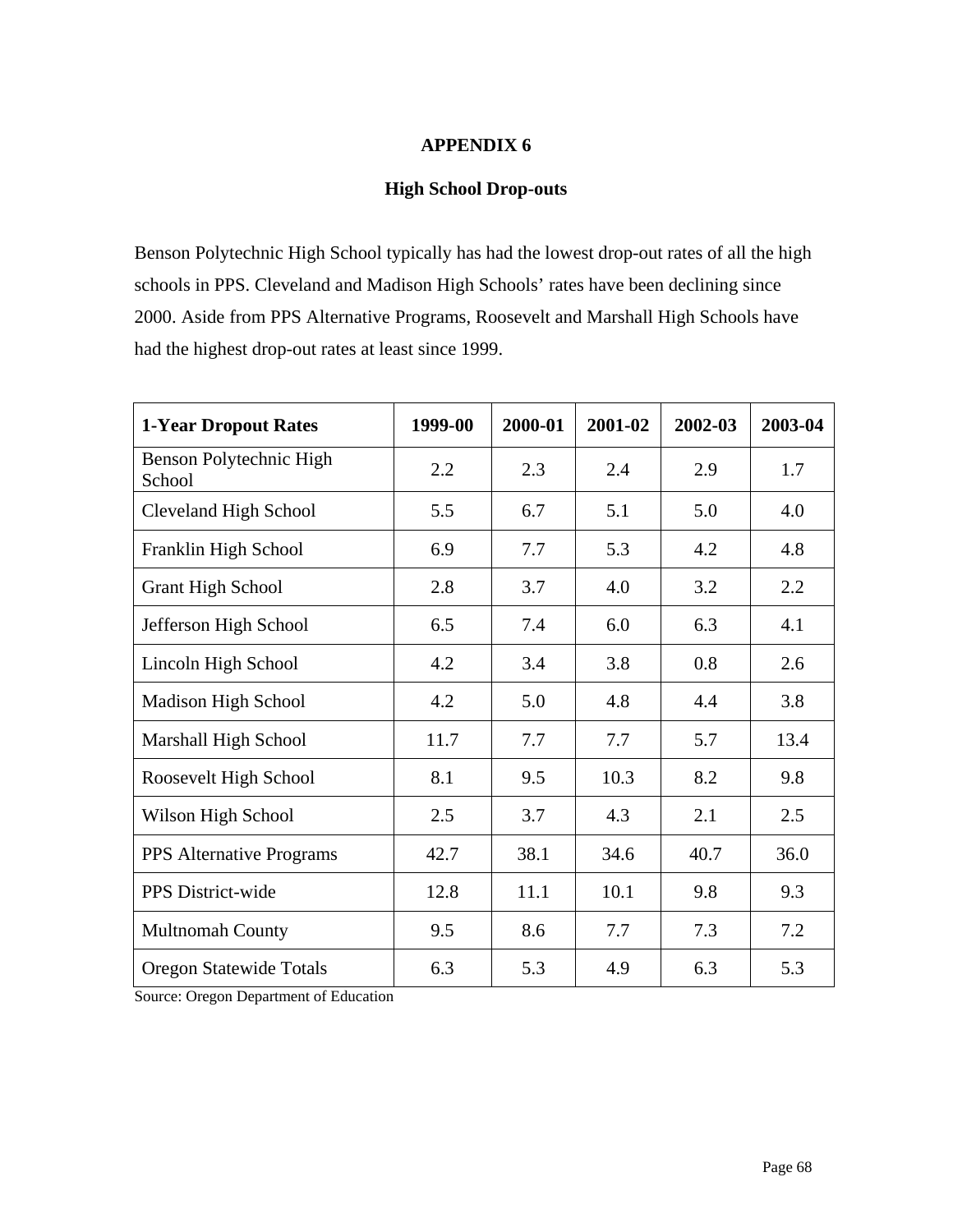# APPENDIX 6

## High School Drop-outs

Benson Polytechnic High School typically has had the lowest drop-out rates of all the high schools in PPS. Cleveland and Madison High Schools' rates have been declining since 2000. Aside from PPS Alternative Programs, Roosevelt and Marshall High Schools have had the highest drop-out rates at least since 1999.

| 1-Year Dropout Rates | 1999-00 | 2000-01 | 2001-02 | 2002-03 | 2003-04 |
|---|---|---|---|---|---|
| Benson Polytechnic High School | 2.2 | 2.3 | 2.4 | 2.9 | 1.7 |
| Cleveland High School | 5.5 | 6.7 | 5.1 | 5.0 | 4.0 |
| Franklin High School | 6.9 | 7.7 | 5.3 | 4.2 | 4.8 |
| Grant High School | 2.8 | 3.7 | 4.0 | 3.2 | 2.2 |
| Jefferson High School | 6.5 | 7.4 | 6.0 | 6.3 | 4.1 |
| Lincoln High School | 4.2 | 3.4 | 3.8 | 0.8 | 2.6 |
| Madison High School | 4.2 | 5.0 | 4.8 | 4.4 | 3.8 |
| Marshall High School | 11.7 | 7.7 | 7.7 | 5.7 | 13.4 |
| Roosevelt High School | 8.1 | 9.5 | 10.3 | 8.2 | 9.8 |
| Wilson High School | 2.5 | 3.7 | 4.3 | 2.1 | 2.5 |
| PPS Alternative Programs | 42.7 | 38.1 | 34.6 | 40.7 | 36.0 |
| PPS District-wide | 12.8 | 11.1 | 10.1 | 9.8 | 9.3 |
| Multnomah County | 9.5 | 8.6 | 7.7 | 7.3 | 7.2 |
| Oregon Statewide Totals | 6.3 | 5.3 | 4.9 | 6.3 | 5.3 |

Source: Oregon Department of Education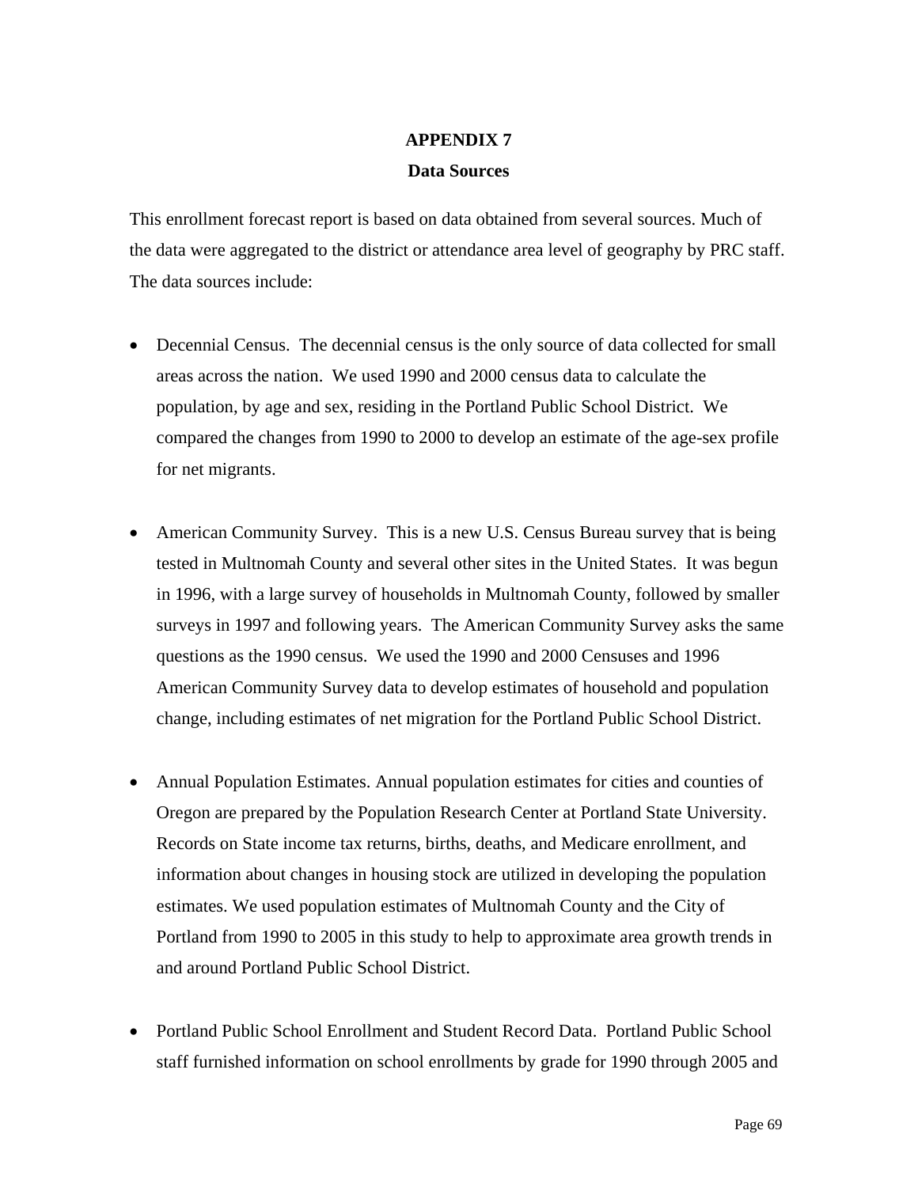# APPENDIX 7

## Data Sources

This enrollment forecast report is based on data obtained from several sources. Much of the data were aggregated to the district or attendance area level of geography by PRC staff. The data sources include:

- Decennial Census. The decennial census is the only source of data collected for small areas across the nation. We used 1990 and 2000 census data to calculate the population, by age and sex, residing in the Portland Public School District. We compared the changes from 1990 to 2000 to develop an estimate of the age-sex profile for net migrants.

- American Community Survey. This is a new U.S. Census Bureau survey that is being tested in Multnomah County and several other sites in the United States. It was begun in 1996, with a large survey of households in Multnomah County, followed by smaller surveys in 1997 and following years. The American Community Survey asks the same questions as the 1990 census. We used the 1990 and 2000 Censuses and 1996 American Community Survey data to develop estimates of household and population change, including estimates of net migration for the Portland Public School District.

- Annual Population Estimates. Annual population estimates for cities and counties of Oregon are prepared by the Population Research Center at Portland State University. Records on State income tax returns, births, deaths, and Medicare enrollment, and information about changes in housing stock are utilized in developing the population estimates. We used population estimates of Multnomah County and the City of Portland from 1990 to 2005 in this study to help to approximate area growth trends in and around Portland Public School District.

- Portland Public School Enrollment and Student Record Data. Portland Public School staff furnished information on school enrollments by grade for 1990 through 2005 and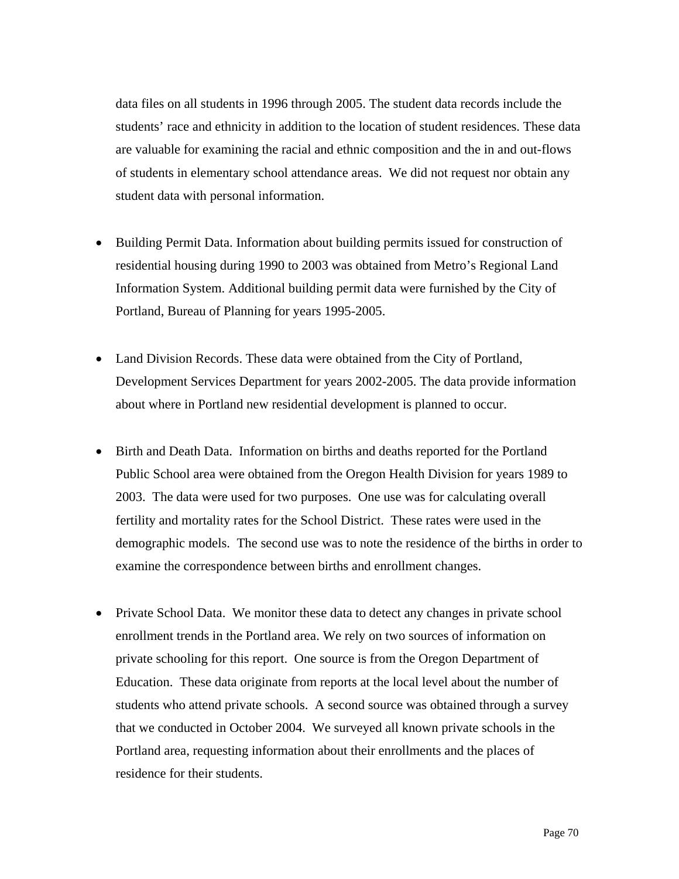data files on all students in 1996 through 2005. The student data records include the students' race and ethnicity in addition to the location of student residences. These data are valuable for examining the racial and ethnic composition and the in and out-flows of students in elementary school attendance areas. We did not request nor obtain any student data with personal information.

- Building Permit Data. Information about building permits issued for construction of residential housing during 1990 to 2003 was obtained from Metro's Regional Land Information System. Additional building permit data were furnished by the City of Portland, Bureau of Planning for years 1995-2005.

- Land Division Records. These data were obtained from the City of Portland, Development Services Department for years 2002-2005. The data provide information about where in Portland new residential development is planned to occur.

- Birth and Death Data. Information on births and deaths reported for the Portland Public School area were obtained from the Oregon Health Division for years 1989 to 2003. The data were used for two purposes. One use was for calculating overall fertility and mortality rates for the School District. These rates were used in the demographic models. The second use was to note the residence of the births in order to examine the correspondence between births and enrollment changes.

- Private School Data. We monitor these data to detect any changes in private school enrollment trends in the Portland area. We rely on two sources of information on private schooling for this report. One source is from the Oregon Department of Education. These data originate from reports at the local level about the number of students who attend private schools. A second source was obtained through a survey that we conducted in October 2004. We surveyed all known private schools in the Portland area, requesting information about their enrollments and the places of residence for their students.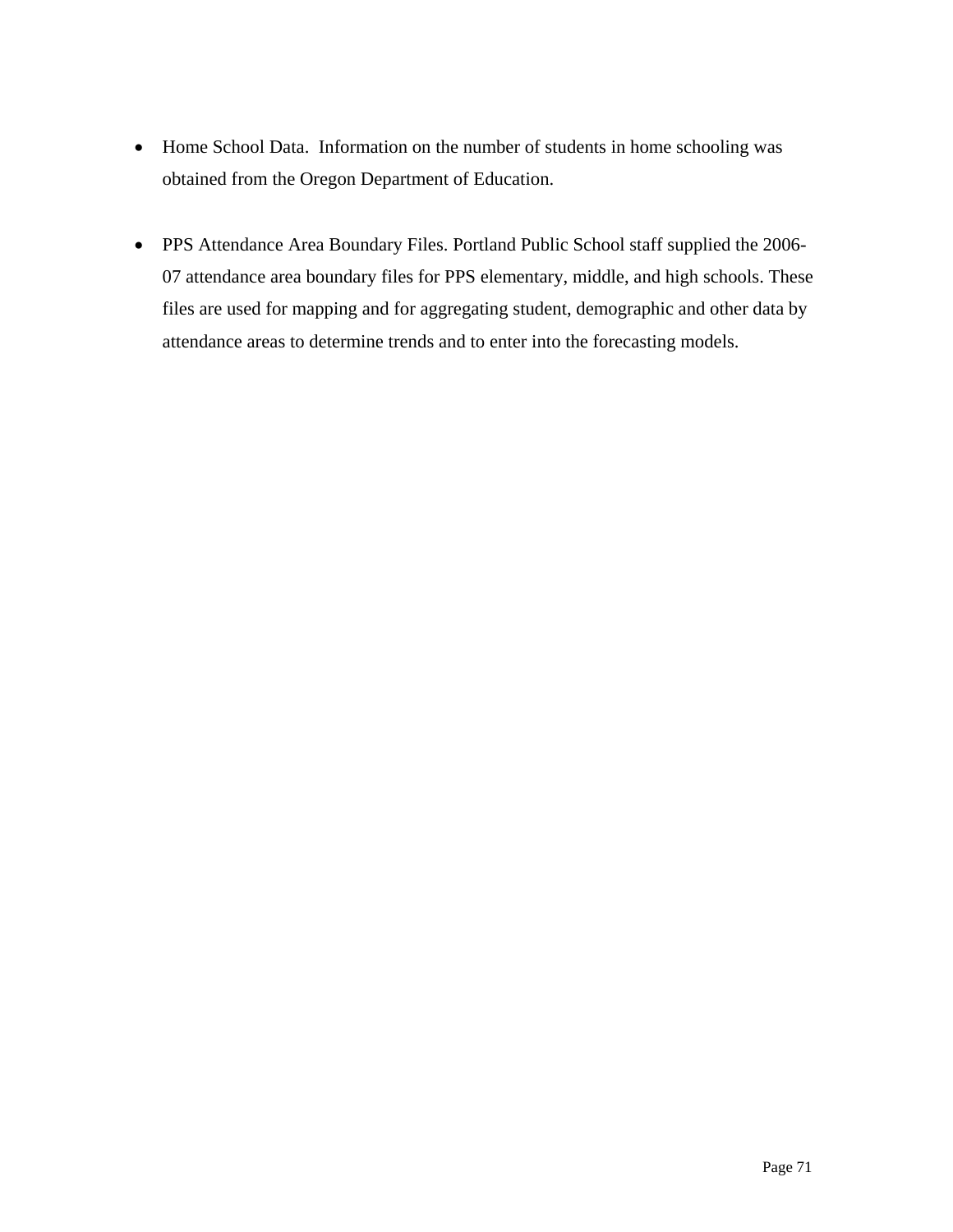- Home School Data.  Information on the number of students in home schooling was obtained from the Oregon Department of Education.

- PPS Attendance Area Boundary Files. Portland Public School staff supplied the 2006-07 attendance area boundary files for PPS elementary, middle, and high schools. These files are used for mapping and for aggregating student, demographic and other data by attendance areas to determine trends and to enter into the forecasting models.